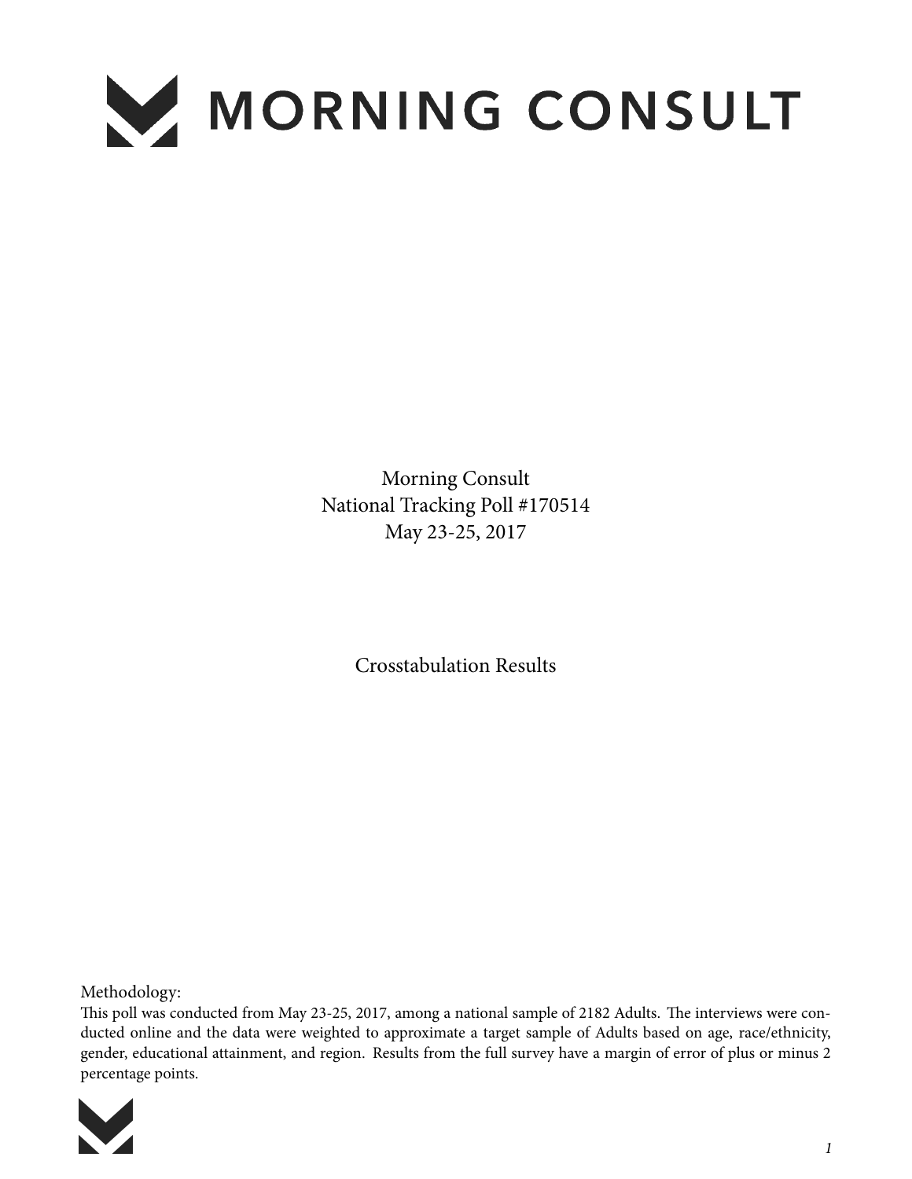# MORNING CONSULT

Morning Consult
National Tracking Poll #170514
May 23-25, 2017

Crosstabulation Results

Methodology:
This poll was conducted from May 23-25, 2017, among a national sample of 2182 Adults. The interviews were conducted online and the data were weighted to approximate a target sample of Adults based on age, race/ethnicity, gender, educational attainment, and region. Results from the full survey have a margin of error of plus or minus 2 percentage points.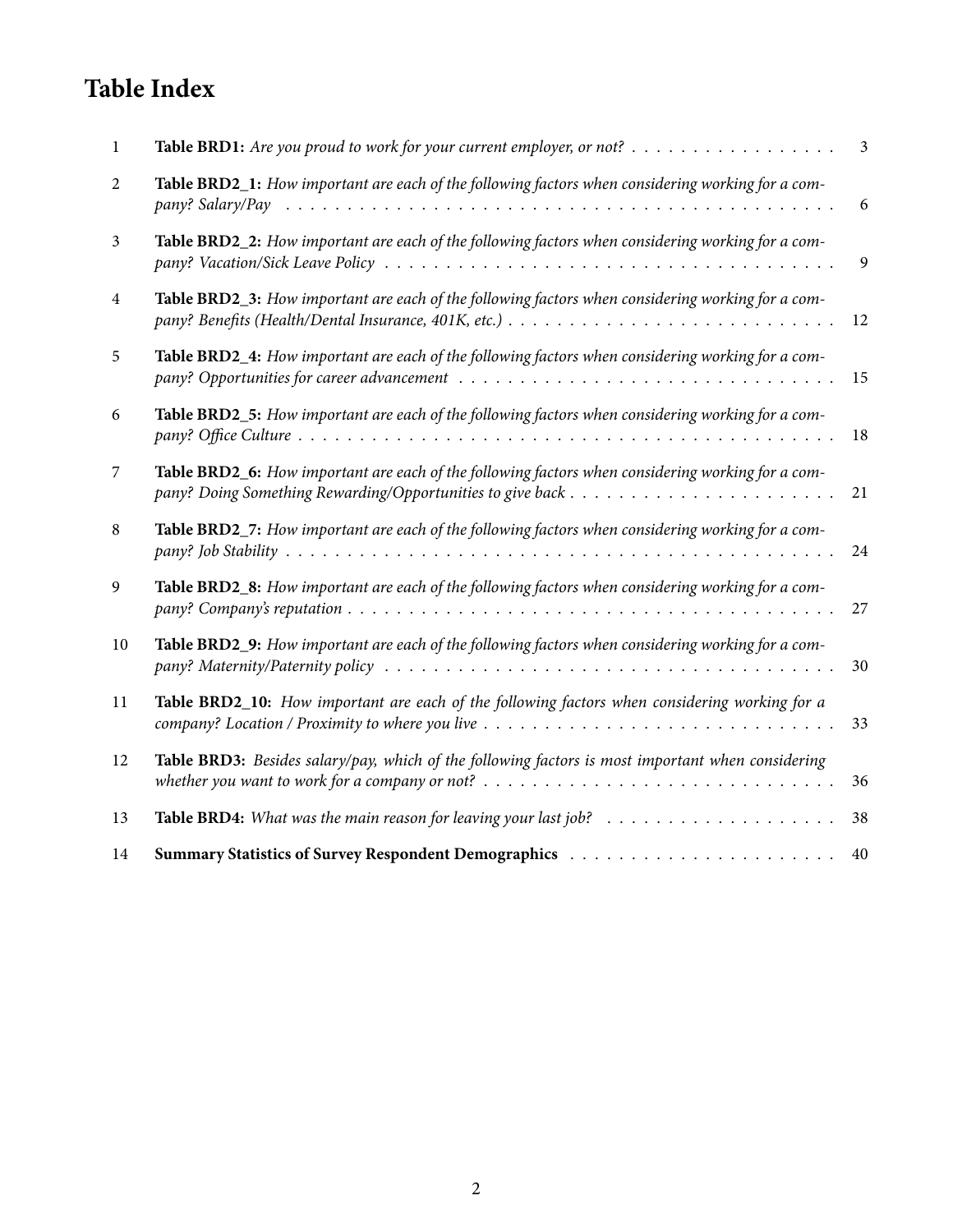# Table Index

| | | |
|---|---|---|
| 1 | **Table BRD1:** *Are you proud to work for your current employer, or not?* | 3 |
| 2 | **Table BRD2_1:** *How important are each of the following factors when considering working for a company? Salary/Pay* | 6 |
| 3 | **Table BRD2_2:** *How important are each of the following factors when considering working for a company? Vacation/Sick Leave Policy* | 9 |
| 4 | **Table BRD2_3:** *How important are each of the following factors when considering working for a company? Benefits (Health/Dental Insurance, 401K, etc.)* | 12 |
| 5 | **Table BRD2_4:** *How important are each of the following factors when considering working for a company? Opportunities for career advancement* | 15 |
| 6 | **Table BRD2_5:** *How important are each of the following factors when considering working for a company? Office Culture* | 18 |
| 7 | **Table BRD2_6:** *How important are each of the following factors when considering working for a company? Doing Something Rewarding/Opportunities to give back* | 21 |
| 8 | **Table BRD2_7:** *How important are each of the following factors when considering working for a company? Job Stability* | 24 |
| 9 | **Table BRD2_8:** *How important are each of the following factors when considering working for a company? Company's reputation* | 27 |
| 10 | **Table BRD2_9:** *How important are each of the following factors when considering working for a company? Maternity/Paternity policy* | 30 |
| 11 | **Table BRD2_10:** *How important are each of the following factors when considering working for a company? Location / Proximity to where you live* | 33 |
| 12 | **Table BRD3:** *Besides salary/pay, which of the following factors is most important when considering whether you want to work for a company or not?* | 36 |
| 13 | **Table BRD4:** *What was the main reason for leaving your last job?* | 38 |
| 14 | **Summary Statistics of Survey Respondent Demographics** | 40 |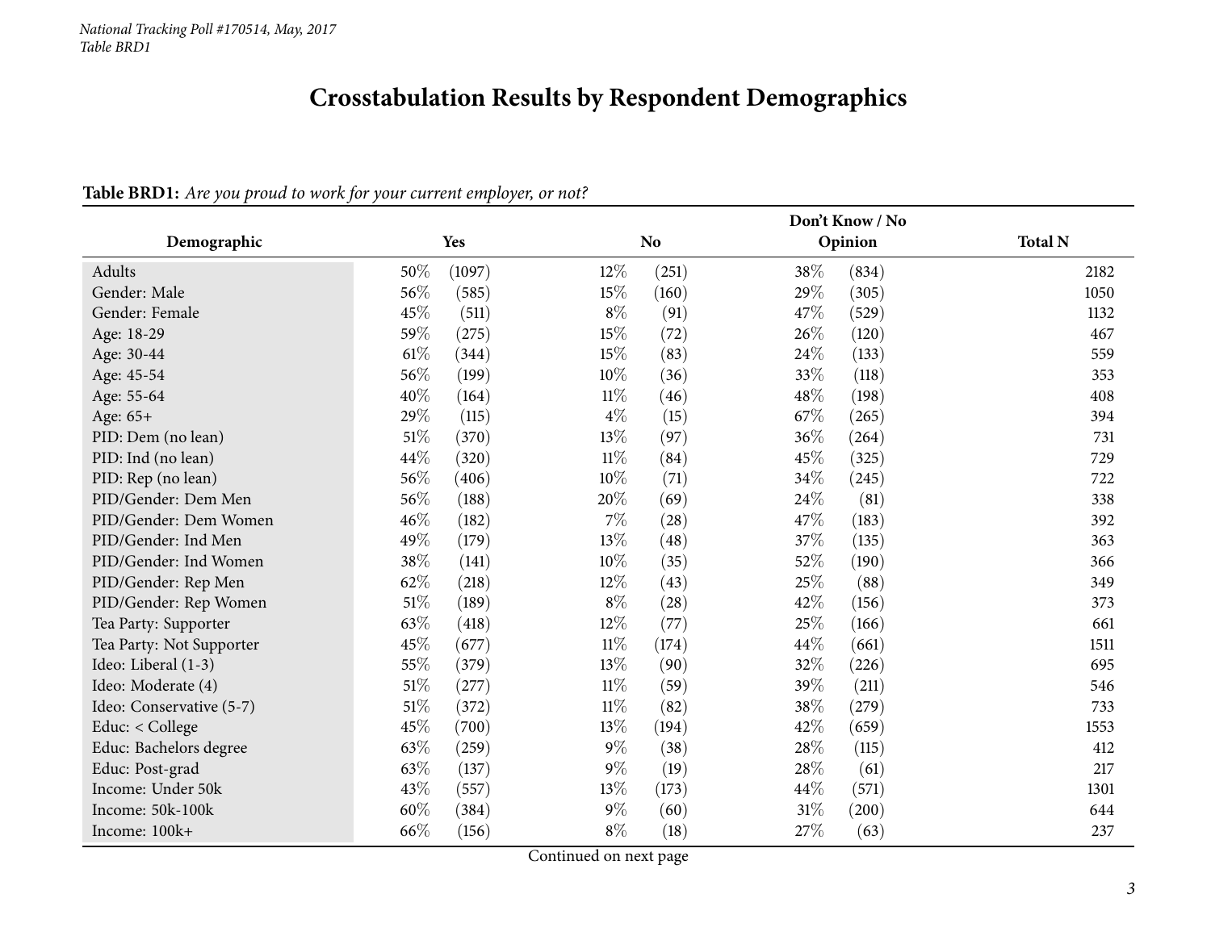# Crosstabulation Results by Respondent Demographics

**Table BRD1:** *Are you proud to work for your current employer, or not?*

| Demographic | Yes | | No | | Don't Know / No Opinion | | Total N |
|---|---|---|---|---|---|---|---|
| Adults | 50% | (1097) | 12% | (251) | 38% | (834) | 2182 |
| Gender: Male | 56% | (585) | 15% | (160) | 29% | (305) | 1050 |
| Gender: Female | 45% | (511) | 8% | (91) | 47% | (529) | 1132 |
| Age: 18-29 | 59% | (275) | 15% | (72) | 26% | (120) | 467 |
| Age: 30-44 | 61% | (344) | 15% | (83) | 24% | (133) | 559 |
| Age: 45-54 | 56% | (199) | 10% | (36) | 33% | (118) | 353 |
| Age: 55-64 | 40% | (164) | 11% | (46) | 48% | (198) | 408 |
| Age: 65+ | 29% | (115) | 4% | (15) | 67% | (265) | 394 |
| PID: Dem (no lean) | 51% | (370) | 13% | (97) | 36% | (264) | 731 |
| PID: Ind (no lean) | 44% | (320) | 11% | (84) | 45% | (325) | 729 |
| PID: Rep (no lean) | 56% | (406) | 10% | (71) | 34% | (245) | 722 |
| PID/Gender: Dem Men | 56% | (188) | 20% | (69) | 24% | (81) | 338 |
| PID/Gender: Dem Women | 46% | (182) | 7% | (28) | 47% | (183) | 392 |
| PID/Gender: Ind Men | 49% | (179) | 13% | (48) | 37% | (135) | 363 |
| PID/Gender: Ind Women | 38% | (141) | 10% | (35) | 52% | (190) | 366 |
| PID/Gender: Rep Men | 62% | (218) | 12% | (43) | 25% | (88) | 349 |
| PID/Gender: Rep Women | 51% | (189) | 8% | (28) | 42% | (156) | 373 |
| Tea Party: Supporter | 63% | (418) | 12% | (77) | 25% | (166) | 661 |
| Tea Party: Not Supporter | 45% | (677) | 11% | (174) | 44% | (661) | 1511 |
| Ideo: Liberal (1-3) | 55% | (379) | 13% | (90) | 32% | (226) | 695 |
| Ideo: Moderate (4) | 51% | (277) | 11% | (59) | 39% | (211) | 546 |
| Ideo: Conservative (5-7) | 51% | (372) | 11% | (82) | 38% | (279) | 733 |
| Educ: < College | 45% | (700) | 13% | (194) | 42% | (659) | 1553 |
| Educ: Bachelors degree | 63% | (259) | 9% | (38) | 28% | (115) | 412 |
| Educ: Post-grad | 63% | (137) | 9% | (19) | 28% | (61) | 217 |
| Income: Under 50k | 43% | (557) | 13% | (173) | 44% | (571) | 1301 |
| Income: 50k-100k | 60% | (384) | 9% | (60) | 31% | (200) | 644 |
| Income: 100k+ | 66% | (156) | 8% | (18) | 27% | (63) | 237 |

Continued on next page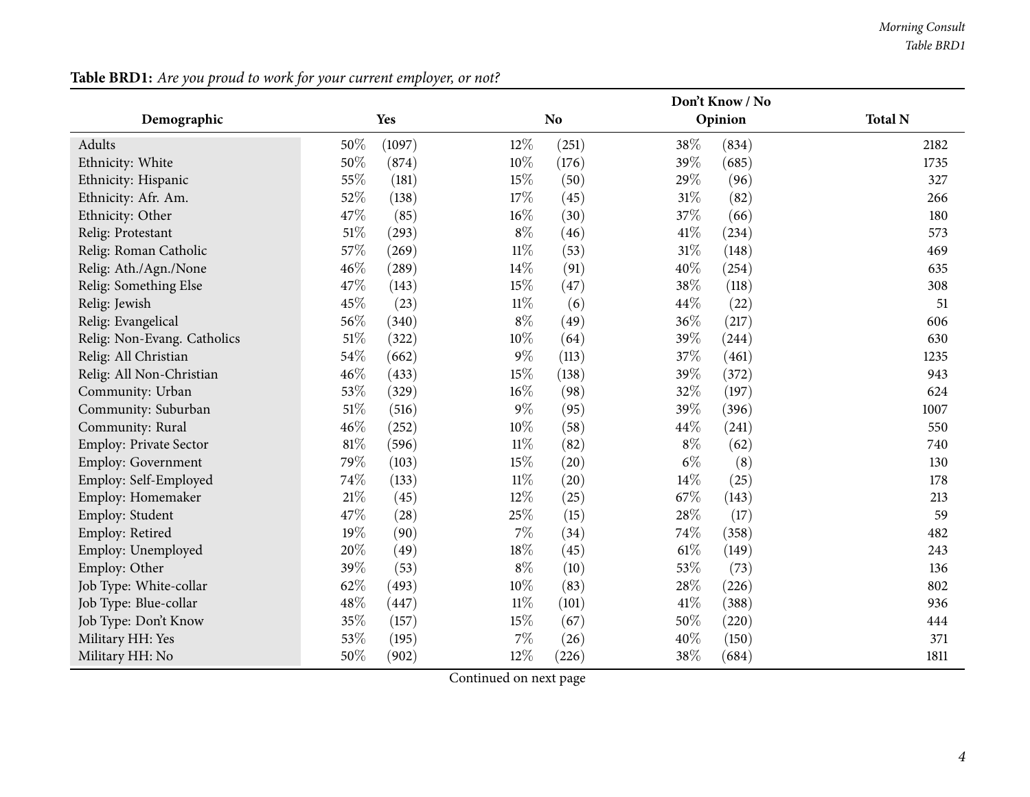**Table BRD1:** *Are you proud to work for your current employer, or not?*

| Demographic | Yes | | No | | Don't Know / No Opinion | | Total N |
|---|---|---|---|---|---|---|---|
| Adults | 50% | (1097) | 12% | (251) | 38% | (834) | 2182 |
| Ethnicity: White | 50% | (874) | 10% | (176) | 39% | (685) | 1735 |
| Ethnicity: Hispanic | 55% | (181) | 15% | (50) | 29% | (96) | 327 |
| Ethnicity: Afr. Am. | 52% | (138) | 17% | (45) | 31% | (82) | 266 |
| Ethnicity: Other | 47% | (85) | 16% | (30) | 37% | (66) | 180 |
| Relig: Protestant | 51% | (293) | 8% | (46) | 41% | (234) | 573 |
| Relig: Roman Catholic | 57% | (269) | 11% | (53) | 31% | (148) | 469 |
| Relig: Ath./Agn./None | 46% | (289) | 14% | (91) | 40% | (254) | 635 |
| Relig: Something Else | 47% | (143) | 15% | (47) | 38% | (118) | 308 |
| Relig: Jewish | 45% | (23) | 11% | (6) | 44% | (22) | 51 |
| Relig: Evangelical | 56% | (340) | 8% | (49) | 36% | (217) | 606 |
| Relig: Non-Evang. Catholics | 51% | (322) | 10% | (64) | 39% | (244) | 630 |
| Relig: All Christian | 54% | (662) | 9% | (113) | 37% | (461) | 1235 |
| Relig: All Non-Christian | 46% | (433) | 15% | (138) | 39% | (372) | 943 |
| Community: Urban | 53% | (329) | 16% | (98) | 32% | (197) | 624 |
| Community: Suburban | 51% | (516) | 9% | (95) | 39% | (396) | 1007 |
| Community: Rural | 46% | (252) | 10% | (58) | 44% | (241) | 550 |
| Employ: Private Sector | 81% | (596) | 11% | (82) | 8% | (62) | 740 |
| Employ: Government | 79% | (103) | 15% | (20) | 6% | (8) | 130 |
| Employ: Self-Employed | 74% | (133) | 11% | (20) | 14% | (25) | 178 |
| Employ: Homemaker | 21% | (45) | 12% | (25) | 67% | (143) | 213 |
| Employ: Student | 47% | (28) | 25% | (15) | 28% | (17) | 59 |
| Employ: Retired | 19% | (90) | 7% | (34) | 74% | (358) | 482 |
| Employ: Unemployed | 20% | (49) | 18% | (45) | 61% | (149) | 243 |
| Employ: Other | 39% | (53) | 8% | (10) | 53% | (73) | 136 |
| Job Type: White-collar | 62% | (493) | 10% | (83) | 28% | (226) | 802 |
| Job Type: Blue-collar | 48% | (447) | 11% | (101) | 41% | (388) | 936 |
| Job Type: Don't Know | 35% | (157) | 15% | (67) | 50% | (220) | 444 |
| Military HH: Yes | 53% | (195) | 7% | (26) | 40% | (150) | 371 |
| Military HH: No | 50% | (902) | 12% | (226) | 38% | (684) | 1811 |

Continued on next page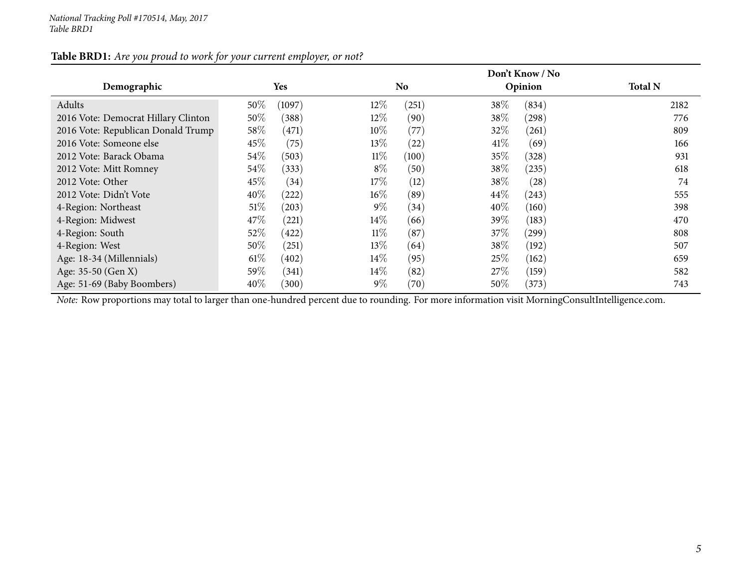*National Tracking Poll #170514, May, 2017*
*Table BRD1*

**Table BRD1:** *Are you proud to work for your current employer, or not?*

| Demographic | Yes | No | Don't Know / No Opinion | Total N |
|---|---|---|---|---|
| Adults | 50% (1097) | 12% (251) | 38% (834) | 2182 |
| 2016 Vote: Democrat Hillary Clinton | 50% (388) | 12% (90) | 38% (298) | 776 |
| 2016 Vote: Republican Donald Trump | 58% (471) | 10% (77) | 32% (261) | 809 |
| 2016 Vote: Someone else | 45% (75) | 13% (22) | 41% (69) | 166 |
| 2012 Vote: Barack Obama | 54% (503) | 11% (100) | 35% (328) | 931 |
| 2012 Vote: Mitt Romney | 54% (333) | 8% (50) | 38% (235) | 618 |
| 2012 Vote: Other | 45% (34) | 17% (12) | 38% (28) | 74 |
| 2012 Vote: Didn't Vote | 40% (222) | 16% (89) | 44% (243) | 555 |
| 4-Region: Northeast | 51% (203) | 9% (34) | 40% (160) | 398 |
| 4-Region: Midwest | 47% (221) | 14% (66) | 39% (183) | 470 |
| 4-Region: South | 52% (422) | 11% (87) | 37% (299) | 808 |
| 4-Region: West | 50% (251) | 13% (64) | 38% (192) | 507 |
| Age: 18-34 (Millennials) | 61% (402) | 14% (95) | 25% (162) | 659 |
| Age: 35-50 (Gen X) | 59% (341) | 14% (82) | 27% (159) | 582 |
| Age: 51-69 (Baby Boombers) | 40% (300) | 9% (70) | 50% (373) | 743 |

*Note:* Row proportions may total to larger than one-hundred percent due to rounding. For more information visit MorningConsultIntelligence.com.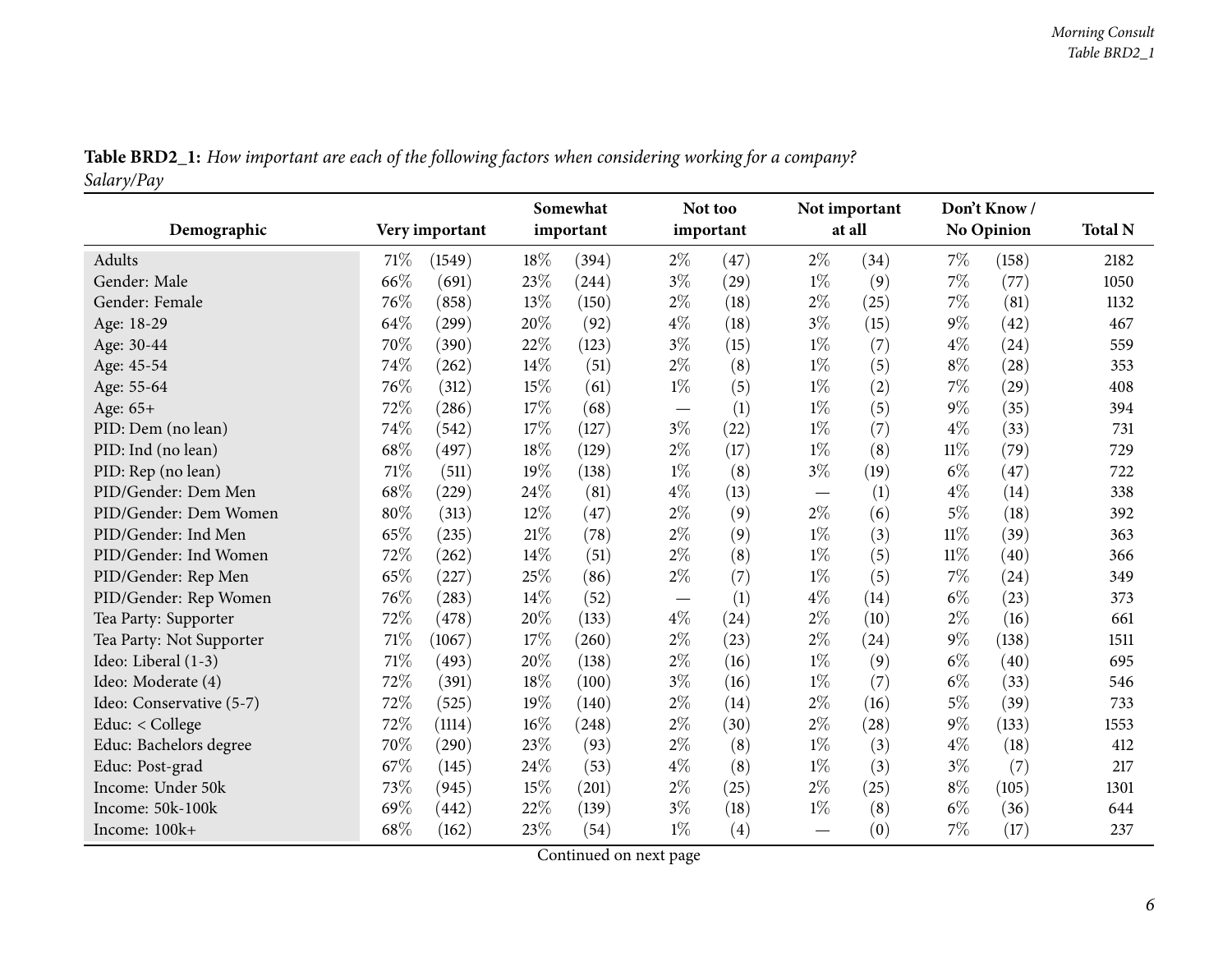**Table BRD2_1:** *How important are each of the following factors when considering working for a company? Salary/Pay*

| Demographic | Very important | | Somewhat important | | Not too important | | Not important at all | | Don't Know / No Opinion | | Total N |
|---|---|---|---|---|---|---|---|---|---|---|---|
| Adults | 71% | (1549) | 18% | (394) | 2% | (47) | 2% | (34) | 7% | (158) | 2182 |
| Gender: Male | 66% | (691) | 23% | (244) | 3% | (29) | 1% | (9) | 7% | (77) | 1050 |
| Gender: Female | 76% | (858) | 13% | (150) | 2% | (18) | 2% | (25) | 7% | (81) | 1132 |
| Age: 18-29 | 64% | (299) | 20% | (92) | 4% | (18) | 3% | (15) | 9% | (42) | 467 |
| Age: 30-44 | 70% | (390) | 22% | (123) | 3% | (15) | 1% | (7) | 4% | (24) | 559 |
| Age: 45-54 | 74% | (262) | 14% | (51) | 2% | (8) | 1% | (5) | 8% | (28) | 353 |
| Age: 55-64 | 76% | (312) | 15% | (61) | 1% | (5) | 1% | (2) | 7% | (29) | 408 |
| Age: 65+ | 72% | (286) | 17% | (68) | — | (1) | 1% | (5) | 9% | (35) | 394 |
| PID: Dem (no lean) | 74% | (542) | 17% | (127) | 3% | (22) | 1% | (7) | 4% | (33) | 731 |
| PID: Ind (no lean) | 68% | (497) | 18% | (129) | 2% | (17) | 1% | (8) | 11% | (79) | 729 |
| PID: Rep (no lean) | 71% | (511) | 19% | (138) | 1% | (8) | 3% | (19) | 6% | (47) | 722 |
| PID/Gender: Dem Men | 68% | (229) | 24% | (81) | 4% | (13) | — | (1) | 4% | (14) | 338 |
| PID/Gender: Dem Women | 80% | (313) | 12% | (47) | 2% | (9) | 2% | (6) | 5% | (18) | 392 |
| PID/Gender: Ind Men | 65% | (235) | 21% | (78) | 2% | (9) | 1% | (3) | 11% | (39) | 363 |
| PID/Gender: Ind Women | 72% | (262) | 14% | (51) | 2% | (8) | 1% | (5) | 11% | (40) | 366 |
| PID/Gender: Rep Men | 65% | (227) | 25% | (86) | 2% | (7) | 1% | (5) | 7% | (24) | 349 |
| PID/Gender: Rep Women | 76% | (283) | 14% | (52) | — | (1) | 4% | (14) | 6% | (23) | 373 |
| Tea Party: Supporter | 72% | (478) | 20% | (133) | 4% | (24) | 2% | (10) | 2% | (16) | 661 |
| Tea Party: Not Supporter | 71% | (1067) | 17% | (260) | 2% | (23) | 2% | (24) | 9% | (138) | 1511 |
| Ideo: Liberal (1-3) | 71% | (493) | 20% | (138) | 2% | (16) | 1% | (9) | 6% | (40) | 695 |
| Ideo: Moderate (4) | 72% | (391) | 18% | (100) | 3% | (16) | 1% | (7) | 6% | (33) | 546 |
| Ideo: Conservative (5-7) | 72% | (525) | 19% | (140) | 2% | (14) | 2% | (16) | 5% | (39) | 733 |
| Educ: < College | 72% | (1114) | 16% | (248) | 2% | (30) | 2% | (28) | 9% | (133) | 1553 |
| Educ: Bachelors degree | 70% | (290) | 23% | (93) | 2% | (8) | 1% | (3) | 4% | (18) | 412 |
| Educ: Post-grad | 67% | (145) | 24% | (53) | 4% | (8) | 1% | (3) | 3% | (7) | 217 |
| Income: Under 50k | 73% | (945) | 15% | (201) | 2% | (25) | 2% | (25) | 8% | (105) | 1301 |
| Income: 50k-100k | 69% | (442) | 22% | (139) | 3% | (18) | 1% | (8) | 6% | (36) | 644 |
| Income: 100k+ | 68% | (162) | 23% | (54) | 1% | (4) | — | (0) | 7% | (17) | 237 |

Continued on next page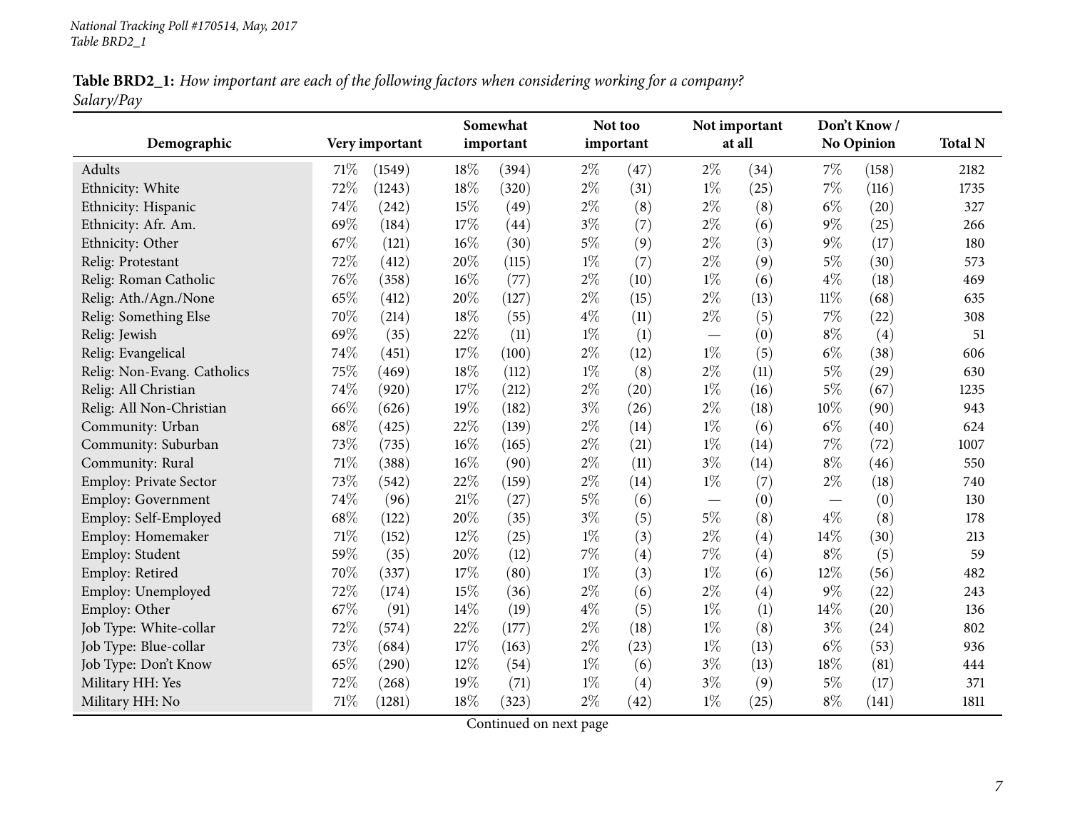**Table BRD2_1:** *How important are each of the following factors when considering working for a company? Salary/Pay*

| Demographic | Very important | | Somewhat important | | Not too important | | Not important at all | | Don't Know / No Opinion | | Total N |
|---|---|---|---|---|---|---|---|---|---|---|---|
| Adults | 71% | (1549) | 18% | (394) | 2% | (47) | 2% | (34) | 7% | (158) | 2182 |
| Ethnicity: White | 72% | (1243) | 18% | (320) | 2% | (31) | 1% | (25) | 7% | (116) | 1735 |
| Ethnicity: Hispanic | 74% | (242) | 15% | (49) | 2% | (8) | 2% | (8) | 6% | (20) | 327 |
| Ethnicity: Afr. Am. | 69% | (184) | 17% | (44) | 3% | (7) | 2% | (6) | 9% | (25) | 266 |
| Ethnicity: Other | 67% | (121) | 16% | (30) | 5% | (9) | 2% | (3) | 9% | (17) | 180 |
| Relig: Protestant | 72% | (412) | 20% | (115) | 1% | (7) | 2% | (9) | 5% | (30) | 573 |
| Relig: Roman Catholic | 76% | (358) | 16% | (77) | 2% | (10) | 1% | (6) | 4% | (18) | 469 |
| Relig: Ath./Agn./None | 65% | (412) | 20% | (127) | 2% | (15) | 2% | (13) | 11% | (68) | 635 |
| Relig: Something Else | 70% | (214) | 18% | (55) | 4% | (11) | 2% | (5) | 7% | (22) | 308 |
| Relig: Jewish | 69% | (35) | 22% | (11) | 1% | (1) | — | (0) | 8% | (4) | 51 |
| Relig: Evangelical | 74% | (451) | 17% | (100) | 2% | (12) | 1% | (5) | 6% | (38) | 606 |
| Relig: Non-Evang. Catholics | 75% | (469) | 18% | (112) | 1% | (8) | 2% | (11) | 5% | (29) | 630 |
| Relig: All Christian | 74% | (920) | 17% | (212) | 2% | (20) | 1% | (16) | 5% | (67) | 1235 |
| Relig: All Non-Christian | 66% | (626) | 19% | (182) | 3% | (26) | 2% | (18) | 10% | (90) | 943 |
| Community: Urban | 68% | (425) | 22% | (139) | 2% | (14) | 1% | (6) | 6% | (40) | 624 |
| Community: Suburban | 73% | (735) | 16% | (165) | 2% | (21) | 1% | (14) | 7% | (72) | 1007 |
| Community: Rural | 71% | (388) | 16% | (90) | 2% | (11) | 3% | (14) | 8% | (46) | 550 |
| Employ: Private Sector | 73% | (542) | 22% | (159) | 2% | (14) | 1% | (7) | 2% | (18) | 740 |
| Employ: Government | 74% | (96) | 21% | (27) | 5% | (6) | — | (0) | — | (0) | 130 |
| Employ: Self-Employed | 68% | (122) | 20% | (35) | 3% | (5) | 5% | (8) | 4% | (8) | 178 |
| Employ: Homemaker | 71% | (152) | 12% | (25) | 1% | (3) | 2% | (4) | 14% | (30) | 213 |
| Employ: Student | 59% | (35) | 20% | (12) | 7% | (4) | 7% | (4) | 8% | (5) | 59 |
| Employ: Retired | 70% | (337) | 17% | (80) | 1% | (3) | 1% | (6) | 12% | (56) | 482 |
| Employ: Unemployed | 72% | (174) | 15% | (36) | 2% | (6) | 2% | (4) | 9% | (22) | 243 |
| Employ: Other | 67% | (91) | 14% | (19) | 4% | (5) | 1% | (1) | 14% | (20) | 136 |
| Job Type: White-collar | 72% | (574) | 22% | (177) | 2% | (18) | 1% | (8) | 3% | (24) | 802 |
| Job Type: Blue-collar | 73% | (684) | 17% | (163) | 2% | (23) | 1% | (13) | 6% | (53) | 936 |
| Job Type: Don't Know | 65% | (290) | 12% | (54) | 1% | (6) | 3% | (13) | 18% | (81) | 444 |
| Military HH: Yes | 72% | (268) | 19% | (71) | 1% | (4) | 3% | (9) | 5% | (17) | 371 |
| Military HH: No | 71% | (1281) | 18% | (323) | 2% | (42) | 1% | (25) | 8% | (141) | 1811 |

Continued on next page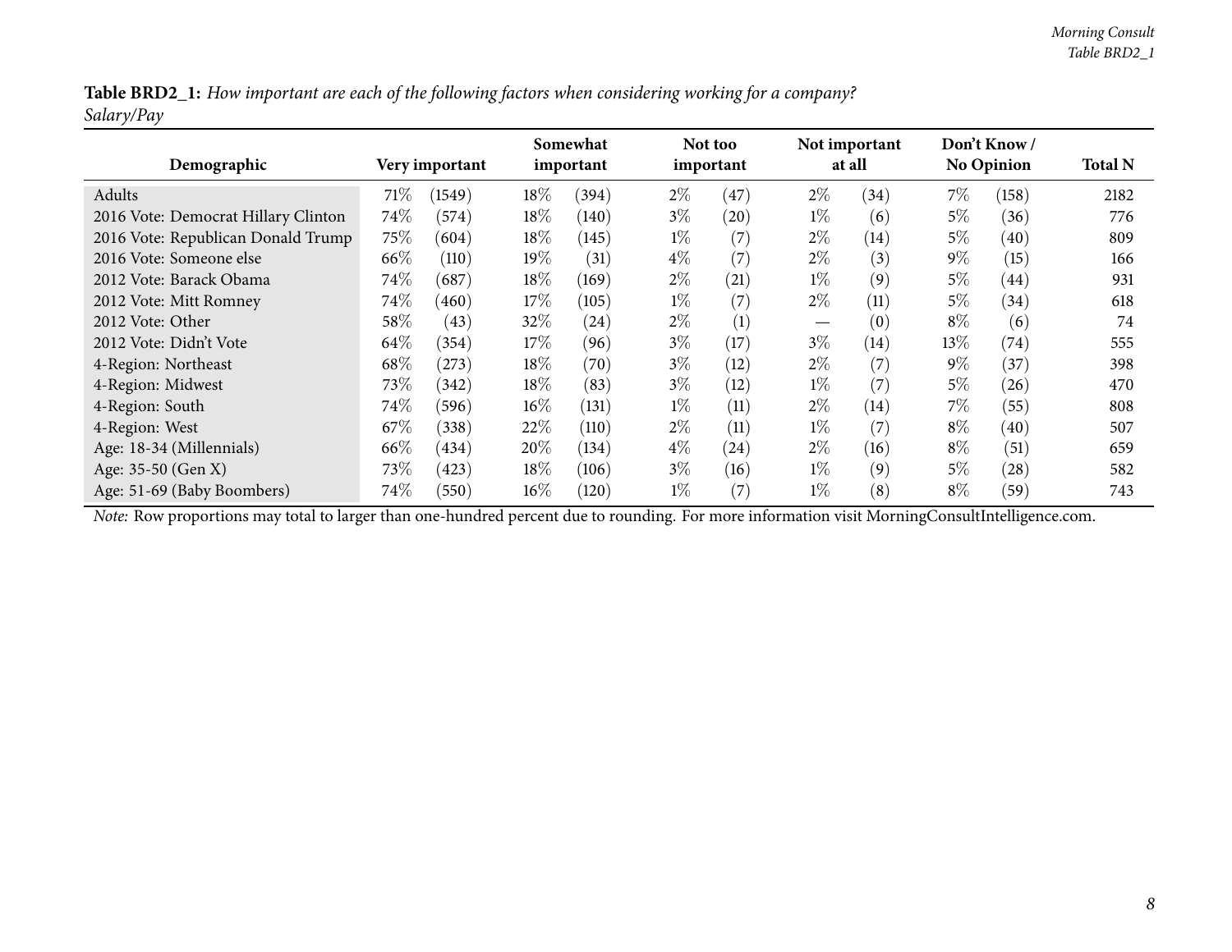**Table BRD2_1:** *How important are each of the following factors when considering working for a company? Salary/Pay*

| Demographic | Very important | | Somewhat important | | Not too important | | Not important at all | | Don't Know / No Opinion | | Total N |
|---|---|---|---|---|---|---|---|---|---|---|---|
| Adults | 71% | (1549) | 18% | (394) | 2% | (47) | 2% | (34) | 7% | (158) | 2182 |
| 2016 Vote: Democrat Hillary Clinton | 74% | (574) | 18% | (140) | 3% | (20) | 1% | (6) | 5% | (36) | 776 |
| 2016 Vote: Republican Donald Trump | 75% | (604) | 18% | (145) | 1% | (7) | 2% | (14) | 5% | (40) | 809 |
| 2016 Vote: Someone else | 66% | (110) | 19% | (31) | 4% | (7) | 2% | (3) | 9% | (15) | 166 |
| 2012 Vote: Barack Obama | 74% | (687) | 18% | (169) | 2% | (21) | 1% | (9) | 5% | (44) | 931 |
| 2012 Vote: Mitt Romney | 74% | (460) | 17% | (105) | 1% | (7) | 2% | (11) | 5% | (34) | 618 |
| 2012 Vote: Other | 58% | (43) | 32% | (24) | 2% | (1) | — | (0) | 8% | (6) | 74 |
| 2012 Vote: Didn't Vote | 64% | (354) | 17% | (96) | 3% | (17) | 3% | (14) | 13% | (74) | 555 |
| 4-Region: Northeast | 68% | (273) | 18% | (70) | 3% | (12) | 2% | (7) | 9% | (37) | 398 |
| 4-Region: Midwest | 73% | (342) | 18% | (83) | 3% | (12) | 1% | (7) | 5% | (26) | 470 |
| 4-Region: South | 74% | (596) | 16% | (131) | 1% | (11) | 2% | (14) | 7% | (55) | 808 |
| 4-Region: West | 67% | (338) | 22% | (110) | 2% | (11) | 1% | (7) | 8% | (40) | 507 |
| Age: 18-34 (Millennials) | 66% | (434) | 20% | (134) | 4% | (24) | 2% | (16) | 8% | (51) | 659 |
| Age: 35-50 (Gen X) | 73% | (423) | 18% | (106) | 3% | (16) | 1% | (9) | 5% | (28) | 582 |
| Age: 51-69 (Baby Boombers) | 74% | (550) | 16% | (120) | 1% | (7) | 1% | (8) | 8% | (59) | 743 |

*Note:* Row proportions may total to larger than one-hundred percent due to rounding. For more information visit MorningConsultIntelligence.com.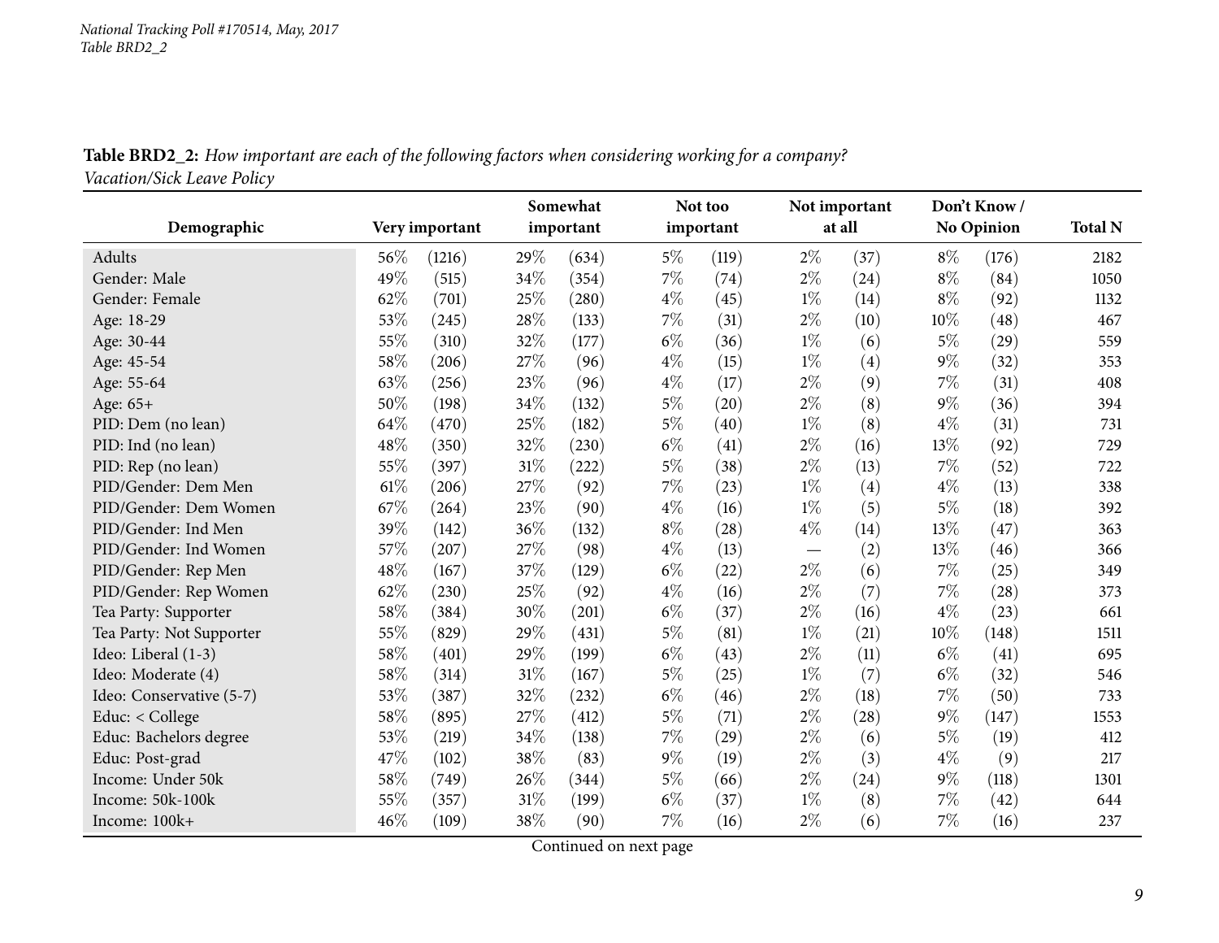*National Tracking Poll #170514, May, 2017*
*Table BRD2_2*

**Table BRD2_2:** *How important are each of the following factors when considering working for a company?*
*Vacation/Sick Leave Policy*

| Demographic | Very important | | Somewhat important | | Not too important | | Not important at all | | Don't Know / No Opinion | | Total N |
|---|---|---|---|---|---|---|---|---|---|---|---|
| Adults | 56% | (1216) | 29% | (634) | 5% | (119) | 2% | (37) | 8% | (176) | 2182 |
| Gender: Male | 49% | (515) | 34% | (354) | 7% | (74) | 2% | (24) | 8% | (84) | 1050 |
| Gender: Female | 62% | (701) | 25% | (280) | 4% | (45) | 1% | (14) | 8% | (92) | 1132 |
| Age: 18-29 | 53% | (245) | 28% | (133) | 7% | (31) | 2% | (10) | 10% | (48) | 467 |
| Age: 30-44 | 55% | (310) | 32% | (177) | 6% | (36) | 1% | (6) | 5% | (29) | 559 |
| Age: 45-54 | 58% | (206) | 27% | (96) | 4% | (15) | 1% | (4) | 9% | (32) | 353 |
| Age: 55-64 | 63% | (256) | 23% | (96) | 4% | (17) | 2% | (9) | 7% | (31) | 408 |
| Age: 65+ | 50% | (198) | 34% | (132) | 5% | (20) | 2% | (8) | 9% | (36) | 394 |
| PID: Dem (no lean) | 64% | (470) | 25% | (182) | 5% | (40) | 1% | (8) | 4% | (31) | 731 |
| PID: Ind (no lean) | 48% | (350) | 32% | (230) | 6% | (41) | 2% | (16) | 13% | (92) | 729 |
| PID: Rep (no lean) | 55% | (397) | 31% | (222) | 5% | (38) | 2% | (13) | 7% | (52) | 722 |
| PID/Gender: Dem Men | 61% | (206) | 27% | (92) | 7% | (23) | 1% | (4) | 4% | (13) | 338 |
| PID/Gender: Dem Women | 67% | (264) | 23% | (90) | 4% | (16) | 1% | (5) | 5% | (18) | 392 |
| PID/Gender: Ind Men | 39% | (142) | 36% | (132) | 8% | (28) | 4% | (14) | 13% | (47) | 363 |
| PID/Gender: Ind Women | 57% | (207) | 27% | (98) | 4% | (13) | — | (2) | 13% | (46) | 366 |
| PID/Gender: Rep Men | 48% | (167) | 37% | (129) | 6% | (22) | 2% | (6) | 7% | (25) | 349 |
| PID/Gender: Rep Women | 62% | (230) | 25% | (92) | 4% | (16) | 2% | (7) | 7% | (28) | 373 |
| Tea Party: Supporter | 58% | (384) | 30% | (201) | 6% | (37) | 2% | (16) | 4% | (23) | 661 |
| Tea Party: Not Supporter | 55% | (829) | 29% | (431) | 5% | (81) | 1% | (21) | 10% | (148) | 1511 |
| Ideo: Liberal (1-3) | 58% | (401) | 29% | (199) | 6% | (43) | 2% | (11) | 6% | (41) | 695 |
| Ideo: Moderate (4) | 58% | (314) | 31% | (167) | 5% | (25) | 1% | (7) | 6% | (32) | 546 |
| Ideo: Conservative (5-7) | 53% | (387) | 32% | (232) | 6% | (46) | 2% | (18) | 7% | (50) | 733 |
| Educ: < College | 58% | (895) | 27% | (412) | 5% | (71) | 2% | (28) | 9% | (147) | 1553 |
| Educ: Bachelors degree | 53% | (219) | 34% | (138) | 7% | (29) | 2% | (6) | 5% | (19) | 412 |
| Educ: Post-grad | 47% | (102) | 38% | (83) | 9% | (19) | 2% | (3) | 4% | (9) | 217 |
| Income: Under 50k | 58% | (749) | 26% | (344) | 5% | (66) | 2% | (24) | 9% | (118) | 1301 |
| Income: 50k-100k | 55% | (357) | 31% | (199) | 6% | (37) | 1% | (8) | 7% | (42) | 644 |
| Income: 100k+ | 46% | (109) | 38% | (90) | 7% | (16) | 2% | (6) | 7% | (16) | 237 |

Continued on next page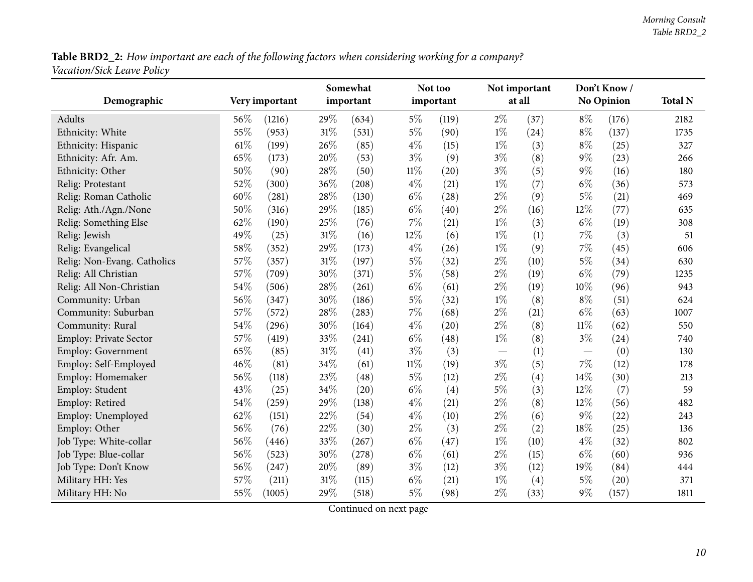**Table BRD2_2:** *How important are each of the following factors when considering working for a company? Vacation/Sick Leave Policy*

| Demographic | Very important | | Somewhat important | | Not too important | | Not important at all | | Don't Know / No Opinion | | Total N |
|---|---|---|---|---|---|---|---|---|---|---|---|
| Adults | 56% | (1216) | 29% | (634) | 5% | (119) | 2% | (37) | 8% | (176) | 2182 |
| Ethnicity: White | 55% | (953) | 31% | (531) | 5% | (90) | 1% | (24) | 8% | (137) | 1735 |
| Ethnicity: Hispanic | 61% | (199) | 26% | (85) | 4% | (15) | 1% | (3) | 8% | (25) | 327 |
| Ethnicity: Afr. Am. | 65% | (173) | 20% | (53) | 3% | (9) | 3% | (8) | 9% | (23) | 266 |
| Ethnicity: Other | 50% | (90) | 28% | (50) | 11% | (20) | 3% | (5) | 9% | (16) | 180 |
| Relig: Protestant | 52% | (300) | 36% | (208) | 4% | (21) | 1% | (7) | 6% | (36) | 573 |
| Relig: Roman Catholic | 60% | (281) | 28% | (130) | 6% | (28) | 2% | (9) | 5% | (21) | 469 |
| Relig: Ath./Agn./None | 50% | (316) | 29% | (185) | 6% | (40) | 2% | (16) | 12% | (77) | 635 |
| Relig: Something Else | 62% | (190) | 25% | (76) | 7% | (21) | 1% | (3) | 6% | (19) | 308 |
| Relig: Jewish | 49% | (25) | 31% | (16) | 12% | (6) | 1% | (1) | 7% | (3) | 51 |
| Relig: Evangelical | 58% | (352) | 29% | (173) | 4% | (26) | 1% | (9) | 7% | (45) | 606 |
| Relig: Non-Evang. Catholics | 57% | (357) | 31% | (197) | 5% | (32) | 2% | (10) | 5% | (34) | 630 |
| Relig: All Christian | 57% | (709) | 30% | (371) | 5% | (58) | 2% | (19) | 6% | (79) | 1235 |
| Relig: All Non-Christian | 54% | (506) | 28% | (261) | 6% | (61) | 2% | (19) | 10% | (96) | 943 |
| Community: Urban | 56% | (347) | 30% | (186) | 5% | (32) | 1% | (8) | 8% | (51) | 624 |
| Community: Suburban | 57% | (572) | 28% | (283) | 7% | (68) | 2% | (21) | 6% | (63) | 1007 |
| Community: Rural | 54% | (296) | 30% | (164) | 4% | (20) | 2% | (8) | 11% | (62) | 550 |
| Employ: Private Sector | 57% | (419) | 33% | (241) | 6% | (48) | 1% | (8) | 3% | (24) | 740 |
| Employ: Government | 65% | (85) | 31% | (41) | 3% | (3) | — | (1) | — | (0) | 130 |
| Employ: Self-Employed | 46% | (81) | 34% | (61) | 11% | (19) | 3% | (5) | 7% | (12) | 178 |
| Employ: Homemaker | 56% | (118) | 23% | (48) | 5% | (12) | 2% | (4) | 14% | (30) | 213 |
| Employ: Student | 43% | (25) | 34% | (20) | 6% | (4) | 5% | (3) | 12% | (7) | 59 |
| Employ: Retired | 54% | (259) | 29% | (138) | 4% | (21) | 2% | (8) | 12% | (56) | 482 |
| Employ: Unemployed | 62% | (151) | 22% | (54) | 4% | (10) | 2% | (6) | 9% | (22) | 243 |
| Employ: Other | 56% | (76) | 22% | (30) | 2% | (3) | 2% | (2) | 18% | (25) | 136 |
| Job Type: White-collar | 56% | (446) | 33% | (267) | 6% | (47) | 1% | (10) | 4% | (32) | 802 |
| Job Type: Blue-collar | 56% | (523) | 30% | (278) | 6% | (61) | 2% | (15) | 6% | (60) | 936 |
| Job Type: Don't Know | 56% | (247) | 20% | (89) | 3% | (12) | 3% | (12) | 19% | (84) | 444 |
| Military HH: Yes | 57% | (211) | 31% | (115) | 6% | (21) | 1% | (4) | 5% | (20) | 371 |
| Military HH: No | 55% | (1005) | 29% | (518) | 5% | (98) | 2% | (33) | 9% | (157) | 1811 |

Continued on next page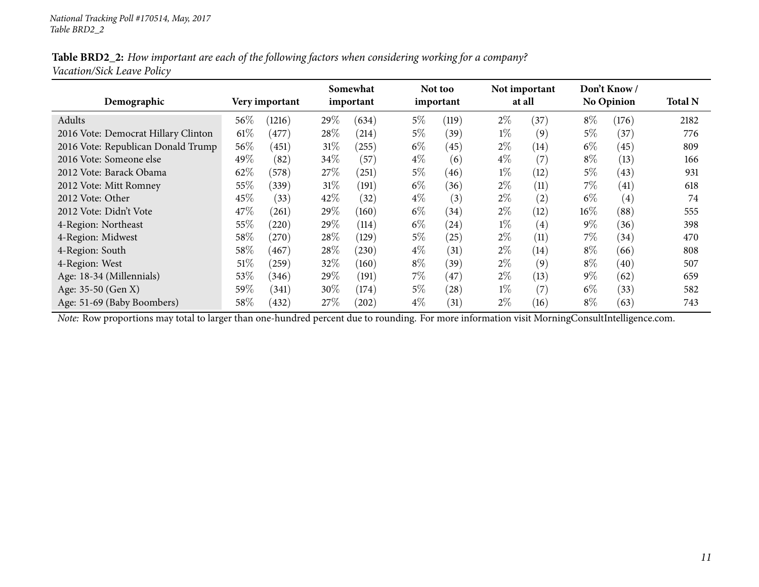*National Tracking Poll #170514, May, 2017*
*Table BRD2_2*

**Table BRD2_2:** *How important are each of the following factors when considering working for a company? Vacation/Sick Leave Policy*

| Demographic | Very important | | Somewhat important | | Not too important | | Not important at all | | Don't Know / No Opinion | | Total N |
|---|---|---|---|---|---|---|---|---|---|---|---|
| Adults | 56% | (1216) | 29% | (634) | 5% | (119) | 2% | (37) | 8% | (176) | 2182 |
| 2016 Vote: Democrat Hillary Clinton | 61% | (477) | 28% | (214) | 5% | (39) | 1% | (9) | 5% | (37) | 776 |
| 2016 Vote: Republican Donald Trump | 56% | (451) | 31% | (255) | 6% | (45) | 2% | (14) | 6% | (45) | 809 |
| 2016 Vote: Someone else | 49% | (82) | 34% | (57) | 4% | (6) | 4% | (7) | 8% | (13) | 166 |
| 2012 Vote: Barack Obama | 62% | (578) | 27% | (251) | 5% | (46) | 1% | (12) | 5% | (43) | 931 |
| 2012 Vote: Mitt Romney | 55% | (339) | 31% | (191) | 6% | (36) | 2% | (11) | 7% | (41) | 618 |
| 2012 Vote: Other | 45% | (33) | 42% | (32) | 4% | (3) | 2% | (2) | 6% | (4) | 74 |
| 2012 Vote: Didn't Vote | 47% | (261) | 29% | (160) | 6% | (34) | 2% | (12) | 16% | (88) | 555 |
| 4-Region: Northeast | 55% | (220) | 29% | (114) | 6% | (24) | 1% | (4) | 9% | (36) | 398 |
| 4-Region: Midwest | 58% | (270) | 28% | (129) | 5% | (25) | 2% | (11) | 7% | (34) | 470 |
| 4-Region: South | 58% | (467) | 28% | (230) | 4% | (31) | 2% | (14) | 8% | (66) | 808 |
| 4-Region: West | 51% | (259) | 32% | (160) | 8% | (39) | 2% | (9) | 8% | (40) | 507 |
| Age: 18-34 (Millennials) | 53% | (346) | 29% | (191) | 7% | (47) | 2% | (13) | 9% | (62) | 659 |
| Age: 35-50 (Gen X) | 59% | (341) | 30% | (174) | 5% | (28) | 1% | (7) | 6% | (33) | 582 |
| Age: 51-69 (Baby Boombers) | 58% | (432) | 27% | (202) | 4% | (31) | 2% | (16) | 8% | (63) | 743 |

*Note:* Row proportions may total to larger than one-hundred percent due to rounding. For more information visit MorningConsultIntelligence.com.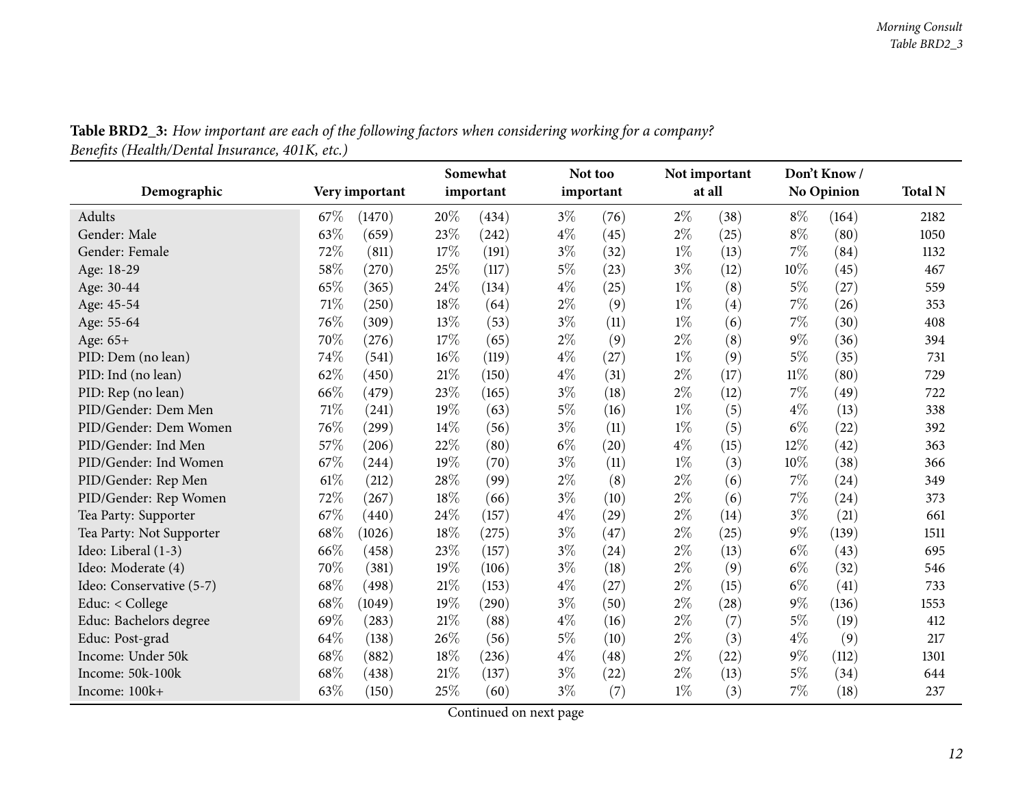**Table BRD2_3:** *How important are each of the following factors when considering working for a company? Benefits (Health/Dental Insurance, 401K, etc.)*

| Demographic | Very important | | Somewhat important | | Not too important | | Not important at all | | Don't Know / No Opinion | | Total N |
|---|---|---|---|---|---|---|---|---|---|---|---|
| Adults | 67% | (1470) | 20% | (434) | 3% | (76) | 2% | (38) | 8% | (164) | 2182 |
| Gender: Male | 63% | (659) | 23% | (242) | 4% | (45) | 2% | (25) | 8% | (80) | 1050 |
| Gender: Female | 72% | (811) | 17% | (191) | 3% | (32) | 1% | (13) | 7% | (84) | 1132 |
| Age: 18-29 | 58% | (270) | 25% | (117) | 5% | (23) | 3% | (12) | 10% | (45) | 467 |
| Age: 30-44 | 65% | (365) | 24% | (134) | 4% | (25) | 1% | (8) | 5% | (27) | 559 |
| Age: 45-54 | 71% | (250) | 18% | (64) | 2% | (9) | 1% | (4) | 7% | (26) | 353 |
| Age: 55-64 | 76% | (309) | 13% | (53) | 3% | (11) | 1% | (6) | 7% | (30) | 408 |
| Age: 65+ | 70% | (276) | 17% | (65) | 2% | (9) | 2% | (8) | 9% | (36) | 394 |
| PID: Dem (no lean) | 74% | (541) | 16% | (119) | 4% | (27) | 1% | (9) | 5% | (35) | 731 |
| PID: Ind (no lean) | 62% | (450) | 21% | (150) | 4% | (31) | 2% | (17) | 11% | (80) | 729 |
| PID: Rep (no lean) | 66% | (479) | 23% | (165) | 3% | (18) | 2% | (12) | 7% | (49) | 722 |
| PID/Gender: Dem Men | 71% | (241) | 19% | (63) | 5% | (16) | 1% | (5) | 4% | (13) | 338 |
| PID/Gender: Dem Women | 76% | (299) | 14% | (56) | 3% | (11) | 1% | (5) | 6% | (22) | 392 |
| PID/Gender: Ind Men | 57% | (206) | 22% | (80) | 6% | (20) | 4% | (15) | 12% | (42) | 363 |
| PID/Gender: Ind Women | 67% | (244) | 19% | (70) | 3% | (11) | 1% | (3) | 10% | (38) | 366 |
| PID/Gender: Rep Men | 61% | (212) | 28% | (99) | 2% | (8) | 2% | (6) | 7% | (24) | 349 |
| PID/Gender: Rep Women | 72% | (267) | 18% | (66) | 3% | (10) | 2% | (6) | 7% | (24) | 373 |
| Tea Party: Supporter | 67% | (440) | 24% | (157) | 4% | (29) | 2% | (14) | 3% | (21) | 661 |
| Tea Party: Not Supporter | 68% | (1026) | 18% | (275) | 3% | (47) | 2% | (25) | 9% | (139) | 1511 |
| Ideo: Liberal (1-3) | 66% | (458) | 23% | (157) | 3% | (24) | 2% | (13) | 6% | (43) | 695 |
| Ideo: Moderate (4) | 70% | (381) | 19% | (106) | 3% | (18) | 2% | (9) | 6% | (32) | 546 |
| Ideo: Conservative (5-7) | 68% | (498) | 21% | (153) | 4% | (27) | 2% | (15) | 6% | (41) | 733 |
| Educ: < College | 68% | (1049) | 19% | (290) | 3% | (50) | 2% | (28) | 9% | (136) | 1553 |
| Educ: Bachelors degree | 69% | (283) | 21% | (88) | 4% | (16) | 2% | (7) | 5% | (19) | 412 |
| Educ: Post-grad | 64% | (138) | 26% | (56) | 5% | (10) | 2% | (3) | 4% | (9) | 217 |
| Income: Under 50k | 68% | (882) | 18% | (236) | 4% | (48) | 2% | (22) | 9% | (112) | 1301 |
| Income: 50k-100k | 68% | (438) | 21% | (137) | 3% | (22) | 2% | (13) | 5% | (34) | 644 |
| Income: 100k+ | 63% | (150) | 25% | (60) | 3% | (7) | 1% | (3) | 7% | (18) | 237 |

Continued on next page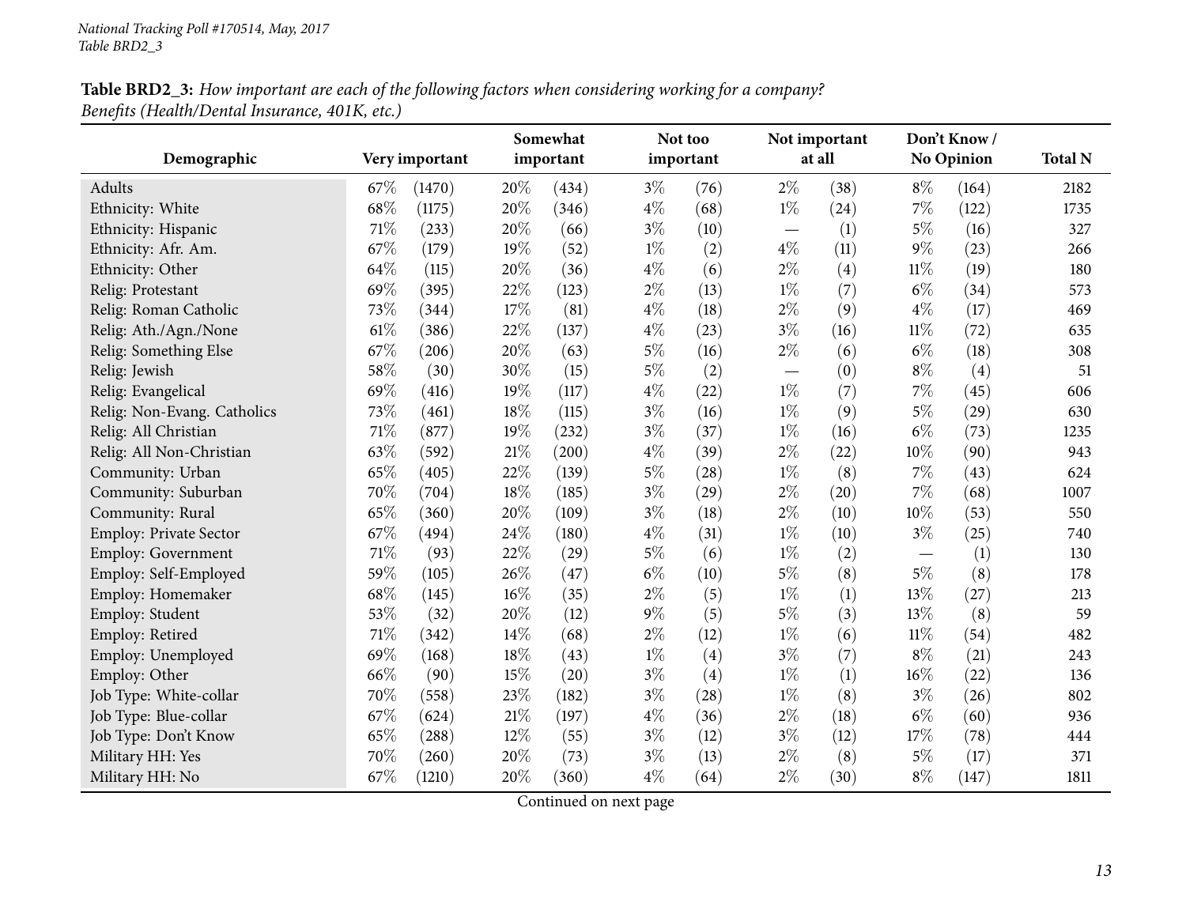*National Tracking Poll #170514, May, 2017*
*Table BRD2_3*

**Table BRD2_3:** *How important are each of the following factors when considering working for a company? Benefits (Health/Dental Insurance, 401K, etc.)*

| Demographic | Very important | | Somewhat important | | Not too important | | Not important at all | | Don't Know / No Opinion | | Total N |
|---|---|---|---|---|---|---|---|---|---|---|---|
| Adults | 67% | (1470) | 20% | (434) | 3% | (76) | 2% | (38) | 8% | (164) | 2182 |
| Ethnicity: White | 68% | (1175) | 20% | (346) | 4% | (68) | 1% | (24) | 7% | (122) | 1735 |
| Ethnicity: Hispanic | 71% | (233) | 20% | (66) | 3% | (10) | — | (1) | 5% | (16) | 327 |
| Ethnicity: Afr. Am. | 67% | (179) | 19% | (52) | 1% | (2) | 4% | (11) | 9% | (23) | 266 |
| Ethnicity: Other | 64% | (115) | 20% | (36) | 4% | (6) | 2% | (4) | 11% | (19) | 180 |
| Relig: Protestant | 69% | (395) | 22% | (123) | 2% | (13) | 1% | (7) | 6% | (34) | 573 |
| Relig: Roman Catholic | 73% | (344) | 17% | (81) | 4% | (18) | 2% | (9) | 4% | (17) | 469 |
| Relig: Ath./Agn./None | 61% | (386) | 22% | (137) | 4% | (23) | 3% | (16) | 11% | (72) | 635 |
| Relig: Something Else | 67% | (206) | 20% | (63) | 5% | (16) | 2% | (6) | 6% | (18) | 308 |
| Relig: Jewish | 58% | (30) | 30% | (15) | 5% | (2) | — | (0) | 8% | (4) | 51 |
| Relig: Evangelical | 69% | (416) | 19% | (117) | 4% | (22) | 1% | (7) | 7% | (45) | 606 |
| Relig: Non-Evang. Catholics | 73% | (461) | 18% | (115) | 3% | (16) | 1% | (9) | 5% | (29) | 630 |
| Relig: All Christian | 71% | (877) | 19% | (232) | 3% | (37) | 1% | (16) | 6% | (73) | 1235 |
| Relig: All Non-Christian | 63% | (592) | 21% | (200) | 4% | (39) | 2% | (22) | 10% | (90) | 943 |
| Community: Urban | 65% | (405) | 22% | (139) | 5% | (28) | 1% | (8) | 7% | (43) | 624 |
| Community: Suburban | 70% | (704) | 18% | (185) | 3% | (29) | 2% | (20) | 7% | (68) | 1007 |
| Community: Rural | 65% | (360) | 20% | (109) | 3% | (18) | 2% | (10) | 10% | (53) | 550 |
| Employ: Private Sector | 67% | (494) | 24% | (180) | 4% | (31) | 1% | (10) | 3% | (25) | 740 |
| Employ: Government | 71% | (93) | 22% | (29) | 5% | (6) | 1% | (2) | — | (1) | 130 |
| Employ: Self-Employed | 59% | (105) | 26% | (47) | 6% | (10) | 5% | (8) | 5% | (8) | 178 |
| Employ: Homemaker | 68% | (145) | 16% | (35) | 2% | (5) | 1% | (1) | 13% | (27) | 213 |
| Employ: Student | 53% | (32) | 20% | (12) | 9% | (5) | 5% | (3) | 13% | (8) | 59 |
| Employ: Retired | 71% | (342) | 14% | (68) | 2% | (12) | 1% | (6) | 11% | (54) | 482 |
| Employ: Unemployed | 69% | (168) | 18% | (43) | 1% | (4) | 3% | (7) | 8% | (21) | 243 |
| Employ: Other | 66% | (90) | 15% | (20) | 3% | (4) | 1% | (1) | 16% | (22) | 136 |
| Job Type: White-collar | 70% | (558) | 23% | (182) | 3% | (28) | 1% | (8) | 3% | (26) | 802 |
| Job Type: Blue-collar | 67% | (624) | 21% | (197) | 4% | (36) | 2% | (18) | 6% | (60) | 936 |
| Job Type: Don't Know | 65% | (288) | 12% | (55) | 3% | (12) | 3% | (12) | 17% | (78) | 444 |
| Military HH: Yes | 70% | (260) | 20% | (73) | 3% | (13) | 2% | (8) | 5% | (17) | 371 |
| Military HH: No | 67% | (1210) | 20% | (360) | 4% | (64) | 2% | (30) | 8% | (147) | 1811 |

Continued on next page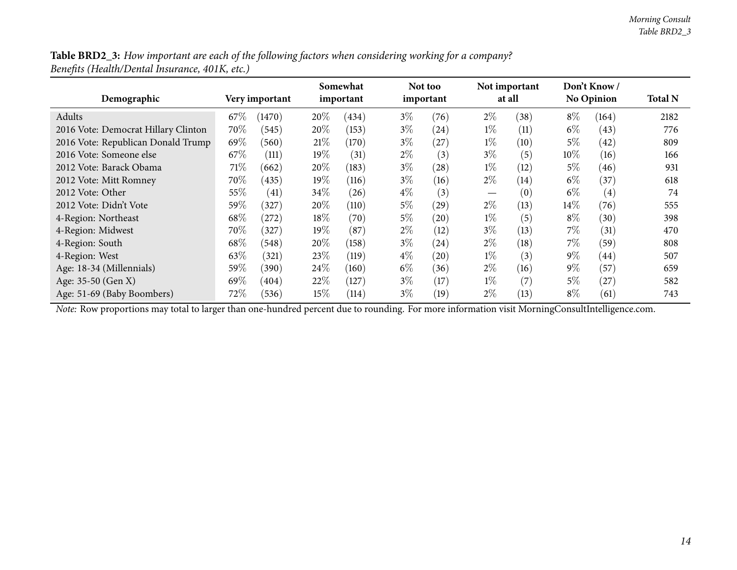**Table BRD2_3:** *How important are each of the following factors when considering working for a company? Benefits (Health/Dental Insurance, 401K, etc.)*

| Demographic | Very important | | Somewhat important | | Not too important | | Not important at all | | Don't Know / No Opinion | | Total N |
|---|---|---|---|---|---|---|---|---|---|---|---|
| Adults | 67% | (1470) | 20% | (434) | 3% | (76) | 2% | (38) | 8% | (164) | 2182 |
| 2016 Vote: Democrat Hillary Clinton | 70% | (545) | 20% | (153) | 3% | (24) | 1% | (11) | 6% | (43) | 776 |
| 2016 Vote: Republican Donald Trump | 69% | (560) | 21% | (170) | 3% | (27) | 1% | (10) | 5% | (42) | 809 |
| 2016 Vote: Someone else | 67% | (111) | 19% | (31) | 2% | (3) | 3% | (5) | 10% | (16) | 166 |
| 2012 Vote: Barack Obama | 71% | (662) | 20% | (183) | 3% | (28) | 1% | (12) | 5% | (46) | 931 |
| 2012 Vote: Mitt Romney | 70% | (435) | 19% | (116) | 3% | (16) | 2% | (14) | 6% | (37) | 618 |
| 2012 Vote: Other | 55% | (41) | 34% | (26) | 4% | (3) | — | (0) | 6% | (4) | 74 |
| 2012 Vote: Didn't Vote | 59% | (327) | 20% | (110) | 5% | (29) | 2% | (13) | 14% | (76) | 555 |
| 4-Region: Northeast | 68% | (272) | 18% | (70) | 5% | (20) | 1% | (5) | 8% | (30) | 398 |
| 4-Region: Midwest | 70% | (327) | 19% | (87) | 2% | (12) | 3% | (13) | 7% | (31) | 470 |
| 4-Region: South | 68% | (548) | 20% | (158) | 3% | (24) | 2% | (18) | 7% | (59) | 808 |
| 4-Region: West | 63% | (321) | 23% | (119) | 4% | (20) | 1% | (3) | 9% | (44) | 507 |
| Age: 18-34 (Millennials) | 59% | (390) | 24% | (160) | 6% | (36) | 2% | (16) | 9% | (57) | 659 |
| Age: 35-50 (Gen X) | 69% | (404) | 22% | (127) | 3% | (17) | 1% | (7) | 5% | (27) | 582 |
| Age: 51-69 (Baby Boombers) | 72% | (536) | 15% | (114) | 3% | (19) | 2% | (13) | 8% | (61) | 743 |

*Note:* Row proportions may total to larger than one-hundred percent due to rounding. For more information visit MorningConsultIntelligence.com.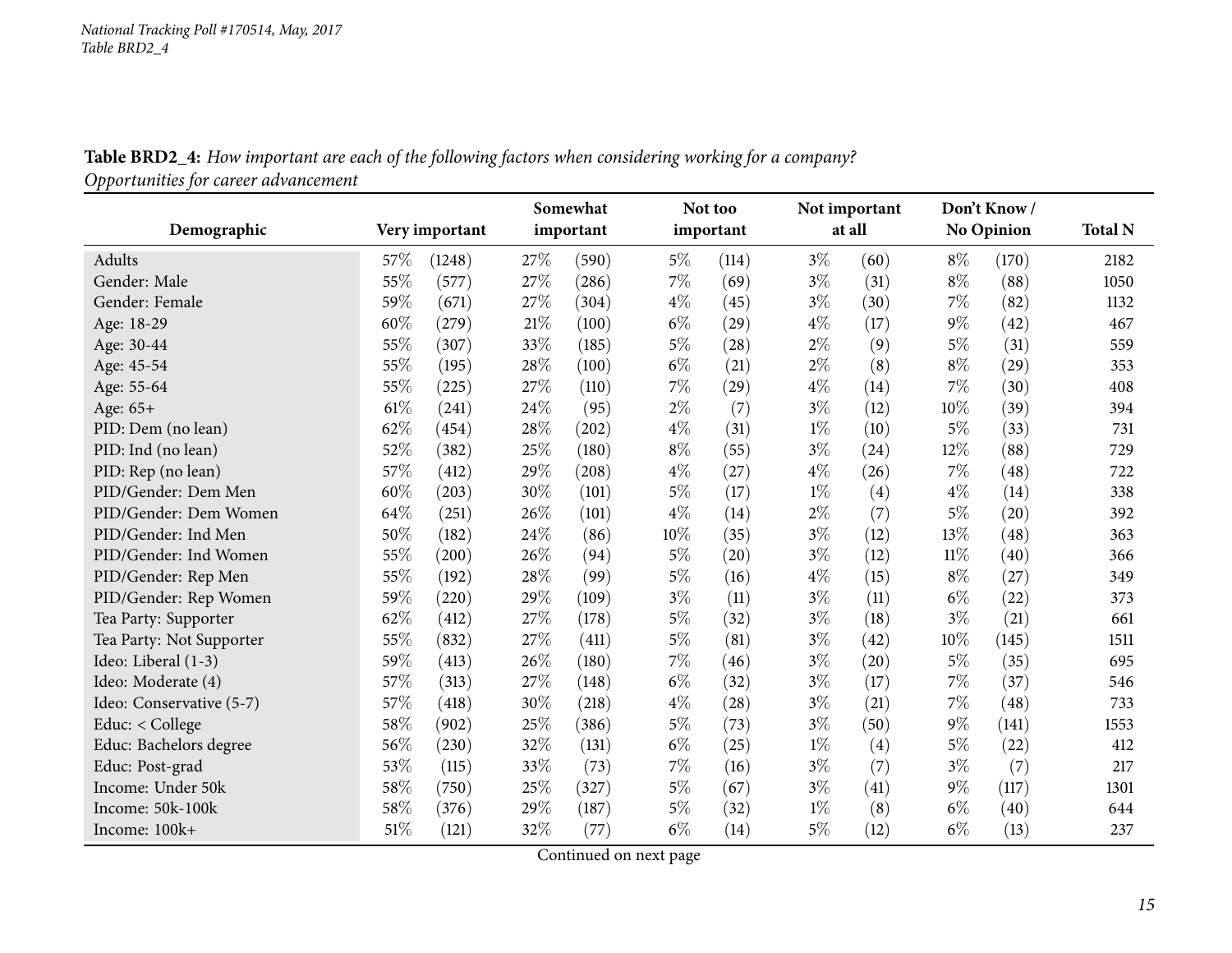*National Tracking Poll #170514, May, 2017*
*Table BRD2_4*

**Table BRD2_4:** *How important are each of the following factors when considering working for a company?*
*Opportunities for career advancement*

| Demographic | Very important | | Somewhat important | | Not too important | | Not important at all | | Don't Know / No Opinion | | Total N |
|---|---|---|---|---|---|---|---|---|---|---|---|
| Adults | 57% | (1248) | 27% | (590) | 5% | (114) | 3% | (60) | 8% | (170) | 2182 |
| Gender: Male | 55% | (577) | 27% | (286) | 7% | (69) | 3% | (31) | 8% | (88) | 1050 |
| Gender: Female | 59% | (671) | 27% | (304) | 4% | (45) | 3% | (30) | 7% | (82) | 1132 |
| Age: 18-29 | 60% | (279) | 21% | (100) | 6% | (29) | 4% | (17) | 9% | (42) | 467 |
| Age: 30-44 | 55% | (307) | 33% | (185) | 5% | (28) | 2% | (9) | 5% | (31) | 559 |
| Age: 45-54 | 55% | (195) | 28% | (100) | 6% | (21) | 2% | (8) | 8% | (29) | 353 |
| Age: 55-64 | 55% | (225) | 27% | (110) | 7% | (29) | 4% | (14) | 7% | (30) | 408 |
| Age: 65+ | 61% | (241) | 24% | (95) | 2% | (7) | 3% | (12) | 10% | (39) | 394 |
| PID: Dem (no lean) | 62% | (454) | 28% | (202) | 4% | (31) | 1% | (10) | 5% | (33) | 731 |
| PID: Ind (no lean) | 52% | (382) | 25% | (180) | 8% | (55) | 3% | (24) | 12% | (88) | 729 |
| PID: Rep (no lean) | 57% | (412) | 29% | (208) | 4% | (27) | 4% | (26) | 7% | (48) | 722 |
| PID/Gender: Dem Men | 60% | (203) | 30% | (101) | 5% | (17) | 1% | (4) | 4% | (14) | 338 |
| PID/Gender: Dem Women | 64% | (251) | 26% | (101) | 4% | (14) | 2% | (7) | 5% | (20) | 392 |
| PID/Gender: Ind Men | 50% | (182) | 24% | (86) | 10% | (35) | 3% | (12) | 13% | (48) | 363 |
| PID/Gender: Ind Women | 55% | (200) | 26% | (94) | 5% | (20) | 3% | (12) | 11% | (40) | 366 |
| PID/Gender: Rep Men | 55% | (192) | 28% | (99) | 5% | (16) | 4% | (15) | 8% | (27) | 349 |
| PID/Gender: Rep Women | 59% | (220) | 29% | (109) | 3% | (11) | 3% | (11) | 6% | (22) | 373 |
| Tea Party: Supporter | 62% | (412) | 27% | (178) | 5% | (32) | 3% | (18) | 3% | (21) | 661 |
| Tea Party: Not Supporter | 55% | (832) | 27% | (411) | 5% | (81) | 3% | (42) | 10% | (145) | 1511 |
| Ideo: Liberal (1-3) | 59% | (413) | 26% | (180) | 7% | (46) | 3% | (20) | 5% | (35) | 695 |
| Ideo: Moderate (4) | 57% | (313) | 27% | (148) | 6% | (32) | 3% | (17) | 7% | (37) | 546 |
| Ideo: Conservative (5-7) | 57% | (418) | 30% | (218) | 4% | (28) | 3% | (21) | 7% | (48) | 733 |
| Educ: < College | 58% | (902) | 25% | (386) | 5% | (73) | 3% | (50) | 9% | (141) | 1553 |
| Educ: Bachelors degree | 56% | (230) | 32% | (131) | 6% | (25) | 1% | (4) | 5% | (22) | 412 |
| Educ: Post-grad | 53% | (115) | 33% | (73) | 7% | (16) | 3% | (7) | 3% | (7) | 217 |
| Income: Under 50k | 58% | (750) | 25% | (327) | 5% | (67) | 3% | (41) | 9% | (117) | 1301 |
| Income: 50k-100k | 58% | (376) | 29% | (187) | 5% | (32) | 1% | (8) | 6% | (40) | 644 |
| Income: 100k+ | 51% | (121) | 32% | (77) | 6% | (14) | 5% | (12) | 6% | (13) | 237 |

Continued on next page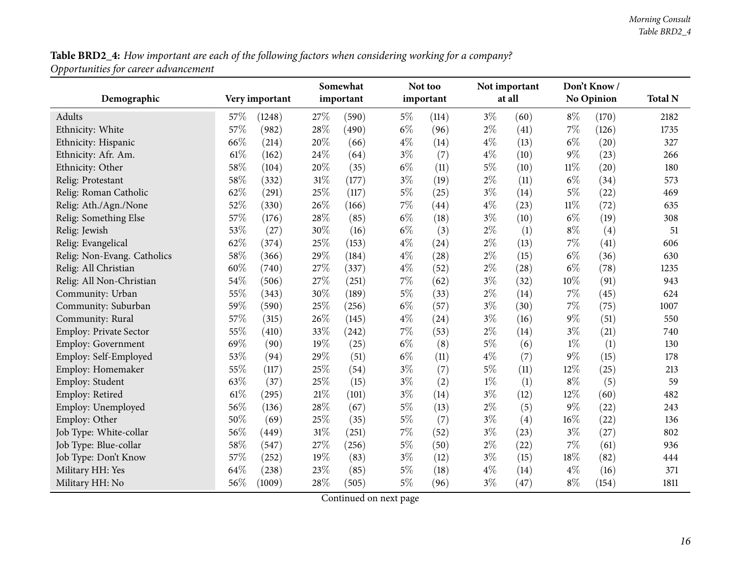**Table BRD2_4:** *How important are each of the following factors when considering working for a company? Opportunities for career advancement*

| Demographic | Very important | | Somewhat important | | Not too important | | Not important at all | | Don't Know / No Opinion | | Total N |
|---|---|---|---|---|---|---|---|---|---|---|---|
| Adults | 57% | (1248) | 27% | (590) | 5% | (114) | 3% | (60) | 8% | (170) | 2182 |
| Ethnicity: White | 57% | (982) | 28% | (490) | 6% | (96) | 2% | (41) | 7% | (126) | 1735 |
| Ethnicity: Hispanic | 66% | (214) | 20% | (66) | 4% | (14) | 4% | (13) | 6% | (20) | 327 |
| Ethnicity: Afr. Am. | 61% | (162) | 24% | (64) | 3% | (7) | 4% | (10) | 9% | (23) | 266 |
| Ethnicity: Other | 58% | (104) | 20% | (35) | 6% | (11) | 5% | (10) | 11% | (20) | 180 |
| Relig: Protestant | 58% | (332) | 31% | (177) | 3% | (19) | 2% | (11) | 6% | (34) | 573 |
| Relig: Roman Catholic | 62% | (291) | 25% | (117) | 5% | (25) | 3% | (14) | 5% | (22) | 469 |
| Relig: Ath./Agn./None | 52% | (330) | 26% | (166) | 7% | (44) | 4% | (23) | 11% | (72) | 635 |
| Relig: Something Else | 57% | (176) | 28% | (85) | 6% | (18) | 3% | (10) | 6% | (19) | 308 |
| Relig: Jewish | 53% | (27) | 30% | (16) | 6% | (3) | 2% | (1) | 8% | (4) | 51 |
| Relig: Evangelical | 62% | (374) | 25% | (153) | 4% | (24) | 2% | (13) | 7% | (41) | 606 |
| Relig: Non-Evang. Catholics | 58% | (366) | 29% | (184) | 4% | (28) | 2% | (15) | 6% | (36) | 630 |
| Relig: All Christian | 60% | (740) | 27% | (337) | 4% | (52) | 2% | (28) | 6% | (78) | 1235 |
| Relig: All Non-Christian | 54% | (506) | 27% | (251) | 7% | (62) | 3% | (32) | 10% | (91) | 943 |
| Community: Urban | 55% | (343) | 30% | (189) | 5% | (33) | 2% | (14) | 7% | (45) | 624 |
| Community: Suburban | 59% | (590) | 25% | (256) | 6% | (57) | 3% | (30) | 7% | (75) | 1007 |
| Community: Rural | 57% | (315) | 26% | (145) | 4% | (24) | 3% | (16) | 9% | (51) | 550 |
| Employ: Private Sector | 55% | (410) | 33% | (242) | 7% | (53) | 2% | (14) | 3% | (21) | 740 |
| Employ: Government | 69% | (90) | 19% | (25) | 6% | (8) | 5% | (6) | 1% | (1) | 130 |
| Employ: Self-Employed | 53% | (94) | 29% | (51) | 6% | (11) | 4% | (7) | 9% | (15) | 178 |
| Employ: Homemaker | 55% | (117) | 25% | (54) | 3% | (7) | 5% | (11) | 12% | (25) | 213 |
| Employ: Student | 63% | (37) | 25% | (15) | 3% | (2) | 1% | (1) | 8% | (5) | 59 |
| Employ: Retired | 61% | (295) | 21% | (101) | 3% | (14) | 3% | (12) | 12% | (60) | 482 |
| Employ: Unemployed | 56% | (136) | 28% | (67) | 5% | (13) | 2% | (5) | 9% | (22) | 243 |
| Employ: Other | 50% | (69) | 25% | (35) | 5% | (7) | 3% | (4) | 16% | (22) | 136 |
| Job Type: White-collar | 56% | (449) | 31% | (251) | 7% | (52) | 3% | (23) | 3% | (27) | 802 |
| Job Type: Blue-collar | 58% | (547) | 27% | (256) | 5% | (50) | 2% | (22) | 7% | (61) | 936 |
| Job Type: Don't Know | 57% | (252) | 19% | (83) | 3% | (12) | 3% | (15) | 18% | (82) | 444 |
| Military HH: Yes | 64% | (238) | 23% | (85) | 5% | (18) | 4% | (14) | 4% | (16) | 371 |
| Military HH: No | 56% | (1009) | 28% | (505) | 5% | (96) | 3% | (47) | 8% | (154) | 1811 |

Continued on next page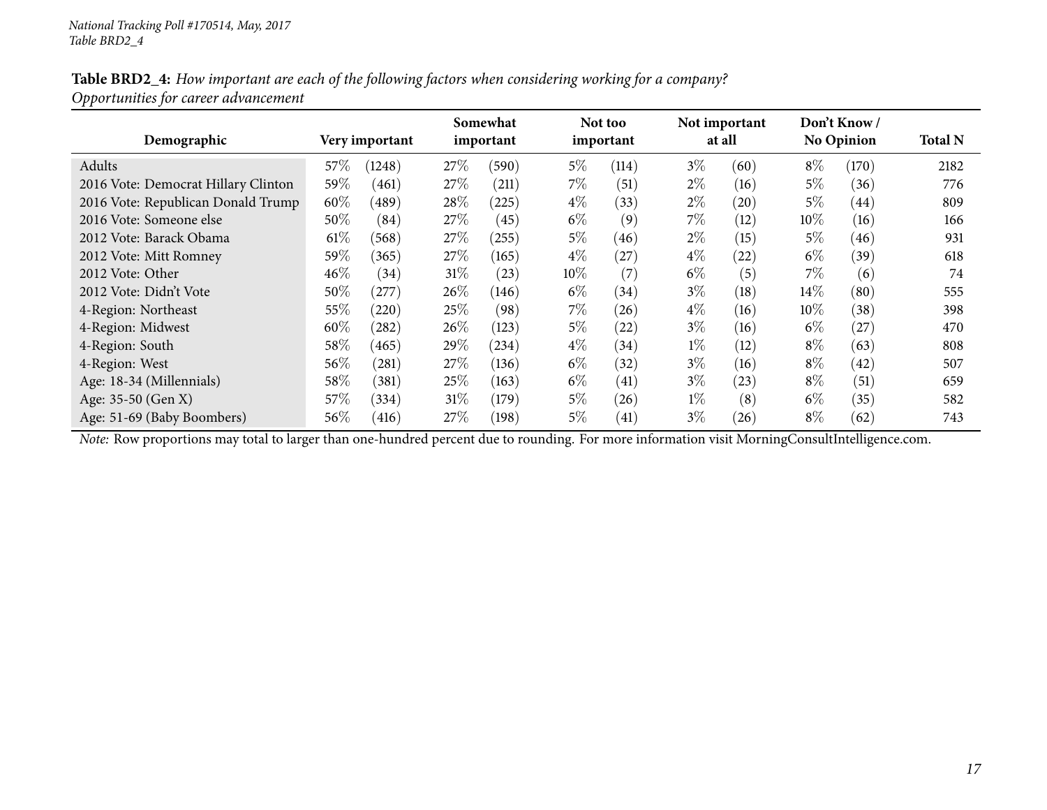**Table BRD2_4:** *How important are each of the following factors when considering working for a company? Opportunities for career advancement*

| Demographic | Very important | | Somewhat important | | Not too important | | Not important at all | | Don't Know / No Opinion | | Total N |
|---|---|---|---|---|---|---|---|---|---|---|---|
| Adults | 57% | (1248) | 27% | (590) | 5% | (114) | 3% | (60) | 8% | (170) | 2182 |
| 2016 Vote: Democrat Hillary Clinton | 59% | (461) | 27% | (211) | 7% | (51) | 2% | (16) | 5% | (36) | 776 |
| 2016 Vote: Republican Donald Trump | 60% | (489) | 28% | (225) | 4% | (33) | 2% | (20) | 5% | (44) | 809 |
| 2016 Vote: Someone else | 50% | (84) | 27% | (45) | 6% | (9) | 7% | (12) | 10% | (16) | 166 |
| 2012 Vote: Barack Obama | 61% | (568) | 27% | (255) | 5% | (46) | 2% | (15) | 5% | (46) | 931 |
| 2012 Vote: Mitt Romney | 59% | (365) | 27% | (165) | 4% | (27) | 4% | (22) | 6% | (39) | 618 |
| 2012 Vote: Other | 46% | (34) | 31% | (23) | 10% | (7) | 6% | (5) | 7% | (6) | 74 |
| 2012 Vote: Didn't Vote | 50% | (277) | 26% | (146) | 6% | (34) | 3% | (18) | 14% | (80) | 555 |
| 4-Region: Northeast | 55% | (220) | 25% | (98) | 7% | (26) | 4% | (16) | 10% | (38) | 398 |
| 4-Region: Midwest | 60% | (282) | 26% | (123) | 5% | (22) | 3% | (16) | 6% | (27) | 470 |
| 4-Region: South | 58% | (465) | 29% | (234) | 4% | (34) | 1% | (12) | 8% | (63) | 808 |
| 4-Region: West | 56% | (281) | 27% | (136) | 6% | (32) | 3% | (16) | 8% | (42) | 507 |
| Age: 18-34 (Millennials) | 58% | (381) | 25% | (163) | 6% | (41) | 3% | (23) | 8% | (51) | 659 |
| Age: 35-50 (Gen X) | 57% | (334) | 31% | (179) | 5% | (26) | 1% | (8) | 6% | (35) | 582 |
| Age: 51-69 (Baby Boombers) | 56% | (416) | 27% | (198) | 5% | (41) | 3% | (26) | 8% | (62) | 743 |

*Note:* Row proportions may total to larger than one-hundred percent due to rounding. For more information visit MorningConsultIntelligence.com.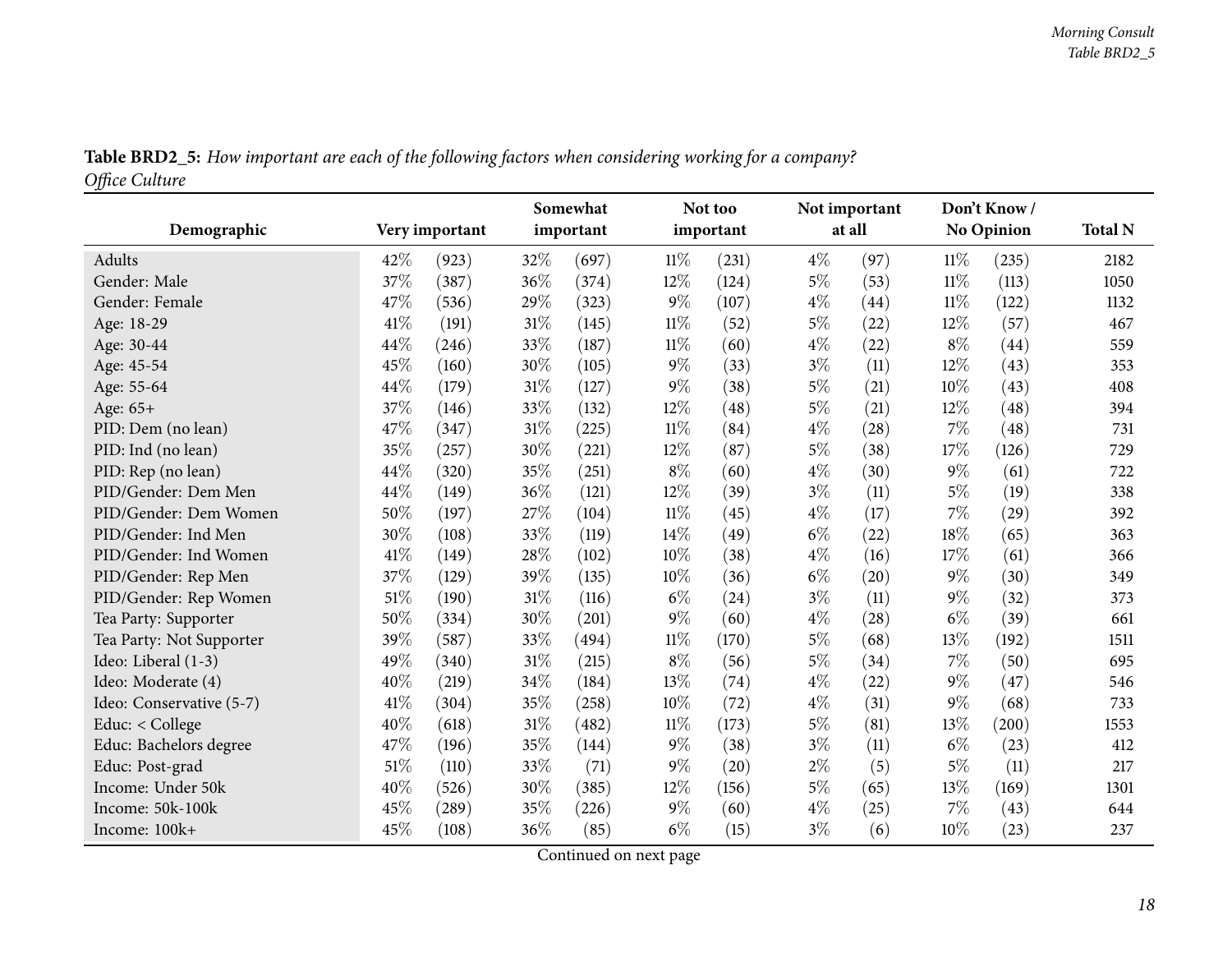**Table BRD2_5:** *How important are each of the following factors when considering working for a company?*
*Office Culture*

| Demographic | Very important | | Somewhat important | | Not too important | | Not important at all | | Don't Know / No Opinion | | Total N |
|---|---|---|---|---|---|---|---|---|---|---|---|
| Adults | 42% | (923) | 32% | (697) | 11% | (231) | 4% | (97) | 11% | (235) | 2182 |
| Gender: Male | 37% | (387) | 36% | (374) | 12% | (124) | 5% | (53) | 11% | (113) | 1050 |
| Gender: Female | 47% | (536) | 29% | (323) | 9% | (107) | 4% | (44) | 11% | (122) | 1132 |
| Age: 18-29 | 41% | (191) | 31% | (145) | 11% | (52) | 5% | (22) | 12% | (57) | 467 |
| Age: 30-44 | 44% | (246) | 33% | (187) | 11% | (60) | 4% | (22) | 8% | (44) | 559 |
| Age: 45-54 | 45% | (160) | 30% | (105) | 9% | (33) | 3% | (11) | 12% | (43) | 353 |
| Age: 55-64 | 44% | (179) | 31% | (127) | 9% | (38) | 5% | (21) | 10% | (43) | 408 |
| Age: 65+ | 37% | (146) | 33% | (132) | 12% | (48) | 5% | (21) | 12% | (48) | 394 |
| PID: Dem (no lean) | 47% | (347) | 31% | (225) | 11% | (84) | 4% | (28) | 7% | (48) | 731 |
| PID: Ind (no lean) | 35% | (257) | 30% | (221) | 12% | (87) | 5% | (38) | 17% | (126) | 729 |
| PID: Rep (no lean) | 44% | (320) | 35% | (251) | 8% | (60) | 4% | (30) | 9% | (61) | 722 |
| PID/Gender: Dem Men | 44% | (149) | 36% | (121) | 12% | (39) | 3% | (11) | 5% | (19) | 338 |
| PID/Gender: Dem Women | 50% | (197) | 27% | (104) | 11% | (45) | 4% | (17) | 7% | (29) | 392 |
| PID/Gender: Ind Men | 30% | (108) | 33% | (119) | 14% | (49) | 6% | (22) | 18% | (65) | 363 |
| PID/Gender: Ind Women | 41% | (149) | 28% | (102) | 10% | (38) | 4% | (16) | 17% | (61) | 366 |
| PID/Gender: Rep Men | 37% | (129) | 39% | (135) | 10% | (36) | 6% | (20) | 9% | (30) | 349 |
| PID/Gender: Rep Women | 51% | (190) | 31% | (116) | 6% | (24) | 3% | (11) | 9% | (32) | 373 |
| Tea Party: Supporter | 50% | (334) | 30% | (201) | 9% | (60) | 4% | (28) | 6% | (39) | 661 |
| Tea Party: Not Supporter | 39% | (587) | 33% | (494) | 11% | (170) | 5% | (68) | 13% | (192) | 1511 |
| Ideo: Liberal (1-3) | 49% | (340) | 31% | (215) | 8% | (56) | 5% | (34) | 7% | (50) | 695 |
| Ideo: Moderate (4) | 40% | (219) | 34% | (184) | 13% | (74) | 4% | (22) | 9% | (47) | 546 |
| Ideo: Conservative (5-7) | 41% | (304) | 35% | (258) | 10% | (72) | 4% | (31) | 9% | (68) | 733 |
| Educ: < College | 40% | (618) | 31% | (482) | 11% | (173) | 5% | (81) | 13% | (200) | 1553 |
| Educ: Bachelors degree | 47% | (196) | 35% | (144) | 9% | (38) | 3% | (11) | 6% | (23) | 412 |
| Educ: Post-grad | 51% | (110) | 33% | (71) | 9% | (20) | 2% | (5) | 5% | (11) | 217 |
| Income: Under 50k | 40% | (526) | 30% | (385) | 12% | (156) | 5% | (65) | 13% | (169) | 1301 |
| Income: 50k-100k | 45% | (289) | 35% | (226) | 9% | (60) | 4% | (25) | 7% | (43) | 644 |
| Income: 100k+ | 45% | (108) | 36% | (85) | 6% | (15) | 3% | (6) | 10% | (23) | 237 |

Continued on next page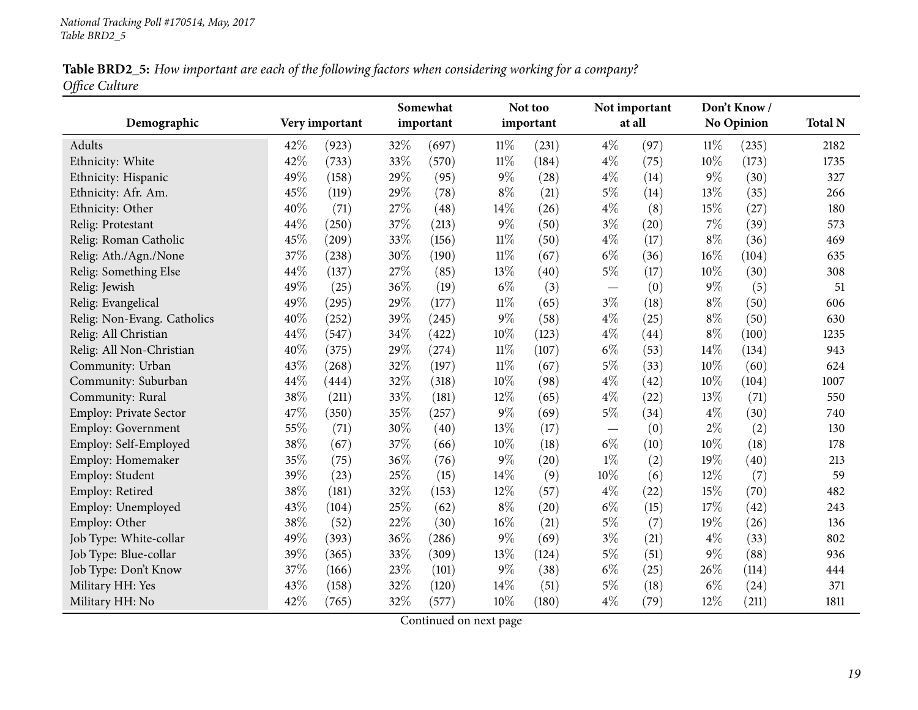*National Tracking Poll #170514, May, 2017*
*Table BRD2_5*

**Table BRD2_5:** *How important are each of the following factors when considering working for a company? Office Culture*

| Demographic | Very important | | Somewhat important | | Not too important | | Not important at all | | Don't Know / No Opinion | | Total N |
|---|---|---|---|---|---|---|---|---|---|---|---|
| Adults | 42% | (923) | 32% | (697) | 11% | (231) | 4% | (97) | 11% | (235) | 2182 |
| Ethnicity: White | 42% | (733) | 33% | (570) | 11% | (184) | 4% | (75) | 10% | (173) | 1735 |
| Ethnicity: Hispanic | 49% | (158) | 29% | (95) | 9% | (28) | 4% | (14) | 9% | (30) | 327 |
| Ethnicity: Afr. Am. | 45% | (119) | 29% | (78) | 8% | (21) | 5% | (14) | 13% | (35) | 266 |
| Ethnicity: Other | 40% | (71) | 27% | (48) | 14% | (26) | 4% | (8) | 15% | (27) | 180 |
| Relig: Protestant | 44% | (250) | 37% | (213) | 9% | (50) | 3% | (20) | 7% | (39) | 573 |
| Relig: Roman Catholic | 45% | (209) | 33% | (156) | 11% | (50) | 4% | (17) | 8% | (36) | 469 |
| Relig: Ath./Agn./None | 37% | (238) | 30% | (190) | 11% | (67) | 6% | (36) | 16% | (104) | 635 |
| Relig: Something Else | 44% | (137) | 27% | (85) | 13% | (40) | 5% | (17) | 10% | (30) | 308 |
| Relig: Jewish | 49% | (25) | 36% | (19) | 6% | (3) | — | (0) | 9% | (5) | 51 |
| Relig: Evangelical | 49% | (295) | 29% | (177) | 11% | (65) | 3% | (18) | 8% | (50) | 606 |
| Relig: Non-Evang. Catholics | 40% | (252) | 39% | (245) | 9% | (58) | 4% | (25) | 8% | (50) | 630 |
| Relig: All Christian | 44% | (547) | 34% | (422) | 10% | (123) | 4% | (44) | 8% | (100) | 1235 |
| Relig: All Non-Christian | 40% | (375) | 29% | (274) | 11% | (107) | 6% | (53) | 14% | (134) | 943 |
| Community: Urban | 43% | (268) | 32% | (197) | 11% | (67) | 5% | (33) | 10% | (60) | 624 |
| Community: Suburban | 44% | (444) | 32% | (318) | 10% | (98) | 4% | (42) | 10% | (104) | 1007 |
| Community: Rural | 38% | (211) | 33% | (181) | 12% | (65) | 4% | (22) | 13% | (71) | 550 |
| Employ: Private Sector | 47% | (350) | 35% | (257) | 9% | (69) | 5% | (34) | 4% | (30) | 740 |
| Employ: Government | 55% | (71) | 30% | (40) | 13% | (17) | — | (0) | 2% | (2) | 130 |
| Employ: Self-Employed | 38% | (67) | 37% | (66) | 10% | (18) | 6% | (10) | 10% | (18) | 178 |
| Employ: Homemaker | 35% | (75) | 36% | (76) | 9% | (20) | 1% | (2) | 19% | (40) | 213 |
| Employ: Student | 39% | (23) | 25% | (15) | 14% | (9) | 10% | (6) | 12% | (7) | 59 |
| Employ: Retired | 38% | (181) | 32% | (153) | 12% | (57) | 4% | (22) | 15% | (70) | 482 |
| Employ: Unemployed | 43% | (104) | 25% | (62) | 8% | (20) | 6% | (15) | 17% | (42) | 243 |
| Employ: Other | 38% | (52) | 22% | (30) | 16% | (21) | 5% | (7) | 19% | (26) | 136 |
| Job Type: White-collar | 49% | (393) | 36% | (286) | 9% | (69) | 3% | (21) | 4% | (33) | 802 |
| Job Type: Blue-collar | 39% | (365) | 33% | (309) | 13% | (124) | 5% | (51) | 9% | (88) | 936 |
| Job Type: Don't Know | 37% | (166) | 23% | (101) | 9% | (38) | 6% | (25) | 26% | (114) | 444 |
| Military HH: Yes | 43% | (158) | 32% | (120) | 14% | (51) | 5% | (18) | 6% | (24) | 371 |
| Military HH: No | 42% | (765) | 32% | (577) | 10% | (180) | 4% | (79) | 12% | (211) | 1811 |

Continued on next page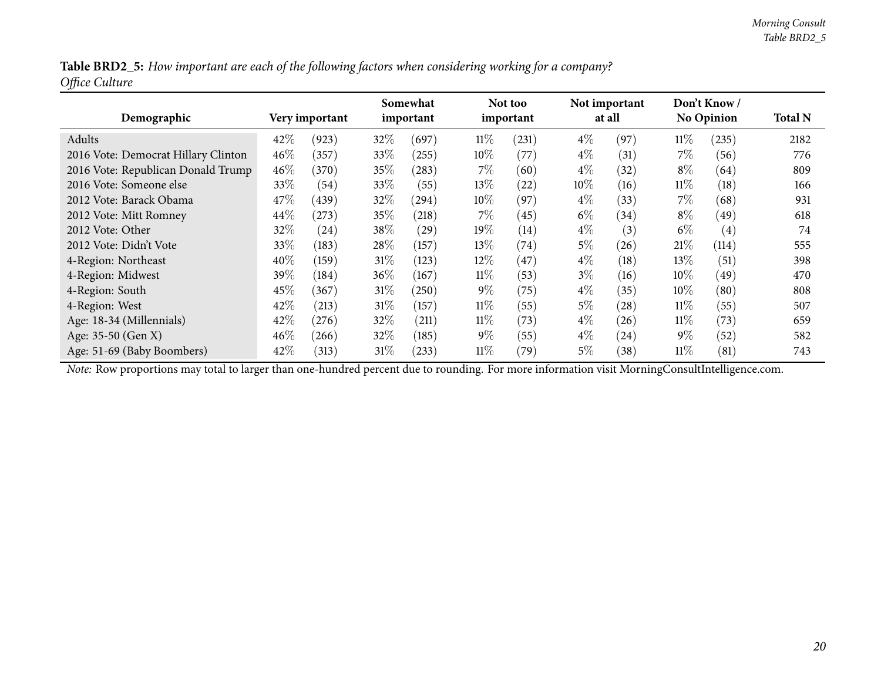**Table BRD2_5:** *How important are each of the following factors when considering working for a company?*
*Office Culture*

| Demographic | Very important | | Somewhat important | | Not too important | | Not important at all | | Don't Know / No Opinion | | Total N |
|---|---|---|---|---|---|---|---|---|---|---|---|
| Adults | 42% | (923) | 32% | (697) | 11% | (231) | 4% | (97) | 11% | (235) | 2182 |
| 2016 Vote: Democrat Hillary Clinton | 46% | (357) | 33% | (255) | 10% | (77) | 4% | (31) | 7% | (56) | 776 |
| 2016 Vote: Republican Donald Trump | 46% | (370) | 35% | (283) | 7% | (60) | 4% | (32) | 8% | (64) | 809 |
| 2016 Vote: Someone else | 33% | (54) | 33% | (55) | 13% | (22) | 10% | (16) | 11% | (18) | 166 |
| 2012 Vote: Barack Obama | 47% | (439) | 32% | (294) | 10% | (97) | 4% | (33) | 7% | (68) | 931 |
| 2012 Vote: Mitt Romney | 44% | (273) | 35% | (218) | 7% | (45) | 6% | (34) | 8% | (49) | 618 |
| 2012 Vote: Other | 32% | (24) | 38% | (29) | 19% | (14) | 4% | (3) | 6% | (4) | 74 |
| 2012 Vote: Didn't Vote | 33% | (183) | 28% | (157) | 13% | (74) | 5% | (26) | 21% | (114) | 555 |
| 4-Region: Northeast | 40% | (159) | 31% | (123) | 12% | (47) | 4% | (18) | 13% | (51) | 398 |
| 4-Region: Midwest | 39% | (184) | 36% | (167) | 11% | (53) | 3% | (16) | 10% | (49) | 470 |
| 4-Region: South | 45% | (367) | 31% | (250) | 9% | (75) | 4% | (35) | 10% | (80) | 808 |
| 4-Region: West | 42% | (213) | 31% | (157) | 11% | (55) | 5% | (28) | 11% | (55) | 507 |
| Age: 18-34 (Millennials) | 42% | (276) | 32% | (211) | 11% | (73) | 4% | (26) | 11% | (73) | 659 |
| Age: 35-50 (Gen X) | 46% | (266) | 32% | (185) | 9% | (55) | 4% | (24) | 9% | (52) | 582 |
| Age: 51-69 (Baby Boombers) | 42% | (313) | 31% | (233) | 11% | (79) | 5% | (38) | 11% | (81) | 743 |

*Note:* Row proportions may total to larger than one-hundred percent due to rounding. For more information visit MorningConsultIntelligence.com.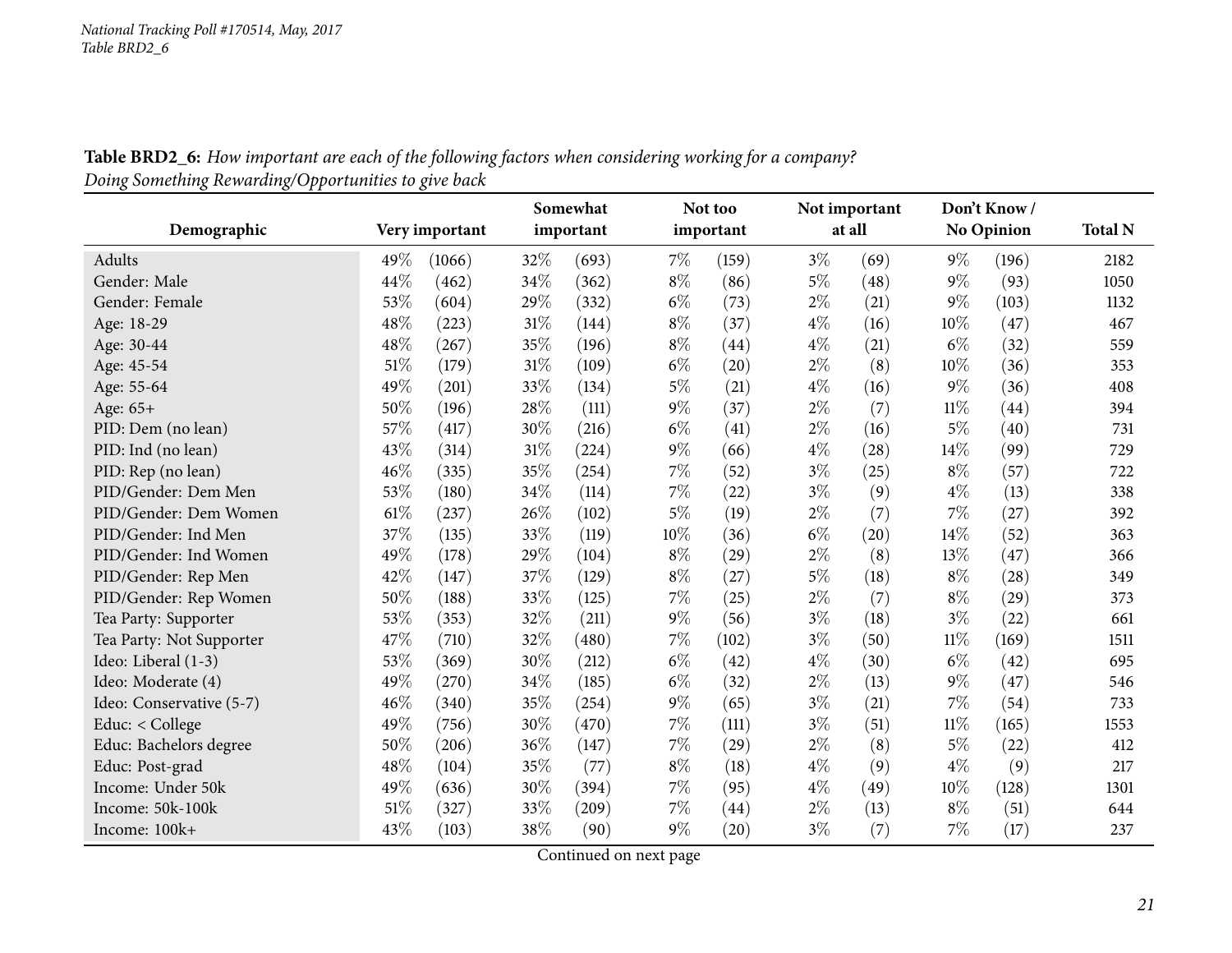**Table BRD2_6:** *How important are each of the following factors when considering working for a company? Doing Something Rewarding/Opportunities to give back*

| Demographic | Very important | | Somewhat important | | Not too important | | Not important at all | | Don't Know / No Opinion | | Total N |
|---|---|---|---|---|---|---|---|---|---|---|---|
| Adults | 49% | (1066) | 32% | (693) | 7% | (159) | 3% | (69) | 9% | (196) | 2182 |
| Gender: Male | 44% | (462) | 34% | (362) | 8% | (86) | 5% | (48) | 9% | (93) | 1050 |
| Gender: Female | 53% | (604) | 29% | (332) | 6% | (73) | 2% | (21) | 9% | (103) | 1132 |
| Age: 18-29 | 48% | (223) | 31% | (144) | 8% | (37) | 4% | (16) | 10% | (47) | 467 |
| Age: 30-44 | 48% | (267) | 35% | (196) | 8% | (44) | 4% | (21) | 6% | (32) | 559 |
| Age: 45-54 | 51% | (179) | 31% | (109) | 6% | (20) | 2% | (8) | 10% | (36) | 353 |
| Age: 55-64 | 49% | (201) | 33% | (134) | 5% | (21) | 4% | (16) | 9% | (36) | 408 |
| Age: 65+ | 50% | (196) | 28% | (111) | 9% | (37) | 2% | (7) | 11% | (44) | 394 |
| PID: Dem (no lean) | 57% | (417) | 30% | (216) | 6% | (41) | 2% | (16) | 5% | (40) | 731 |
| PID: Ind (no lean) | 43% | (314) | 31% | (224) | 9% | (66) | 4% | (28) | 14% | (99) | 729 |
| PID: Rep (no lean) | 46% | (335) | 35% | (254) | 7% | (52) | 3% | (25) | 8% | (57) | 722 |
| PID/Gender: Dem Men | 53% | (180) | 34% | (114) | 7% | (22) | 3% | (9) | 4% | (13) | 338 |
| PID/Gender: Dem Women | 61% | (237) | 26% | (102) | 5% | (19) | 2% | (7) | 7% | (27) | 392 |
| PID/Gender: Ind Men | 37% | (135) | 33% | (119) | 10% | (36) | 6% | (20) | 14% | (52) | 363 |
| PID/Gender: Ind Women | 49% | (178) | 29% | (104) | 8% | (29) | 2% | (8) | 13% | (47) | 366 |
| PID/Gender: Rep Men | 42% | (147) | 37% | (129) | 8% | (27) | 5% | (18) | 8% | (28) | 349 |
| PID/Gender: Rep Women | 50% | (188) | 33% | (125) | 7% | (25) | 2% | (7) | 8% | (29) | 373 |
| Tea Party: Supporter | 53% | (353) | 32% | (211) | 9% | (56) | 3% | (18) | 3% | (22) | 661 |
| Tea Party: Not Supporter | 47% | (710) | 32% | (480) | 7% | (102) | 3% | (50) | 11% | (169) | 1511 |
| Ideo: Liberal (1-3) | 53% | (369) | 30% | (212) | 6% | (42) | 4% | (30) | 6% | (42) | 695 |
| Ideo: Moderate (4) | 49% | (270) | 34% | (185) | 6% | (32) | 2% | (13) | 9% | (47) | 546 |
| Ideo: Conservative (5-7) | 46% | (340) | 35% | (254) | 9% | (65) | 3% | (21) | 7% | (54) | 733 |
| Educ: < College | 49% | (756) | 30% | (470) | 7% | (111) | 3% | (51) | 11% | (165) | 1553 |
| Educ: Bachelors degree | 50% | (206) | 36% | (147) | 7% | (29) | 2% | (8) | 5% | (22) | 412 |
| Educ: Post-grad | 48% | (104) | 35% | (77) | 8% | (18) | 4% | (9) | 4% | (9) | 217 |
| Income: Under 50k | 49% | (636) | 30% | (394) | 7% | (95) | 4% | (49) | 10% | (128) | 1301 |
| Income: 50k-100k | 51% | (327) | 33% | (209) | 7% | (44) | 2% | (13) | 8% | (51) | 644 |
| Income: 100k+ | 43% | (103) | 38% | (90) | 9% | (20) | 3% | (7) | 7% | (17) | 237 |

Continued on next page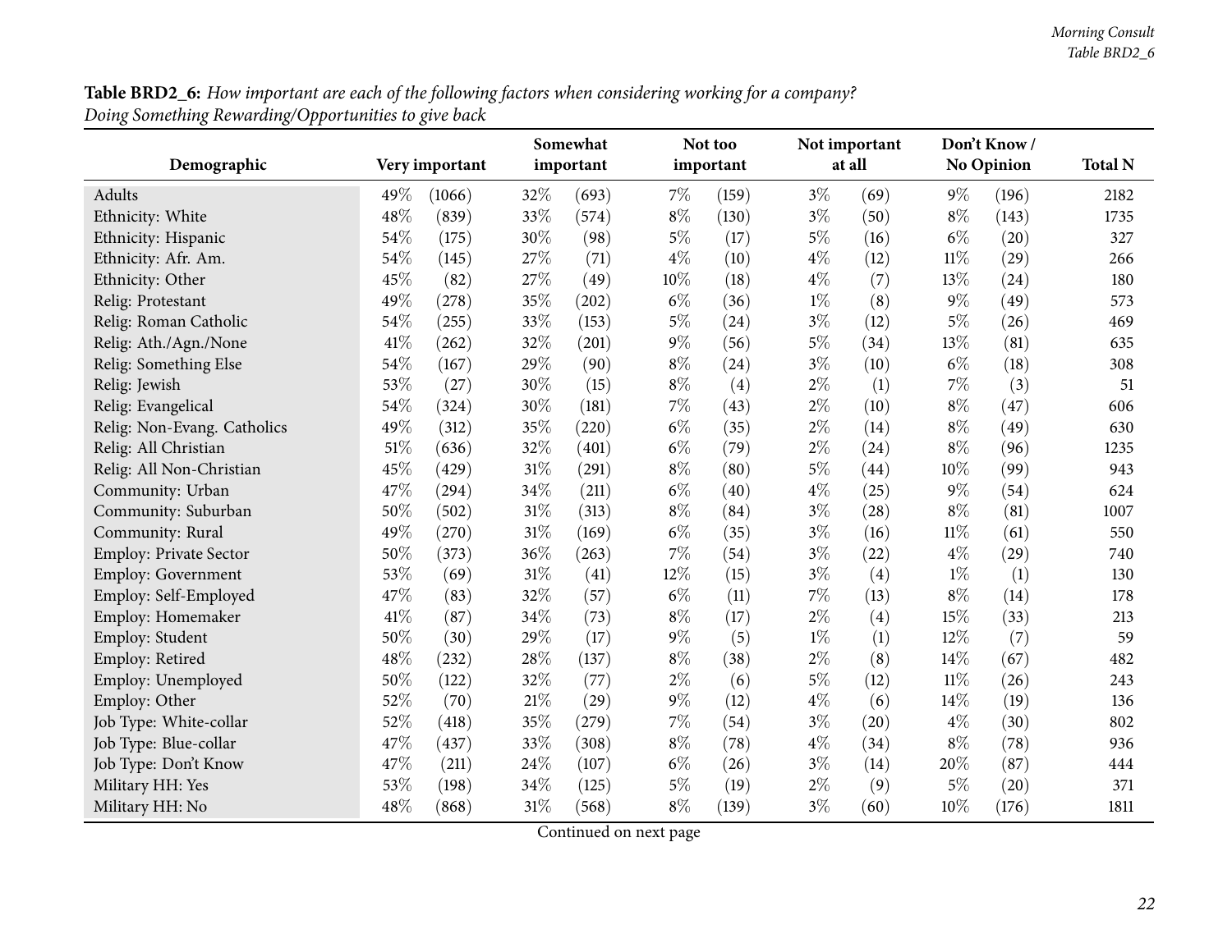**Table BRD2_6:** *How important are each of the following factors when considering working for a company? Doing Something Rewarding/Opportunities to give back*

| Demographic | Very important | | Somewhat important | | Not too important | | Not important at all | | Don't Know / No Opinion | | Total N |
|---|---|---|---|---|---|---|---|---|---|---|---|
| Adults | 49% | (1066) | 32% | (693) | 7% | (159) | 3% | (69) | 9% | (196) | 2182 |
| Ethnicity: White | 48% | (839) | 33% | (574) | 8% | (130) | 3% | (50) | 8% | (143) | 1735 |
| Ethnicity: Hispanic | 54% | (175) | 30% | (98) | 5% | (17) | 5% | (16) | 6% | (20) | 327 |
| Ethnicity: Afr. Am. | 54% | (145) | 27% | (71) | 4% | (10) | 4% | (12) | 11% | (29) | 266 |
| Ethnicity: Other | 45% | (82) | 27% | (49) | 10% | (18) | 4% | (7) | 13% | (24) | 180 |
| Relig: Protestant | 49% | (278) | 35% | (202) | 6% | (36) | 1% | (8) | 9% | (49) | 573 |
| Relig: Roman Catholic | 54% | (255) | 33% | (153) | 5% | (24) | 3% | (12) | 5% | (26) | 469 |
| Relig: Ath./Agn./None | 41% | (262) | 32% | (201) | 9% | (56) | 5% | (34) | 13% | (81) | 635 |
| Relig: Something Else | 54% | (167) | 29% | (90) | 8% | (24) | 3% | (10) | 6% | (18) | 308 |
| Relig: Jewish | 53% | (27) | 30% | (15) | 8% | (4) | 2% | (1) | 7% | (3) | 51 |
| Relig: Evangelical | 54% | (324) | 30% | (181) | 7% | (43) | 2% | (10) | 8% | (47) | 606 |
| Relig: Non-Evang. Catholics | 49% | (312) | 35% | (220) | 6% | (35) | 2% | (14) | 8% | (49) | 630 |
| Relig: All Christian | 51% | (636) | 32% | (401) | 6% | (79) | 2% | (24) | 8% | (96) | 1235 |
| Relig: All Non-Christian | 45% | (429) | 31% | (291) | 8% | (80) | 5% | (44) | 10% | (99) | 943 |
| Community: Urban | 47% | (294) | 34% | (211) | 6% | (40) | 4% | (25) | 9% | (54) | 624 |
| Community: Suburban | 50% | (502) | 31% | (313) | 8% | (84) | 3% | (28) | 8% | (81) | 1007 |
| Community: Rural | 49% | (270) | 31% | (169) | 6% | (35) | 3% | (16) | 11% | (61) | 550 |
| Employ: Private Sector | 50% | (373) | 36% | (263) | 7% | (54) | 3% | (22) | 4% | (29) | 740 |
| Employ: Government | 53% | (69) | 31% | (41) | 12% | (15) | 3% | (4) | 1% | (1) | 130 |
| Employ: Self-Employed | 47% | (83) | 32% | (57) | 6% | (11) | 7% | (13) | 8% | (14) | 178 |
| Employ: Homemaker | 41% | (87) | 34% | (73) | 8% | (17) | 2% | (4) | 15% | (33) | 213 |
| Employ: Student | 50% | (30) | 29% | (17) | 9% | (5) | 1% | (1) | 12% | (7) | 59 |
| Employ: Retired | 48% | (232) | 28% | (137) | 8% | (38) | 2% | (8) | 14% | (67) | 482 |
| Employ: Unemployed | 50% | (122) | 32% | (77) | 2% | (6) | 5% | (12) | 11% | (26) | 243 |
| Employ: Other | 52% | (70) | 21% | (29) | 9% | (12) | 4% | (6) | 14% | (19) | 136 |
| Job Type: White-collar | 52% | (418) | 35% | (279) | 7% | (54) | 3% | (20) | 4% | (30) | 802 |
| Job Type: Blue-collar | 47% | (437) | 33% | (308) | 8% | (78) | 4% | (34) | 8% | (78) | 936 |
| Job Type: Don't Know | 47% | (211) | 24% | (107) | 6% | (26) | 3% | (14) | 20% | (87) | 444 |
| Military HH: Yes | 53% | (198) | 34% | (125) | 5% | (19) | 2% | (9) | 5% | (20) | 371 |
| Military HH: No | 48% | (868) | 31% | (568) | 8% | (139) | 3% | (60) | 10% | (176) | 1811 |

Continued on next page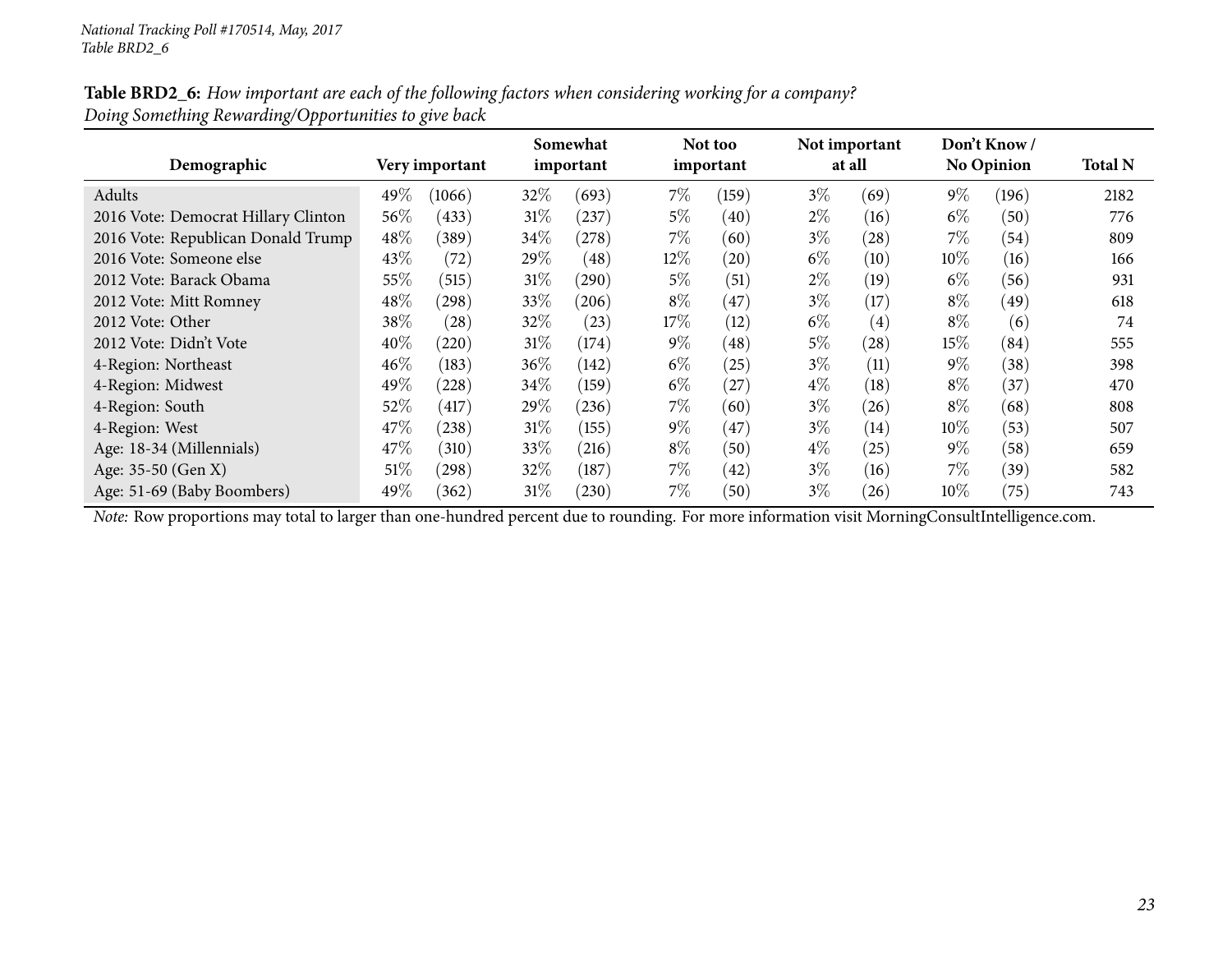*National Tracking Poll #170514, May, 2017*
*Table BRD2_6*

**Table BRD2_6:** *How important are each of the following factors when considering working for a company? Doing Something Rewarding/Opportunities to give back*

| Demographic | Very important | | Somewhat important | | Not too important | | Not important at all | | Don't Know / No Opinion | | Total N |
|---|---|---|---|---|---|---|---|---|---|---|---|
| Adults | 49% | (1066) | 32% | (693) | 7% | (159) | 3% | (69) | 9% | (196) | 2182 |
| 2016 Vote: Democrat Hillary Clinton | 56% | (433) | 31% | (237) | 5% | (40) | 2% | (16) | 6% | (50) | 776 |
| 2016 Vote: Republican Donald Trump | 48% | (389) | 34% | (278) | 7% | (60) | 3% | (28) | 7% | (54) | 809 |
| 2016 Vote: Someone else | 43% | (72) | 29% | (48) | 12% | (20) | 6% | (10) | 10% | (16) | 166 |
| 2012 Vote: Barack Obama | 55% | (515) | 31% | (290) | 5% | (51) | 2% | (19) | 6% | (56) | 931 |
| 2012 Vote: Mitt Romney | 48% | (298) | 33% | (206) | 8% | (47) | 3% | (17) | 8% | (49) | 618 |
| 2012 Vote: Other | 38% | (28) | 32% | (23) | 17% | (12) | 6% | (4) | 8% | (6) | 74 |
| 2012 Vote: Didn't Vote | 40% | (220) | 31% | (174) | 9% | (48) | 5% | (28) | 15% | (84) | 555 |
| 4-Region: Northeast | 46% | (183) | 36% | (142) | 6% | (25) | 3% | (11) | 9% | (38) | 398 |
| 4-Region: Midwest | 49% | (228) | 34% | (159) | 6% | (27) | 4% | (18) | 8% | (37) | 470 |
| 4-Region: South | 52% | (417) | 29% | (236) | 7% | (60) | 3% | (26) | 8% | (68) | 808 |
| 4-Region: West | 47% | (238) | 31% | (155) | 9% | (47) | 3% | (14) | 10% | (53) | 507 |
| Age: 18-34 (Millennials) | 47% | (310) | 33% | (216) | 8% | (50) | 4% | (25) | 9% | (58) | 659 |
| Age: 35-50 (Gen X) | 51% | (298) | 32% | (187) | 7% | (42) | 3% | (16) | 7% | (39) | 582 |
| Age: 51-69 (Baby Boombers) | 49% | (362) | 31% | (230) | 7% | (50) | 3% | (26) | 10% | (75) | 743 |

*Note:* Row proportions may total to larger than one-hundred percent due to rounding. For more information visit MorningConsultIntelligence.com.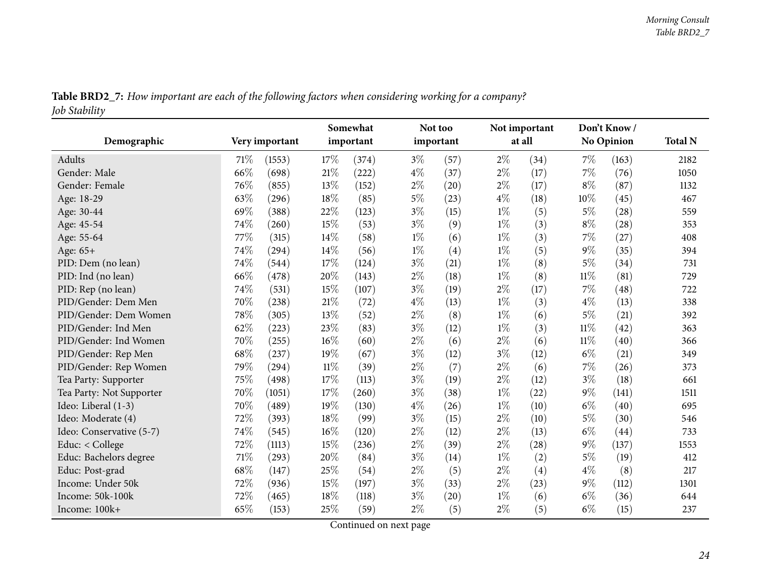**Table BRD2_7:** *How important are each of the following factors when considering working for a company?*
*Job Stability*

| Demographic | Very important | | Somewhat important | | Not too important | | Not important at all | | Don't Know / No Opinion | | Total N |
|---|---|---|---|---|---|---|---|---|---|---|---|
| Adults | 71% | (1553) | 17% | (374) | 3% | (57) | 2% | (34) | 7% | (163) | 2182 |
| Gender: Male | 66% | (698) | 21% | (222) | 4% | (37) | 2% | (17) | 7% | (76) | 1050 |
| Gender: Female | 76% | (855) | 13% | (152) | 2% | (20) | 2% | (17) | 8% | (87) | 1132 |
| Age: 18-29 | 63% | (296) | 18% | (85) | 5% | (23) | 4% | (18) | 10% | (45) | 467 |
| Age: 30-44 | 69% | (388) | 22% | (123) | 3% | (15) | 1% | (5) | 5% | (28) | 559 |
| Age: 45-54 | 74% | (260) | 15% | (53) | 3% | (9) | 1% | (3) | 8% | (28) | 353 |
| Age: 55-64 | 77% | (315) | 14% | (58) | 1% | (6) | 1% | (3) | 7% | (27) | 408 |
| Age: 65+ | 74% | (294) | 14% | (56) | 1% | (4) | 1% | (5) | 9% | (35) | 394 |
| PID: Dem (no lean) | 74% | (544) | 17% | (124) | 3% | (21) | 1% | (8) | 5% | (34) | 731 |
| PID: Ind (no lean) | 66% | (478) | 20% | (143) | 2% | (18) | 1% | (8) | 11% | (81) | 729 |
| PID: Rep (no lean) | 74% | (531) | 15% | (107) | 3% | (19) | 2% | (17) | 7% | (48) | 722 |
| PID/Gender: Dem Men | 70% | (238) | 21% | (72) | 4% | (13) | 1% | (3) | 4% | (13) | 338 |
| PID/Gender: Dem Women | 78% | (305) | 13% | (52) | 2% | (8) | 1% | (6) | 5% | (21) | 392 |
| PID/Gender: Ind Men | 62% | (223) | 23% | (83) | 3% | (12) | 1% | (3) | 11% | (42) | 363 |
| PID/Gender: Ind Women | 70% | (255) | 16% | (60) | 2% | (6) | 2% | (6) | 11% | (40) | 366 |
| PID/Gender: Rep Men | 68% | (237) | 19% | (67) | 3% | (12) | 3% | (12) | 6% | (21) | 349 |
| PID/Gender: Rep Women | 79% | (294) | 11% | (39) | 2% | (7) | 2% | (6) | 7% | (26) | 373 |
| Tea Party: Supporter | 75% | (498) | 17% | (113) | 3% | (19) | 2% | (12) | 3% | (18) | 661 |
| Tea Party: Not Supporter | 70% | (1051) | 17% | (260) | 3% | (38) | 1% | (22) | 9% | (141) | 1511 |
| Ideo: Liberal (1-3) | 70% | (489) | 19% | (130) | 4% | (26) | 1% | (10) | 6% | (40) | 695 |
| Ideo: Moderate (4) | 72% | (393) | 18% | (99) | 3% | (15) | 2% | (10) | 5% | (30) | 546 |
| Ideo: Conservative (5-7) | 74% | (545) | 16% | (120) | 2% | (12) | 2% | (13) | 6% | (44) | 733 |
| Educ: < College | 72% | (1113) | 15% | (236) | 2% | (39) | 2% | (28) | 9% | (137) | 1553 |
| Educ: Bachelors degree | 71% | (293) | 20% | (84) | 3% | (14) | 1% | (2) | 5% | (19) | 412 |
| Educ: Post-grad | 68% | (147) | 25% | (54) | 2% | (5) | 2% | (4) | 4% | (8) | 217 |
| Income: Under 50k | 72% | (936) | 15% | (197) | 3% | (33) | 2% | (23) | 9% | (112) | 1301 |
| Income: 50k-100k | 72% | (465) | 18% | (118) | 3% | (20) | 1% | (6) | 6% | (36) | 644 |
| Income: 100k+ | 65% | (153) | 25% | (59) | 2% | (5) | 2% | (5) | 6% | (15) | 237 |

Continued on next page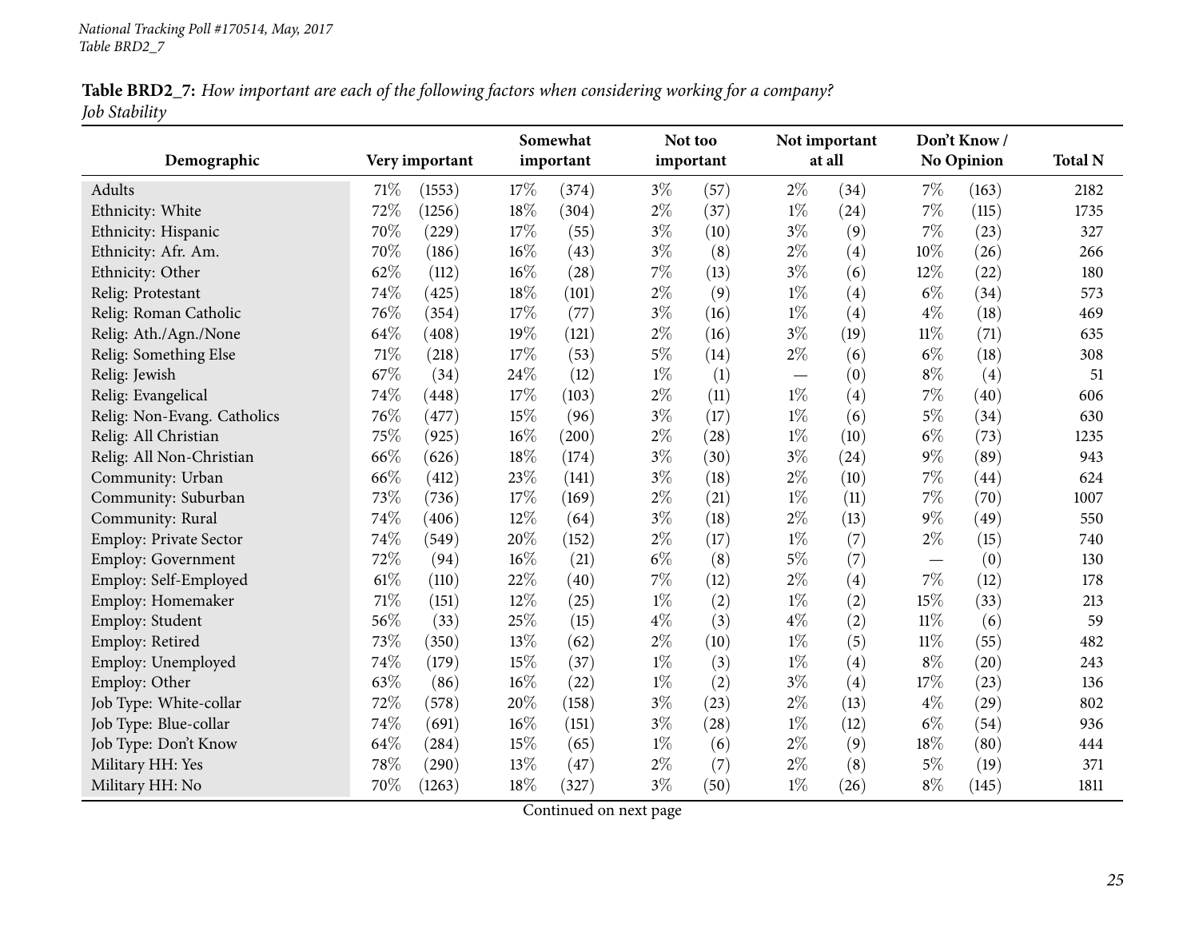**Table BRD2_7:** *How important are each of the following factors when considering working for a company?*
*Job Stability*

| Demographic | Very important | | Somewhat important | | Not too important | | Not important at all | | Don't Know / No Opinion | | Total N |
|---|---|---|---|---|---|---|---|---|---|---|---|
| Adults | 71% | (1553) | 17% | (374) | 3% | (57) | 2% | (34) | 7% | (163) | 2182 |
| Ethnicity: White | 72% | (1256) | 18% | (304) | 2% | (37) | 1% | (24) | 7% | (115) | 1735 |
| Ethnicity: Hispanic | 70% | (229) | 17% | (55) | 3% | (10) | 3% | (9) | 7% | (23) | 327 |
| Ethnicity: Afr. Am. | 70% | (186) | 16% | (43) | 3% | (8) | 2% | (4) | 10% | (26) | 266 |
| Ethnicity: Other | 62% | (112) | 16% | (28) | 7% | (13) | 3% | (6) | 12% | (22) | 180 |
| Relig: Protestant | 74% | (425) | 18% | (101) | 2% | (9) | 1% | (4) | 6% | (34) | 573 |
| Relig: Roman Catholic | 76% | (354) | 17% | (77) | 3% | (16) | 1% | (4) | 4% | (18) | 469 |
| Relig: Ath./Agn./None | 64% | (408) | 19% | (121) | 2% | (16) | 3% | (19) | 11% | (71) | 635 |
| Relig: Something Else | 71% | (218) | 17% | (53) | 5% | (14) | 2% | (6) | 6% | (18) | 308 |
| Relig: Jewish | 67% | (34) | 24% | (12) | 1% | (1) | — | (0) | 8% | (4) | 51 |
| Relig: Evangelical | 74% | (448) | 17% | (103) | 2% | (11) | 1% | (4) | 7% | (40) | 606 |
| Relig: Non-Evang. Catholics | 76% | (477) | 15% | (96) | 3% | (17) | 1% | (6) | 5% | (34) | 630 |
| Relig: All Christian | 75% | (925) | 16% | (200) | 2% | (28) | 1% | (10) | 6% | (73) | 1235 |
| Relig: All Non-Christian | 66% | (626) | 18% | (174) | 3% | (30) | 3% | (24) | 9% | (89) | 943 |
| Community: Urban | 66% | (412) | 23% | (141) | 3% | (18) | 2% | (10) | 7% | (44) | 624 |
| Community: Suburban | 73% | (736) | 17% | (169) | 2% | (21) | 1% | (11) | 7% | (70) | 1007 |
| Community: Rural | 74% | (406) | 12% | (64) | 3% | (18) | 2% | (13) | 9% | (49) | 550 |
| Employ: Private Sector | 74% | (549) | 20% | (152) | 2% | (17) | 1% | (7) | 2% | (15) | 740 |
| Employ: Government | 72% | (94) | 16% | (21) | 6% | (8) | 5% | (7) | — | (0) | 130 |
| Employ: Self-Employed | 61% | (110) | 22% | (40) | 7% | (12) | 2% | (4) | 7% | (12) | 178 |
| Employ: Homemaker | 71% | (151) | 12% | (25) | 1% | (2) | 1% | (2) | 15% | (33) | 213 |
| Employ: Student | 56% | (33) | 25% | (15) | 4% | (3) | 4% | (2) | 11% | (6) | 59 |
| Employ: Retired | 73% | (350) | 13% | (62) | 2% | (10) | 1% | (5) | 11% | (55) | 482 |
| Employ: Unemployed | 74% | (179) | 15% | (37) | 1% | (3) | 1% | (4) | 8% | (20) | 243 |
| Employ: Other | 63% | (86) | 16% | (22) | 1% | (2) | 3% | (4) | 17% | (23) | 136 |
| Job Type: White-collar | 72% | (578) | 20% | (158) | 3% | (23) | 2% | (13) | 4% | (29) | 802 |
| Job Type: Blue-collar | 74% | (691) | 16% | (151) | 3% | (28) | 1% | (12) | 6% | (54) | 936 |
| Job Type: Don't Know | 64% | (284) | 15% | (65) | 1% | (6) | 2% | (9) | 18% | (80) | 444 |
| Military HH: Yes | 78% | (290) | 13% | (47) | 2% | (7) | 2% | (8) | 5% | (19) | 371 |
| Military HH: No | 70% | (1263) | 18% | (327) | 3% | (50) | 1% | (26) | 8% | (145) | 1811 |

Continued on next page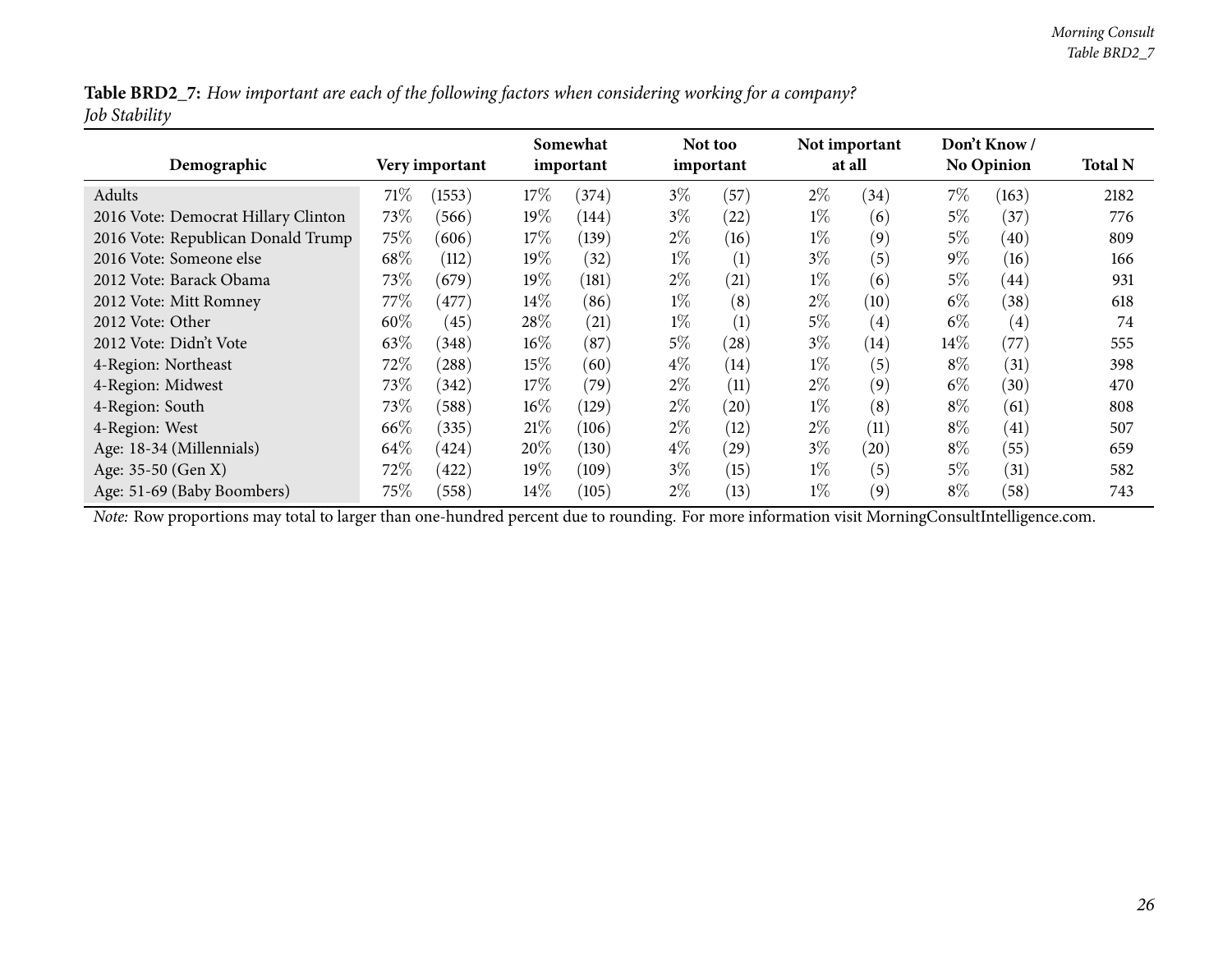**Table BRD2_7:** *How important are each of the following factors when considering working for a company?*
*Job Stability*

| Demographic | Very important | | Somewhat important | | Not too important | | Not important at all | | Don't Know / No Opinion | | Total N |
|---|---|---|---|---|---|---|---|---|---|---|---|
| Adults | 71% | (1553) | 17% | (374) | 3% | (57) | 2% | (34) | 7% | (163) | 2182 |
| 2016 Vote: Democrat Hillary Clinton | 73% | (566) | 19% | (144) | 3% | (22) | 1% | (6) | 5% | (37) | 776 |
| 2016 Vote: Republican Donald Trump | 75% | (606) | 17% | (139) | 2% | (16) | 1% | (9) | 5% | (40) | 809 |
| 2016 Vote: Someone else | 68% | (112) | 19% | (32) | 1% | (1) | 3% | (5) | 9% | (16) | 166 |
| 2012 Vote: Barack Obama | 73% | (679) | 19% | (181) | 2% | (21) | 1% | (6) | 5% | (44) | 931 |
| 2012 Vote: Mitt Romney | 77% | (477) | 14% | (86) | 1% | (8) | 2% | (10) | 6% | (38) | 618 |
| 2012 Vote: Other | 60% | (45) | 28% | (21) | 1% | (1) | 5% | (4) | 6% | (4) | 74 |
| 2012 Vote: Didn't Vote | 63% | (348) | 16% | (87) | 5% | (28) | 3% | (14) | 14% | (77) | 555 |
| 4-Region: Northeast | 72% | (288) | 15% | (60) | 4% | (14) | 1% | (5) | 8% | (31) | 398 |
| 4-Region: Midwest | 73% | (342) | 17% | (79) | 2% | (11) | 2% | (9) | 6% | (30) | 470 |
| 4-Region: South | 73% | (588) | 16% | (129) | 2% | (20) | 1% | (8) | 8% | (61) | 808 |
| 4-Region: West | 66% | (335) | 21% | (106) | 2% | (12) | 2% | (11) | 8% | (41) | 507 |
| Age: 18-34 (Millennials) | 64% | (424) | 20% | (130) | 4% | (29) | 3% | (20) | 8% | (55) | 659 |
| Age: 35-50 (Gen X) | 72% | (422) | 19% | (109) | 3% | (15) | 1% | (5) | 5% | (31) | 582 |
| Age: 51-69 (Baby Boombers) | 75% | (558) | 14% | (105) | 2% | (13) | 1% | (9) | 8% | (58) | 743 |

*Note:* Row proportions may total to larger than one-hundred percent due to rounding. For more information visit MorningConsultIntelligence.com.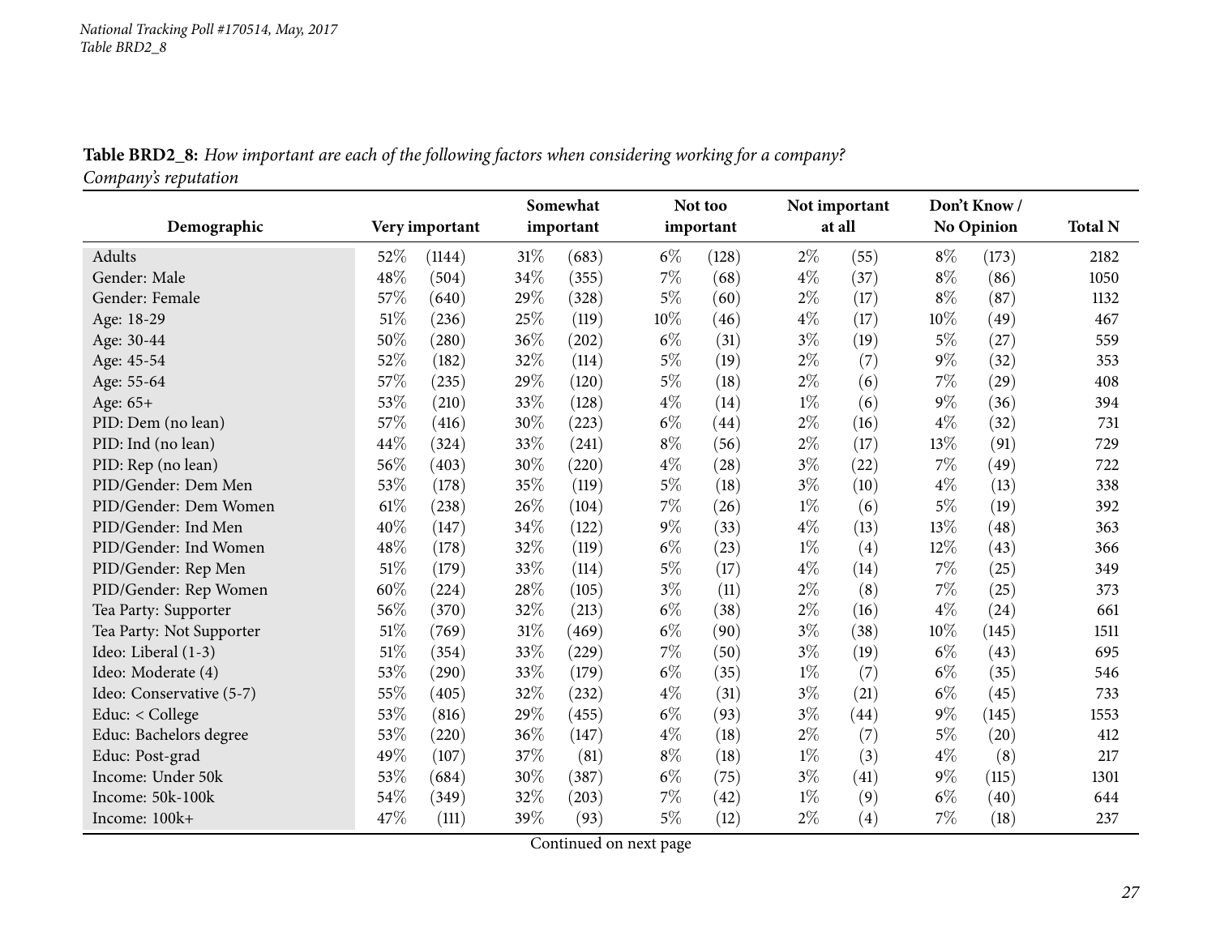**Table BRD2_8:** *How important are each of the following factors when considering working for a company?*
*Company's reputation*

| Demographic | Very important | | Somewhat important | | Not too important | | Not important at all | | Don't Know / No Opinion | | Total N |
|---|---|---|---|---|---|---|---|---|---|---|---|
| Adults | 52% | (1144) | 31% | (683) | 6% | (128) | 2% | (55) | 8% | (173) | 2182 |
| Gender: Male | 48% | (504) | 34% | (355) | 7% | (68) | 4% | (37) | 8% | (86) | 1050 |
| Gender: Female | 57% | (640) | 29% | (328) | 5% | (60) | 2% | (17) | 8% | (87) | 1132 |
| Age: 18-29 | 51% | (236) | 25% | (119) | 10% | (46) | 4% | (17) | 10% | (49) | 467 |
| Age: 30-44 | 50% | (280) | 36% | (202) | 6% | (31) | 3% | (19) | 5% | (27) | 559 |
| Age: 45-54 | 52% | (182) | 32% | (114) | 5% | (19) | 2% | (7) | 9% | (32) | 353 |
| Age: 55-64 | 57% | (235) | 29% | (120) | 5% | (18) | 2% | (6) | 7% | (29) | 408 |
| Age: 65+ | 53% | (210) | 33% | (128) | 4% | (14) | 1% | (6) | 9% | (36) | 394 |
| PID: Dem (no lean) | 57% | (416) | 30% | (223) | 6% | (44) | 2% | (16) | 4% | (32) | 731 |
| PID: Ind (no lean) | 44% | (324) | 33% | (241) | 8% | (56) | 2% | (17) | 13% | (91) | 729 |
| PID: Rep (no lean) | 56% | (403) | 30% | (220) | 4% | (28) | 3% | (22) | 7% | (49) | 722 |
| PID/Gender: Dem Men | 53% | (178) | 35% | (119) | 5% | (18) | 3% | (10) | 4% | (13) | 338 |
| PID/Gender: Dem Women | 61% | (238) | 26% | (104) | 7% | (26) | 1% | (6) | 5% | (19) | 392 |
| PID/Gender: Ind Men | 40% | (147) | 34% | (122) | 9% | (33) | 4% | (13) | 13% | (48) | 363 |
| PID/Gender: Ind Women | 48% | (178) | 32% | (119) | 6% | (23) | 1% | (4) | 12% | (43) | 366 |
| PID/Gender: Rep Men | 51% | (179) | 33% | (114) | 5% | (17) | 4% | (14) | 7% | (25) | 349 |
| PID/Gender: Rep Women | 60% | (224) | 28% | (105) | 3% | (11) | 2% | (8) | 7% | (25) | 373 |
| Tea Party: Supporter | 56% | (370) | 32% | (213) | 6% | (38) | 2% | (16) | 4% | (24) | 661 |
| Tea Party: Not Supporter | 51% | (769) | 31% | (469) | 6% | (90) | 3% | (38) | 10% | (145) | 1511 |
| Ideo: Liberal (1-3) | 51% | (354) | 33% | (229) | 7% | (50) | 3% | (19) | 6% | (43) | 695 |
| Ideo: Moderate (4) | 53% | (290) | 33% | (179) | 6% | (35) | 1% | (7) | 6% | (35) | 546 |
| Ideo: Conservative (5-7) | 55% | (405) | 32% | (232) | 4% | (31) | 3% | (21) | 6% | (45) | 733 |
| Educ: < College | 53% | (816) | 29% | (455) | 6% | (93) | 3% | (44) | 9% | (145) | 1553 |
| Educ: Bachelors degree | 53% | (220) | 36% | (147) | 4% | (18) | 2% | (7) | 5% | (20) | 412 |
| Educ: Post-grad | 49% | (107) | 37% | (81) | 8% | (18) | 1% | (3) | 4% | (8) | 217 |
| Income: Under 50k | 53% | (684) | 30% | (387) | 6% | (75) | 3% | (41) | 9% | (115) | 1301 |
| Income: 50k-100k | 54% | (349) | 32% | (203) | 7% | (42) | 1% | (9) | 6% | (40) | 644 |
| Income: 100k+ | 47% | (111) | 39% | (93) | 5% | (12) | 2% | (4) | 7% | (18) | 237 |

Continued on next page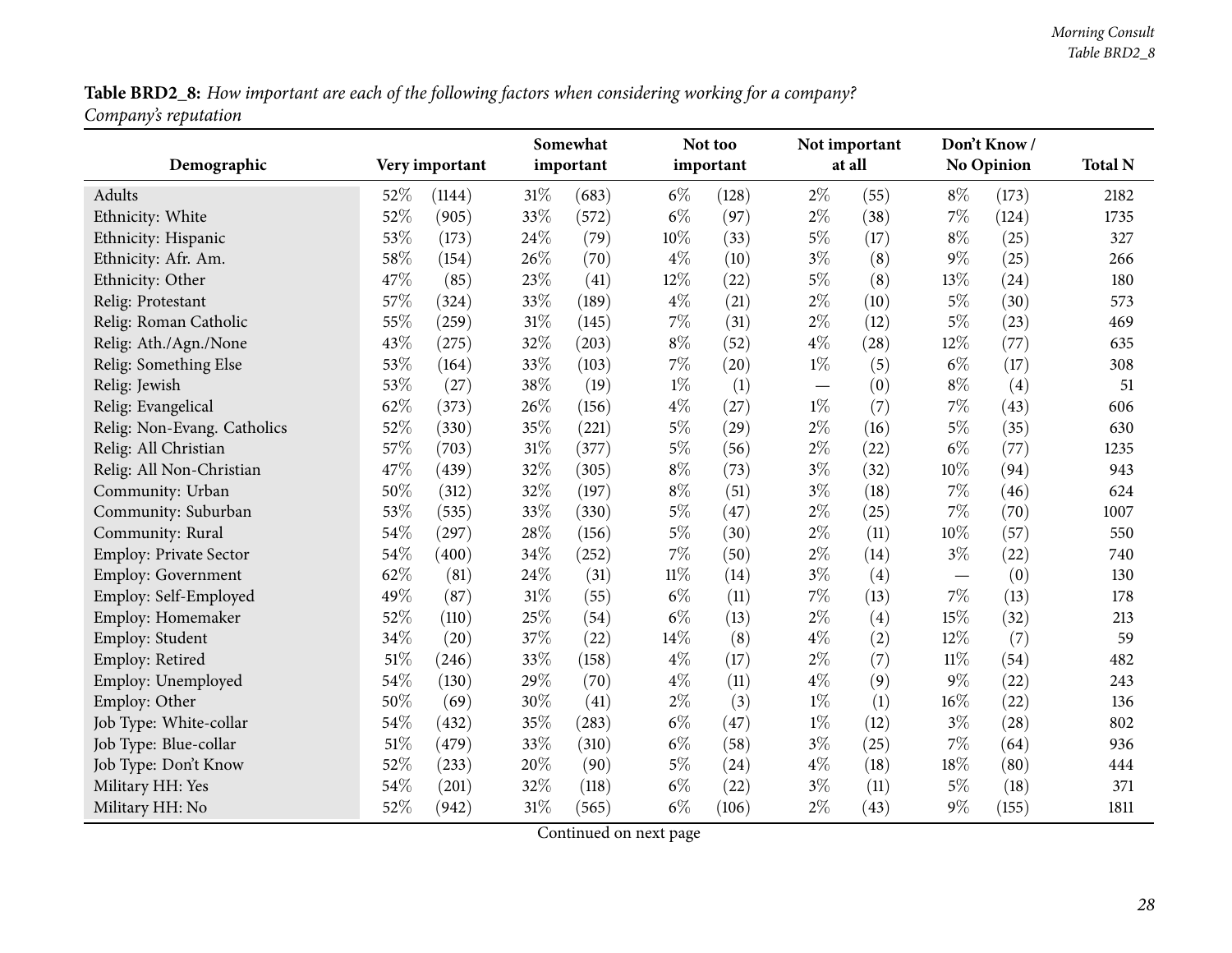**Table BRD2_8:** *How important are each of the following factors when considering working for a company? Company's reputation*

| Demographic | Very important | | Somewhat important | | Not too important | | Not important at all | | Don't Know / No Opinion | | Total N |
|---|---|---|---|---|---|---|---|---|---|---|---|
| Adults | 52% | (1144) | 31% | (683) | 6% | (128) | 2% | (55) | 8% | (173) | 2182 |
| Ethnicity: White | 52% | (905) | 33% | (572) | 6% | (97) | 2% | (38) | 7% | (124) | 1735 |
| Ethnicity: Hispanic | 53% | (173) | 24% | (79) | 10% | (33) | 5% | (17) | 8% | (25) | 327 |
| Ethnicity: Afr. Am. | 58% | (154) | 26% | (70) | 4% | (10) | 3% | (8) | 9% | (25) | 266 |
| Ethnicity: Other | 47% | (85) | 23% | (41) | 12% | (22) | 5% | (8) | 13% | (24) | 180 |
| Relig: Protestant | 57% | (324) | 33% | (189) | 4% | (21) | 2% | (10) | 5% | (30) | 573 |
| Relig: Roman Catholic | 55% | (259) | 31% | (145) | 7% | (31) | 2% | (12) | 5% | (23) | 469 |
| Relig: Ath./Agn./None | 43% | (275) | 32% | (203) | 8% | (52) | 4% | (28) | 12% | (77) | 635 |
| Relig: Something Else | 53% | (164) | 33% | (103) | 7% | (20) | 1% | (5) | 6% | (17) | 308 |
| Relig: Jewish | 53% | (27) | 38% | (19) | 1% | (1) | — | (0) | 8% | (4) | 51 |
| Relig: Evangelical | 62% | (373) | 26% | (156) | 4% | (27) | 1% | (7) | 7% | (43) | 606 |
| Relig: Non-Evang. Catholics | 52% | (330) | 35% | (221) | 5% | (29) | 2% | (16) | 5% | (35) | 630 |
| Relig: All Christian | 57% | (703) | 31% | (377) | 5% | (56) | 2% | (22) | 6% | (77) | 1235 |
| Relig: All Non-Christian | 47% | (439) | 32% | (305) | 8% | (73) | 3% | (32) | 10% | (94) | 943 |
| Community: Urban | 50% | (312) | 32% | (197) | 8% | (51) | 3% | (18) | 7% | (46) | 624 |
| Community: Suburban | 53% | (535) | 33% | (330) | 5% | (47) | 2% | (25) | 7% | (70) | 1007 |
| Community: Rural | 54% | (297) | 28% | (156) | 5% | (30) | 2% | (11) | 10% | (57) | 550 |
| Employ: Private Sector | 54% | (400) | 34% | (252) | 7% | (50) | 2% | (14) | 3% | (22) | 740 |
| Employ: Government | 62% | (81) | 24% | (31) | 11% | (14) | 3% | (4) | — | (0) | 130 |
| Employ: Self-Employed | 49% | (87) | 31% | (55) | 6% | (11) | 7% | (13) | 7% | (13) | 178 |
| Employ: Homemaker | 52% | (110) | 25% | (54) | 6% | (13) | 2% | (4) | 15% | (32) | 213 |
| Employ: Student | 34% | (20) | 37% | (22) | 14% | (8) | 4% | (2) | 12% | (7) | 59 |
| Employ: Retired | 51% | (246) | 33% | (158) | 4% | (17) | 2% | (7) | 11% | (54) | 482 |
| Employ: Unemployed | 54% | (130) | 29% | (70) | 4% | (11) | 4% | (9) | 9% | (22) | 243 |
| Employ: Other | 50% | (69) | 30% | (41) | 2% | (3) | 1% | (1) | 16% | (22) | 136 |
| Job Type: White-collar | 54% | (432) | 35% | (283) | 6% | (47) | 1% | (12) | 3% | (28) | 802 |
| Job Type: Blue-collar | 51% | (479) | 33% | (310) | 6% | (58) | 3% | (25) | 7% | (64) | 936 |
| Job Type: Don't Know | 52% | (233) | 20% | (90) | 5% | (24) | 4% | (18) | 18% | (80) | 444 |
| Military HH: Yes | 54% | (201) | 32% | (118) | 6% | (22) | 3% | (11) | 5% | (18) | 371 |
| Military HH: No | 52% | (942) | 31% | (565) | 6% | (106) | 2% | (43) | 9% | (155) | 1811 |

Continued on next page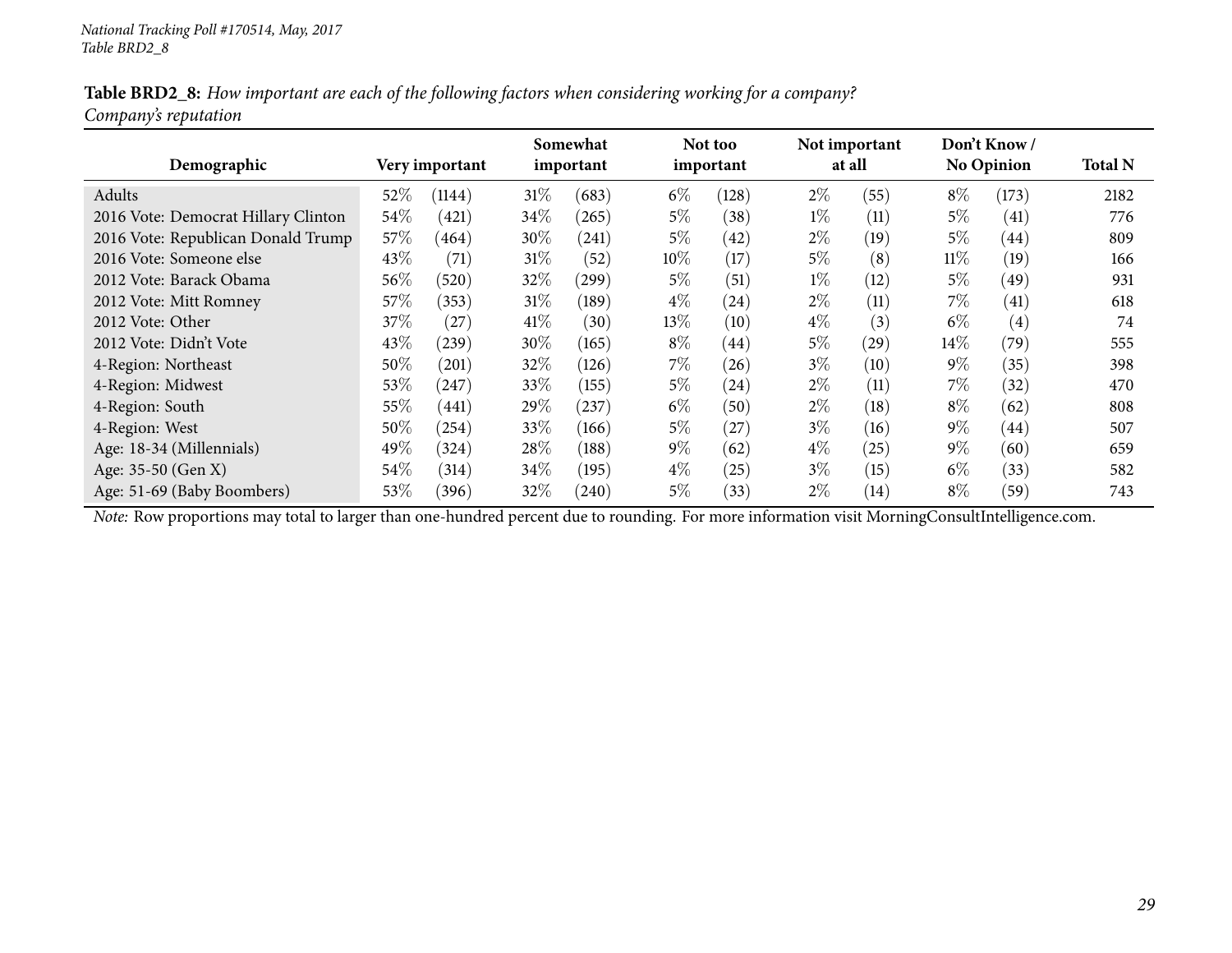*National Tracking Poll #170514, May, 2017*
*Table BRD2_8*

**Table BRD2_8:** *How important are each of the following factors when considering working for a company? Company's reputation*

| Demographic | Very important | | Somewhat important | | Not too important | | Not important at all | | Don't Know / No Opinion | | Total N |
|---|---|---|---|---|---|---|---|---|---|---|---|
| Adults | 52% | (1144) | 31% | (683) | 6% | (128) | 2% | (55) | 8% | (173) | 2182 |
| 2016 Vote: Democrat Hillary Clinton | 54% | (421) | 34% | (265) | 5% | (38) | 1% | (11) | 5% | (41) | 776 |
| 2016 Vote: Republican Donald Trump | 57% | (464) | 30% | (241) | 5% | (42) | 2% | (19) | 5% | (44) | 809 |
| 2016 Vote: Someone else | 43% | (71) | 31% | (52) | 10% | (17) | 5% | (8) | 11% | (19) | 166 |
| 2012 Vote: Barack Obama | 56% | (520) | 32% | (299) | 5% | (51) | 1% | (12) | 5% | (49) | 931 |
| 2012 Vote: Mitt Romney | 57% | (353) | 31% | (189) | 4% | (24) | 2% | (11) | 7% | (41) | 618 |
| 2012 Vote: Other | 37% | (27) | 41% | (30) | 13% | (10) | 4% | (3) | 6% | (4) | 74 |
| 2012 Vote: Didn't Vote | 43% | (239) | 30% | (165) | 8% | (44) | 5% | (29) | 14% | (79) | 555 |
| 4-Region: Northeast | 50% | (201) | 32% | (126) | 7% | (26) | 3% | (10) | 9% | (35) | 398 |
| 4-Region: Midwest | 53% | (247) | 33% | (155) | 5% | (24) | 2% | (11) | 7% | (32) | 470 |
| 4-Region: South | 55% | (441) | 29% | (237) | 6% | (50) | 2% | (18) | 8% | (62) | 808 |
| 4-Region: West | 50% | (254) | 33% | (166) | 5% | (27) | 3% | (16) | 9% | (44) | 507 |
| Age: 18-34 (Millennials) | 49% | (324) | 28% | (188) | 9% | (62) | 4% | (25) | 9% | (60) | 659 |
| Age: 35-50 (Gen X) | 54% | (314) | 34% | (195) | 4% | (25) | 3% | (15) | 6% | (33) | 582 |
| Age: 51-69 (Baby Boombers) | 53% | (396) | 32% | (240) | 5% | (33) | 2% | (14) | 8% | (59) | 743 |

*Note:* Row proportions may total to larger than one-hundred percent due to rounding. For more information visit MorningConsultIntelligence.com.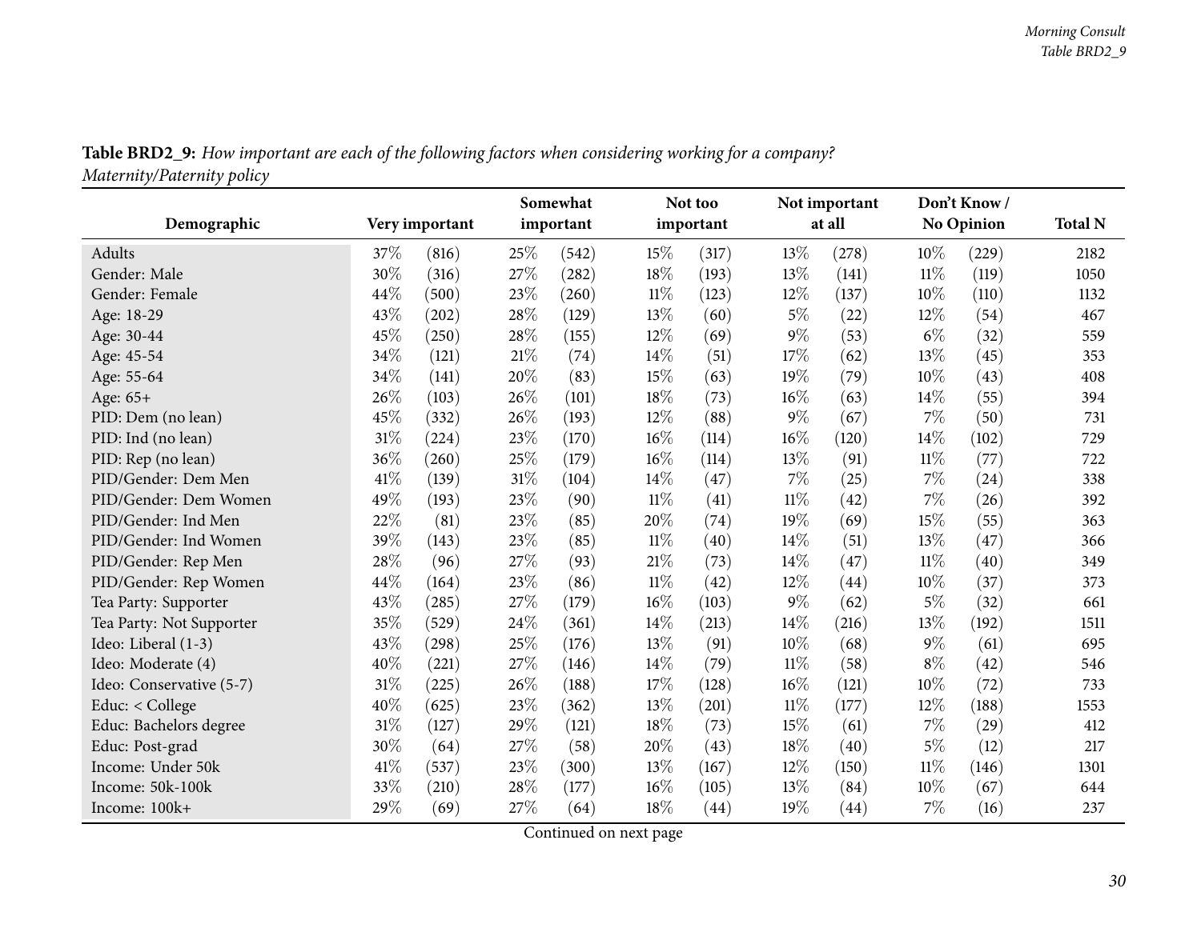**Table BRD2_9:** *How important are each of the following factors when considering working for a company? Maternity/Paternity policy*

| Demographic | Very important | | Somewhat important | | Not too important | | Not important at all | | Don't Know / No Opinion | | Total N |
|---|---|---|---|---|---|---|---|---|---|---|---|
| Adults | 37% | (816) | 25% | (542) | 15% | (317) | 13% | (278) | 10% | (229) | 2182 |
| Gender: Male | 30% | (316) | 27% | (282) | 18% | (193) | 13% | (141) | 11% | (119) | 1050 |
| Gender: Female | 44% | (500) | 23% | (260) | 11% | (123) | 12% | (137) | 10% | (110) | 1132 |
| Age: 18-29 | 43% | (202) | 28% | (129) | 13% | (60) | 5% | (22) | 12% | (54) | 467 |
| Age: 30-44 | 45% | (250) | 28% | (155) | 12% | (69) | 9% | (53) | 6% | (32) | 559 |
| Age: 45-54 | 34% | (121) | 21% | (74) | 14% | (51) | 17% | (62) | 13% | (45) | 353 |
| Age: 55-64 | 34% | (141) | 20% | (83) | 15% | (63) | 19% | (79) | 10% | (43) | 408 |
| Age: 65+ | 26% | (103) | 26% | (101) | 18% | (73) | 16% | (63) | 14% | (55) | 394 |
| PID: Dem (no lean) | 45% | (332) | 26% | (193) | 12% | (88) | 9% | (67) | 7% | (50) | 731 |
| PID: Ind (no lean) | 31% | (224) | 23% | (170) | 16% | (114) | 16% | (120) | 14% | (102) | 729 |
| PID: Rep (no lean) | 36% | (260) | 25% | (179) | 16% | (114) | 13% | (91) | 11% | (77) | 722 |
| PID/Gender: Dem Men | 41% | (139) | 31% | (104) | 14% | (47) | 7% | (25) | 7% | (24) | 338 |
| PID/Gender: Dem Women | 49% | (193) | 23% | (90) | 11% | (41) | 11% | (42) | 7% | (26) | 392 |
| PID/Gender: Ind Men | 22% | (81) | 23% | (85) | 20% | (74) | 19% | (69) | 15% | (55) | 363 |
| PID/Gender: Ind Women | 39% | (143) | 23% | (85) | 11% | (40) | 14% | (51) | 13% | (47) | 366 |
| PID/Gender: Rep Men | 28% | (96) | 27% | (93) | 21% | (73) | 14% | (47) | 11% | (40) | 349 |
| PID/Gender: Rep Women | 44% | (164) | 23% | (86) | 11% | (42) | 12% | (44) | 10% | (37) | 373 |
| Tea Party: Supporter | 43% | (285) | 27% | (179) | 16% | (103) | 9% | (62) | 5% | (32) | 661 |
| Tea Party: Not Supporter | 35% | (529) | 24% | (361) | 14% | (213) | 14% | (216) | 13% | (192) | 1511 |
| Ideo: Liberal (1-3) | 43% | (298) | 25% | (176) | 13% | (91) | 10% | (68) | 9% | (61) | 695 |
| Ideo: Moderate (4) | 40% | (221) | 27% | (146) | 14% | (79) | 11% | (58) | 8% | (42) | 546 |
| Ideo: Conservative (5-7) | 31% | (225) | 26% | (188) | 17% | (128) | 16% | (121) | 10% | (72) | 733 |
| Educ: < College | 40% | (625) | 23% | (362) | 13% | (201) | 11% | (177) | 12% | (188) | 1553 |
| Educ: Bachelors degree | 31% | (127) | 29% | (121) | 18% | (73) | 15% | (61) | 7% | (29) | 412 |
| Educ: Post-grad | 30% | (64) | 27% | (58) | 20% | (43) | 18% | (40) | 5% | (12) | 217 |
| Income: Under 50k | 41% | (537) | 23% | (300) | 13% | (167) | 12% | (150) | 11% | (146) | 1301 |
| Income: 50k-100k | 33% | (210) | 28% | (177) | 16% | (105) | 13% | (84) | 10% | (67) | 644 |
| Income: 100k+ | 29% | (69) | 27% | (64) | 18% | (44) | 19% | (44) | 7% | (16) | 237 |

Continued on next page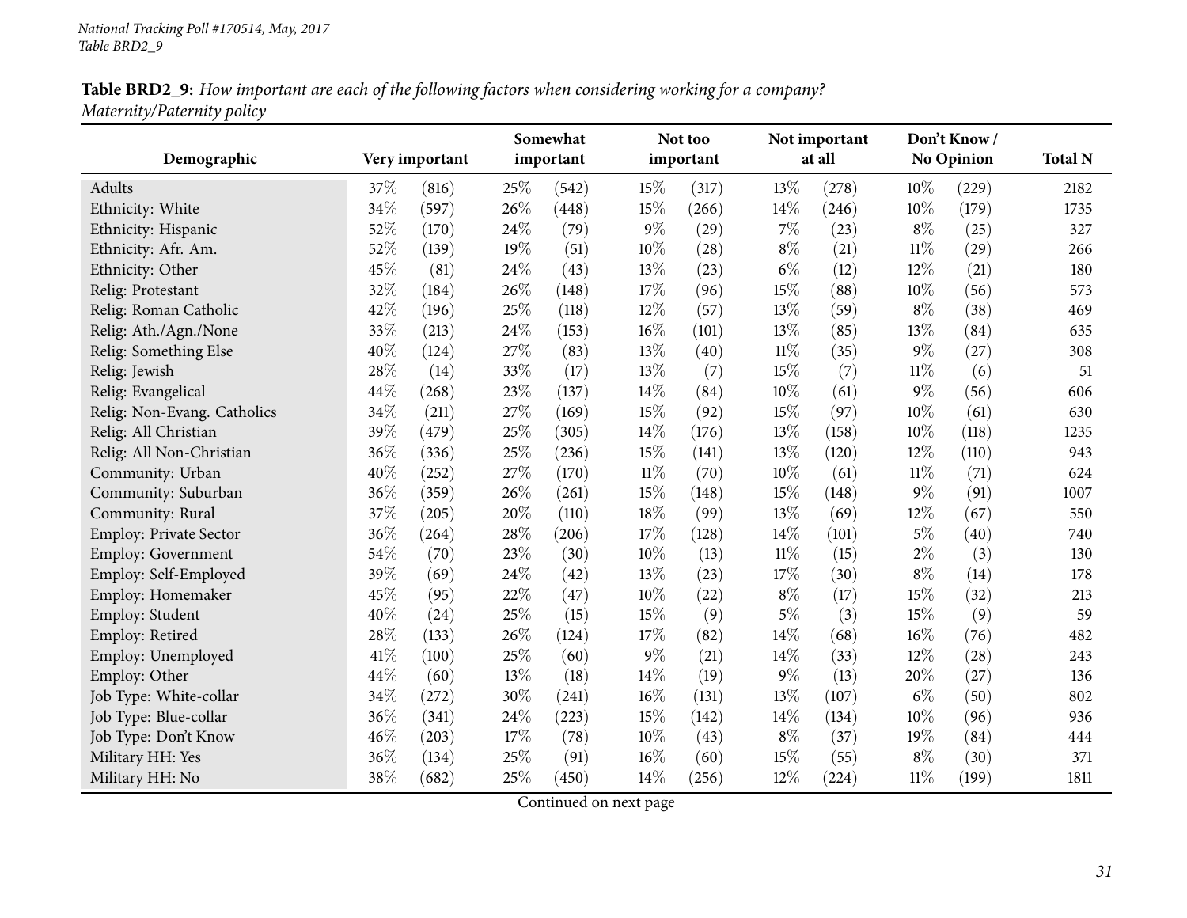**Table BRD2_9:** *How important are each of the following factors when considering working for a company? Maternity/Paternity policy*

| Demographic | Very important | | Somewhat important | | Not too important | | Not important at all | | Don't Know / No Opinion | | Total N |
|---|---|---|---|---|---|---|---|---|---|---|---|
| Adults | 37% | (816) | 25% | (542) | 15% | (317) | 13% | (278) | 10% | (229) | 2182 |
| Ethnicity: White | 34% | (597) | 26% | (448) | 15% | (266) | 14% | (246) | 10% | (179) | 1735 |
| Ethnicity: Hispanic | 52% | (170) | 24% | (79) | 9% | (29) | 7% | (23) | 8% | (25) | 327 |
| Ethnicity: Afr. Am. | 52% | (139) | 19% | (51) | 10% | (28) | 8% | (21) | 11% | (29) | 266 |
| Ethnicity: Other | 45% | (81) | 24% | (43) | 13% | (23) | 6% | (12) | 12% | (21) | 180 |
| Relig: Protestant | 32% | (184) | 26% | (148) | 17% | (96) | 15% | (88) | 10% | (56) | 573 |
| Relig: Roman Catholic | 42% | (196) | 25% | (118) | 12% | (57) | 13% | (59) | 8% | (38) | 469 |
| Relig: Ath./Agn./None | 33% | (213) | 24% | (153) | 16% | (101) | 13% | (85) | 13% | (84) | 635 |
| Relig: Something Else | 40% | (124) | 27% | (83) | 13% | (40) | 11% | (35) | 9% | (27) | 308 |
| Relig: Jewish | 28% | (14) | 33% | (17) | 13% | (7) | 15% | (7) | 11% | (6) | 51 |
| Relig: Evangelical | 44% | (268) | 23% | (137) | 14% | (84) | 10% | (61) | 9% | (56) | 606 |
| Relig: Non-Evang. Catholics | 34% | (211) | 27% | (169) | 15% | (92) | 15% | (97) | 10% | (61) | 630 |
| Relig: All Christian | 39% | (479) | 25% | (305) | 14% | (176) | 13% | (158) | 10% | (118) | 1235 |
| Relig: All Non-Christian | 36% | (336) | 25% | (236) | 15% | (141) | 13% | (120) | 12% | (110) | 943 |
| Community: Urban | 40% | (252) | 27% | (170) | 11% | (70) | 10% | (61) | 11% | (71) | 624 |
| Community: Suburban | 36% | (359) | 26% | (261) | 15% | (148) | 15% | (148) | 9% | (91) | 1007 |
| Community: Rural | 37% | (205) | 20% | (110) | 18% | (99) | 13% | (69) | 12% | (67) | 550 |
| Employ: Private Sector | 36% | (264) | 28% | (206) | 17% | (128) | 14% | (101) | 5% | (40) | 740 |
| Employ: Government | 54% | (70) | 23% | (30) | 10% | (13) | 11% | (15) | 2% | (3) | 130 |
| Employ: Self-Employed | 39% | (69) | 24% | (42) | 13% | (23) | 17% | (30) | 8% | (14) | 178 |
| Employ: Homemaker | 45% | (95) | 22% | (47) | 10% | (22) | 8% | (17) | 15% | (32) | 213 |
| Employ: Student | 40% | (24) | 25% | (15) | 15% | (9) | 5% | (3) | 15% | (9) | 59 |
| Employ: Retired | 28% | (133) | 26% | (124) | 17% | (82) | 14% | (68) | 16% | (76) | 482 |
| Employ: Unemployed | 41% | (100) | 25% | (60) | 9% | (21) | 14% | (33) | 12% | (28) | 243 |
| Employ: Other | 44% | (60) | 13% | (18) | 14% | (19) | 9% | (13) | 20% | (27) | 136 |
| Job Type: White-collar | 34% | (272) | 30% | (241) | 16% | (131) | 13% | (107) | 6% | (50) | 802 |
| Job Type: Blue-collar | 36% | (341) | 24% | (223) | 15% | (142) | 14% | (134) | 10% | (96) | 936 |
| Job Type: Don't Know | 46% | (203) | 17% | (78) | 10% | (43) | 8% | (37) | 19% | (84) | 444 |
| Military HH: Yes | 36% | (134) | 25% | (91) | 16% | (60) | 15% | (55) | 8% | (30) | 371 |
| Military HH: No | 38% | (682) | 25% | (450) | 14% | (256) | 12% | (224) | 11% | (199) | 1811 |

Continued on next page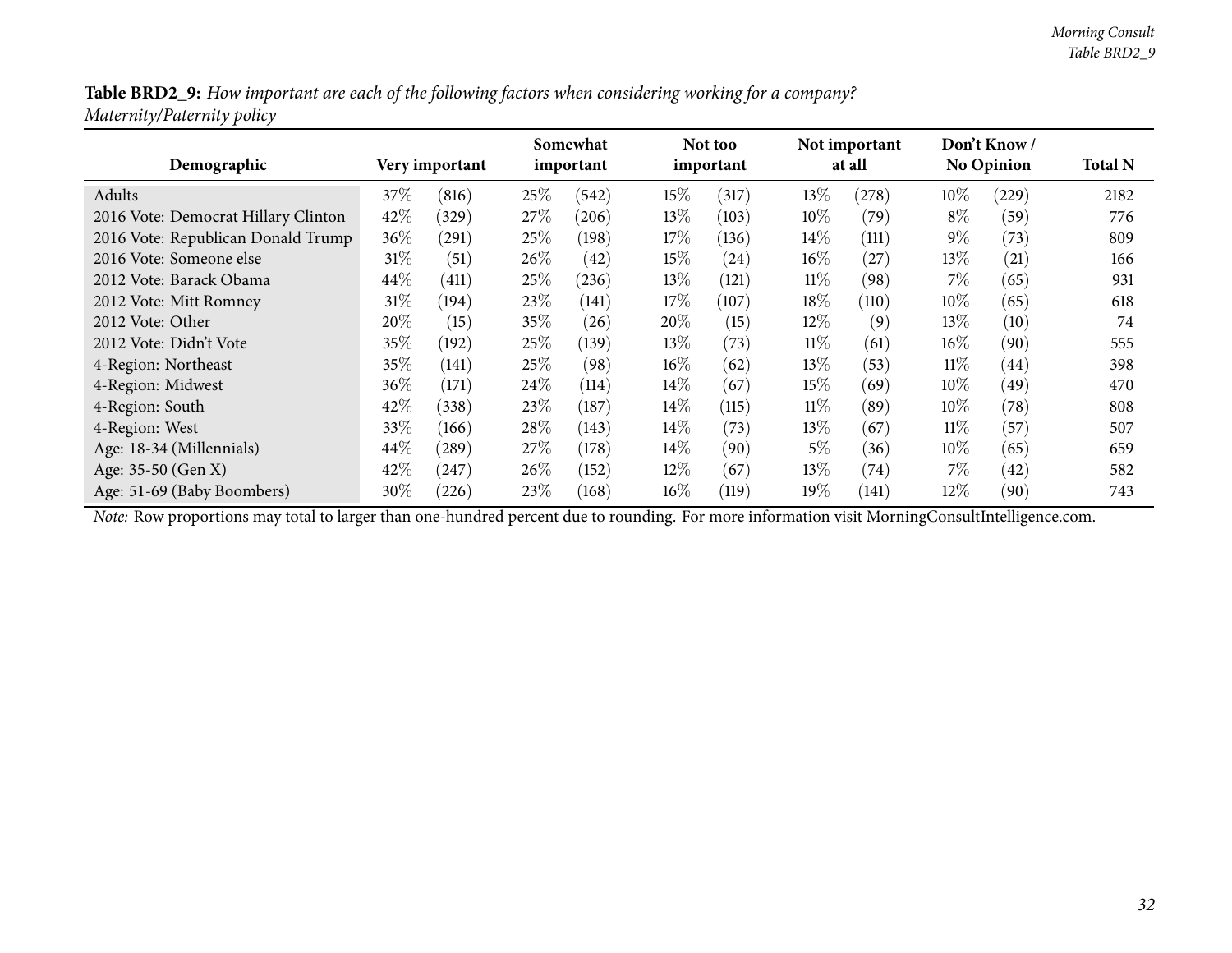**Table BRD2_9:** *How important are each of the following factors when considering working for a company? Maternity/Paternity policy*

| Demographic | Very important | | Somewhat important | | Not too important | | Not important at all | | Don't Know / No Opinion | | Total N |
|---|---|---|---|---|---|---|---|---|---|---|---|
| Adults | 37% | (816) | 25% | (542) | 15% | (317) | 13% | (278) | 10% | (229) | 2182 |
| 2016 Vote: Democrat Hillary Clinton | 42% | (329) | 27% | (206) | 13% | (103) | 10% | (79) | 8% | (59) | 776 |
| 2016 Vote: Republican Donald Trump | 36% | (291) | 25% | (198) | 17% | (136) | 14% | (111) | 9% | (73) | 809 |
| 2016 Vote: Someone else | 31% | (51) | 26% | (42) | 15% | (24) | 16% | (27) | 13% | (21) | 166 |
| 2012 Vote: Barack Obama | 44% | (411) | 25% | (236) | 13% | (121) | 11% | (98) | 7% | (65) | 931 |
| 2012 Vote: Mitt Romney | 31% | (194) | 23% | (141) | 17% | (107) | 18% | (110) | 10% | (65) | 618 |
| 2012 Vote: Other | 20% | (15) | 35% | (26) | 20% | (15) | 12% | (9) | 13% | (10) | 74 |
| 2012 Vote: Didn't Vote | 35% | (192) | 25% | (139) | 13% | (73) | 11% | (61) | 16% | (90) | 555 |
| 4-Region: Northeast | 35% | (141) | 25% | (98) | 16% | (62) | 13% | (53) | 11% | (44) | 398 |
| 4-Region: Midwest | 36% | (171) | 24% | (114) | 14% | (67) | 15% | (69) | 10% | (49) | 470 |
| 4-Region: South | 42% | (338) | 23% | (187) | 14% | (115) | 11% | (89) | 10% | (78) | 808 |
| 4-Region: West | 33% | (166) | 28% | (143) | 14% | (73) | 13% | (67) | 11% | (57) | 507 |
| Age: 18-34 (Millennials) | 44% | (289) | 27% | (178) | 14% | (90) | 5% | (36) | 10% | (65) | 659 |
| Age: 35-50 (Gen X) | 42% | (247) | 26% | (152) | 12% | (67) | 13% | (74) | 7% | (42) | 582 |
| Age: 51-69 (Baby Boombers) | 30% | (226) | 23% | (168) | 16% | (119) | 19% | (141) | 12% | (90) | 743 |

*Note:* Row proportions may total to larger than one-hundred percent due to rounding. For more information visit MorningConsultIntelligence.com.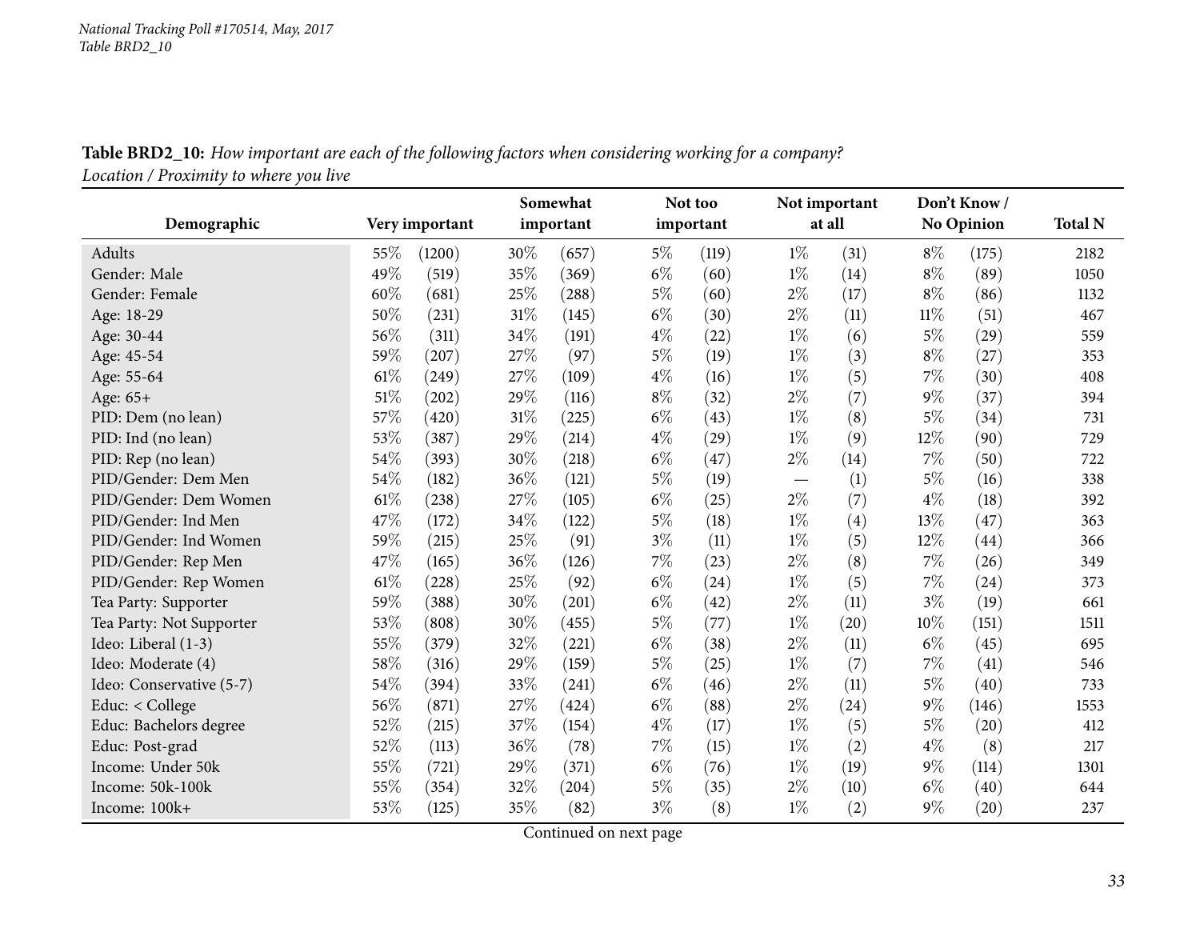*National Tracking Poll #170514, May, 2017*
*Table BRD2_10*

**Table BRD2_10:** *How important are each of the following factors when considering working for a company?*
*Location / Proximity to where you live*

| Demographic | Very important | | Somewhat important | | Not too important | | Not important at all | | Don't Know / No Opinion | | Total N |
|---|---|---|---|---|---|---|---|---|---|---|---|
| Adults | 55% | (1200) | 30% | (657) | 5% | (119) | 1% | (31) | 8% | (175) | 2182 |
| Gender: Male | 49% | (519) | 35% | (369) | 6% | (60) | 1% | (14) | 8% | (89) | 1050 |
| Gender: Female | 60% | (681) | 25% | (288) | 5% | (60) | 2% | (17) | 8% | (86) | 1132 |
| Age: 18-29 | 50% | (231) | 31% | (145) | 6% | (30) | 2% | (11) | 11% | (51) | 467 |
| Age: 30-44 | 56% | (311) | 34% | (191) | 4% | (22) | 1% | (6) | 5% | (29) | 559 |
| Age: 45-54 | 59% | (207) | 27% | (97) | 5% | (19) | 1% | (3) | 8% | (27) | 353 |
| Age: 55-64 | 61% | (249) | 27% | (109) | 4% | (16) | 1% | (5) | 7% | (30) | 408 |
| Age: 65+ | 51% | (202) | 29% | (116) | 8% | (32) | 2% | (7) | 9% | (37) | 394 |
| PID: Dem (no lean) | 57% | (420) | 31% | (225) | 6% | (43) | 1% | (8) | 5% | (34) | 731 |
| PID: Ind (no lean) | 53% | (387) | 29% | (214) | 4% | (29) | 1% | (9) | 12% | (90) | 729 |
| PID: Rep (no lean) | 54% | (393) | 30% | (218) | 6% | (47) | 2% | (14) | 7% | (50) | 722 |
| PID/Gender: Dem Men | 54% | (182) | 36% | (121) | 5% | (19) | — | (1) | 5% | (16) | 338 |
| PID/Gender: Dem Women | 61% | (238) | 27% | (105) | 6% | (25) | 2% | (7) | 4% | (18) | 392 |
| PID/Gender: Ind Men | 47% | (172) | 34% | (122) | 5% | (18) | 1% | (4) | 13% | (47) | 363 |
| PID/Gender: Ind Women | 59% | (215) | 25% | (91) | 3% | (11) | 1% | (5) | 12% | (44) | 366 |
| PID/Gender: Rep Men | 47% | (165) | 36% | (126) | 7% | (23) | 2% | (8) | 7% | (26) | 349 |
| PID/Gender: Rep Women | 61% | (228) | 25% | (92) | 6% | (24) | 1% | (5) | 7% | (24) | 373 |
| Tea Party: Supporter | 59% | (388) | 30% | (201) | 6% | (42) | 2% | (11) | 3% | (19) | 661 |
| Tea Party: Not Supporter | 53% | (808) | 30% | (455) | 5% | (77) | 1% | (20) | 10% | (151) | 1511 |
| Ideo: Liberal (1-3) | 55% | (379) | 32% | (221) | 6% | (38) | 2% | (11) | 6% | (45) | 695 |
| Ideo: Moderate (4) | 58% | (316) | 29% | (159) | 5% | (25) | 1% | (7) | 7% | (41) | 546 |
| Ideo: Conservative (5-7) | 54% | (394) | 33% | (241) | 6% | (46) | 2% | (11) | 5% | (40) | 733 |
| Educ: < College | 56% | (871) | 27% | (424) | 6% | (88) | 2% | (24) | 9% | (146) | 1553 |
| Educ: Bachelors degree | 52% | (215) | 37% | (154) | 4% | (17) | 1% | (5) | 5% | (20) | 412 |
| Educ: Post-grad | 52% | (113) | 36% | (78) | 7% | (15) | 1% | (2) | 4% | (8) | 217 |
| Income: Under 50k | 55% | (721) | 29% | (371) | 6% | (76) | 1% | (19) | 9% | (114) | 1301 |
| Income: 50k-100k | 55% | (354) | 32% | (204) | 5% | (35) | 2% | (10) | 6% | (40) | 644 |
| Income: 100k+ | 53% | (125) | 35% | (82) | 3% | (8) | 1% | (2) | 9% | (20) | 237 |

Continued on next page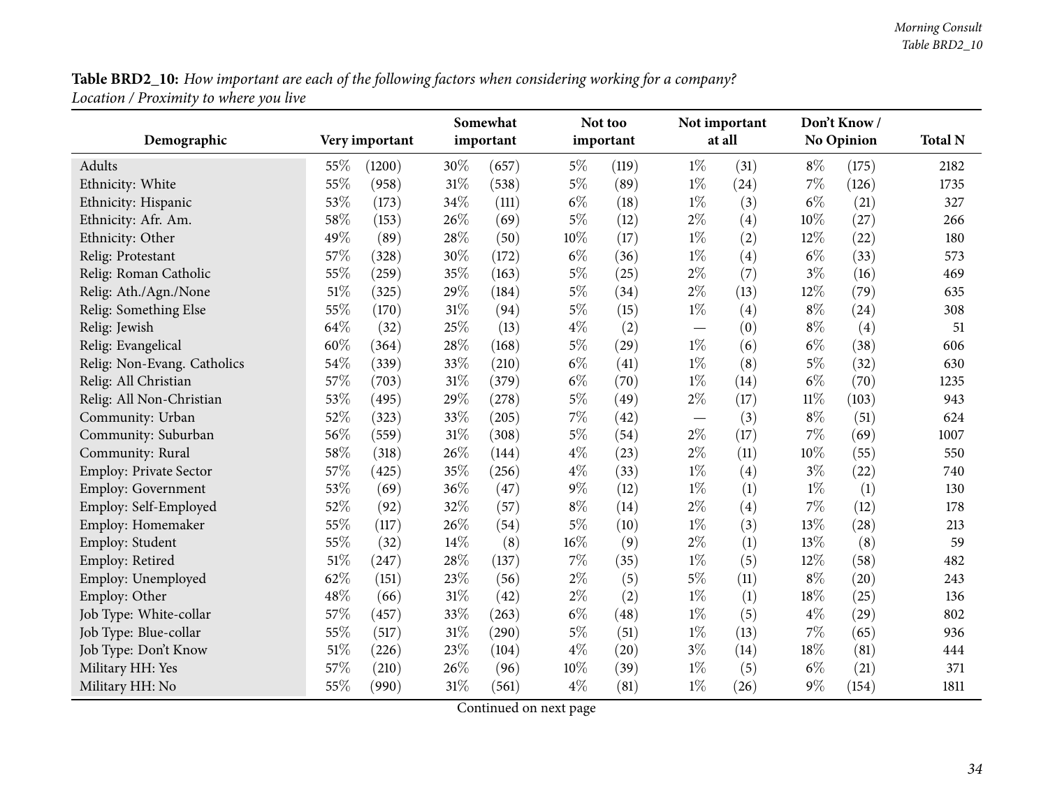**Table BRD2_10:** *How important are each of the following factors when considering working for a company? Location / Proximity to where you live*

| Demographic | Very important | | Somewhat important | | Not too important | | Not important at all | | Don't Know / No Opinion | | Total N |
|---|---|---|---|---|---|---|---|---|---|---|---|
| Adults | 55% | (1200) | 30% | (657) | 5% | (119) | 1% | (31) | 8% | (175) | 2182 |
| Ethnicity: White | 55% | (958) | 31% | (538) | 5% | (89) | 1% | (24) | 7% | (126) | 1735 |
| Ethnicity: Hispanic | 53% | (173) | 34% | (111) | 6% | (18) | 1% | (3) | 6% | (21) | 327 |
| Ethnicity: Afr. Am. | 58% | (153) | 26% | (69) | 5% | (12) | 2% | (4) | 10% | (27) | 266 |
| Ethnicity: Other | 49% | (89) | 28% | (50) | 10% | (17) | 1% | (2) | 12% | (22) | 180 |
| Relig: Protestant | 57% | (328) | 30% | (172) | 6% | (36) | 1% | (4) | 6% | (33) | 573 |
| Relig: Roman Catholic | 55% | (259) | 35% | (163) | 5% | (25) | 2% | (7) | 3% | (16) | 469 |
| Relig: Ath./Agn./None | 51% | (325) | 29% | (184) | 5% | (34) | 2% | (13) | 12% | (79) | 635 |
| Relig: Something Else | 55% | (170) | 31% | (94) | 5% | (15) | 1% | (4) | 8% | (24) | 308 |
| Relig: Jewish | 64% | (32) | 25% | (13) | 4% | (2) | — | (0) | 8% | (4) | 51 |
| Relig: Evangelical | 60% | (364) | 28% | (168) | 5% | (29) | 1% | (6) | 6% | (38) | 606 |
| Relig: Non-Evang. Catholics | 54% | (339) | 33% | (210) | 6% | (41) | 1% | (8) | 5% | (32) | 630 |
| Relig: All Christian | 57% | (703) | 31% | (379) | 6% | (70) | 1% | (14) | 6% | (70) | 1235 |
| Relig: All Non-Christian | 53% | (495) | 29% | (278) | 5% | (49) | 2% | (17) | 11% | (103) | 943 |
| Community: Urban | 52% | (323) | 33% | (205) | 7% | (42) | — | (3) | 8% | (51) | 624 |
| Community: Suburban | 56% | (559) | 31% | (308) | 5% | (54) | 2% | (17) | 7% | (69) | 1007 |
| Community: Rural | 58% | (318) | 26% | (144) | 4% | (23) | 2% | (11) | 10% | (55) | 550 |
| Employ: Private Sector | 57% | (425) | 35% | (256) | 4% | (33) | 1% | (4) | 3% | (22) | 740 |
| Employ: Government | 53% | (69) | 36% | (47) | 9% | (12) | 1% | (1) | 1% | (1) | 130 |
| Employ: Self-Employed | 52% | (92) | 32% | (57) | 8% | (14) | 2% | (4) | 7% | (12) | 178 |
| Employ: Homemaker | 55% | (117) | 26% | (54) | 5% | (10) | 1% | (3) | 13% | (28) | 213 |
| Employ: Student | 55% | (32) | 14% | (8) | 16% | (9) | 2% | (1) | 13% | (8) | 59 |
| Employ: Retired | 51% | (247) | 28% | (137) | 7% | (35) | 1% | (5) | 12% | (58) | 482 |
| Employ: Unemployed | 62% | (151) | 23% | (56) | 2% | (5) | 5% | (11) | 8% | (20) | 243 |
| Employ: Other | 48% | (66) | 31% | (42) | 2% | (2) | 1% | (1) | 18% | (25) | 136 |
| Job Type: White-collar | 57% | (457) | 33% | (263) | 6% | (48) | 1% | (5) | 4% | (29) | 802 |
| Job Type: Blue-collar | 55% | (517) | 31% | (290) | 5% | (51) | 1% | (13) | 7% | (65) | 936 |
| Job Type: Don't Know | 51% | (226) | 23% | (104) | 4% | (20) | 3% | (14) | 18% | (81) | 444 |
| Military HH: Yes | 57% | (210) | 26% | (96) | 10% | (39) | 1% | (5) | 6% | (21) | 371 |
| Military HH: No | 55% | (990) | 31% | (561) | 4% | (81) | 1% | (26) | 9% | (154) | 1811 |

Continued on next page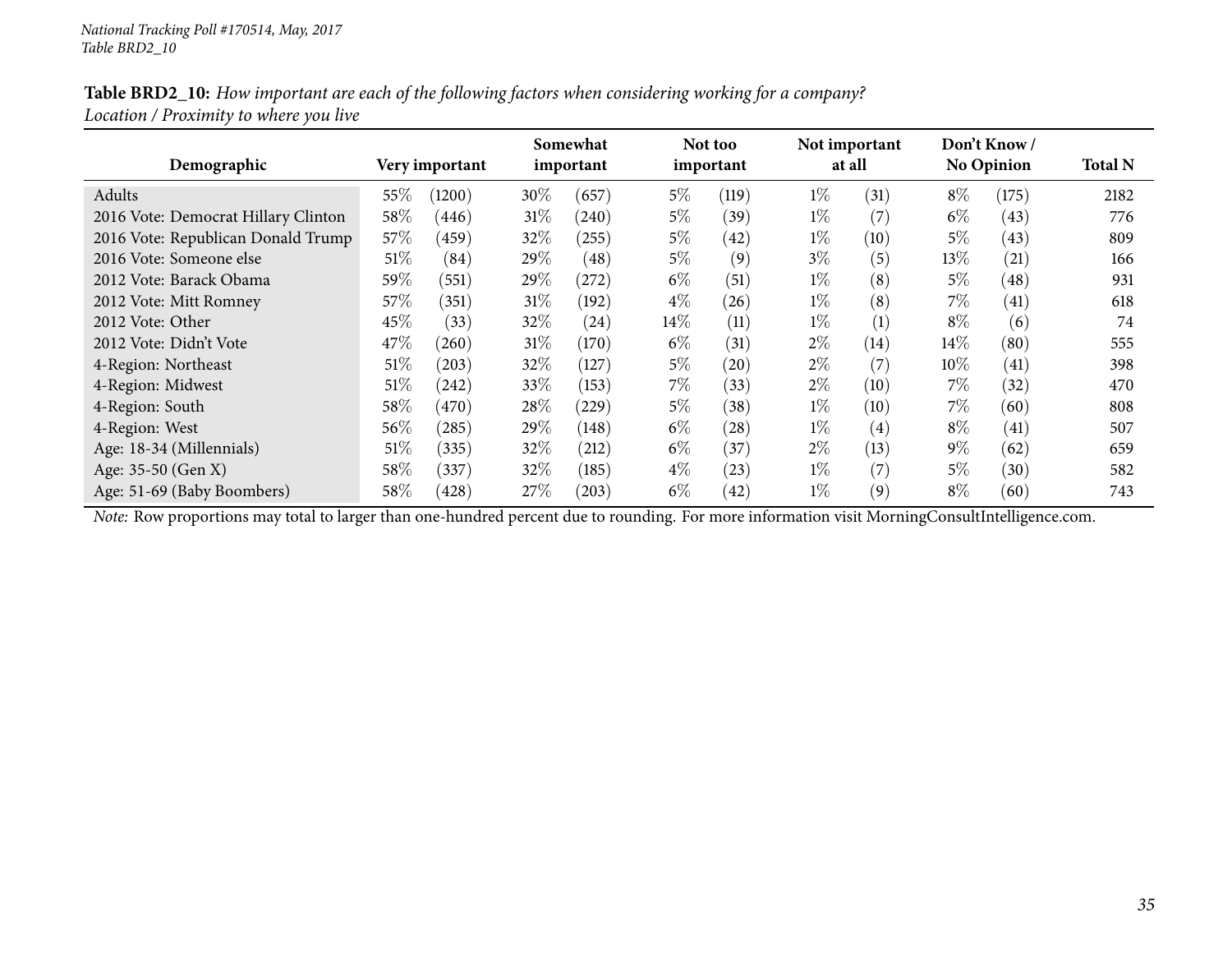**Table BRD2_10:** *How important are each of the following factors when considering working for a company? Location / Proximity to where you live*

| Demographic | Very important | | Somewhat important | | Not too important | | Not important at all | | Don't Know / No Opinion | | Total N |
|---|---|---|---|---|---|---|---|---|---|---|---|
| Adults | 55% | (1200) | 30% | (657) | 5% | (119) | 1% | (31) | 8% | (175) | 2182 |
| 2016 Vote: Democrat Hillary Clinton | 58% | (446) | 31% | (240) | 5% | (39) | 1% | (7) | 6% | (43) | 776 |
| 2016 Vote: Republican Donald Trump | 57% | (459) | 32% | (255) | 5% | (42) | 1% | (10) | 5% | (43) | 809 |
| 2016 Vote: Someone else | 51% | (84) | 29% | (48) | 5% | (9) | 3% | (5) | 13% | (21) | 166 |
| 2012 Vote: Barack Obama | 59% | (551) | 29% | (272) | 6% | (51) | 1% | (8) | 5% | (48) | 931 |
| 2012 Vote: Mitt Romney | 57% | (351) | 31% | (192) | 4% | (26) | 1% | (8) | 7% | (41) | 618 |
| 2012 Vote: Other | 45% | (33) | 32% | (24) | 14% | (11) | 1% | (1) | 8% | (6) | 74 |
| 2012 Vote: Didn't Vote | 47% | (260) | 31% | (170) | 6% | (31) | 2% | (14) | 14% | (80) | 555 |
| 4-Region: Northeast | 51% | (203) | 32% | (127) | 5% | (20) | 2% | (7) | 10% | (41) | 398 |
| 4-Region: Midwest | 51% | (242) | 33% | (153) | 7% | (33) | 2% | (10) | 7% | (32) | 470 |
| 4-Region: South | 58% | (470) | 28% | (229) | 5% | (38) | 1% | (10) | 7% | (60) | 808 |
| 4-Region: West | 56% | (285) | 29% | (148) | 6% | (28) | 1% | (4) | 8% | (41) | 507 |
| Age: 18-34 (Millennials) | 51% | (335) | 32% | (212) | 6% | (37) | 2% | (13) | 9% | (62) | 659 |
| Age: 35-50 (Gen X) | 58% | (337) | 32% | (185) | 4% | (23) | 1% | (7) | 5% | (30) | 582 |
| Age: 51-69 (Baby Boombers) | 58% | (428) | 27% | (203) | 6% | (42) | 1% | (9) | 8% | (60) | 743 |

*Note:* Row proportions may total to larger than one-hundred percent due to rounding. For more information visit MorningConsultIntelligence.com.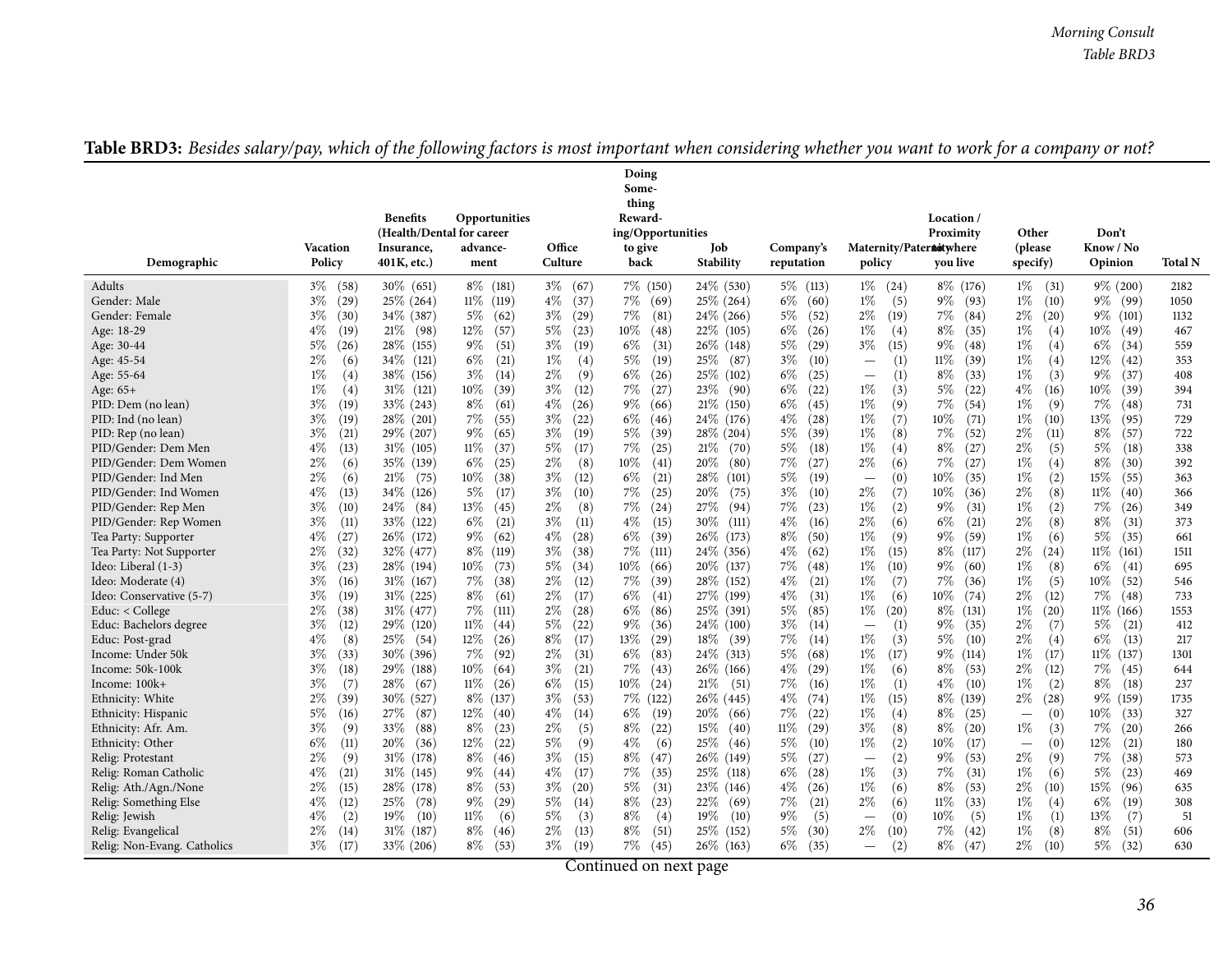**Table BRD3:** *Besides salary/pay, which of the following factors is most important when considering whether you want to work for a company or not?*

| Demographic | Vacation Policy | Benefits (Health/Dental Insurance, 401K, etc.) | Opportunities for career advancement | Office Culture | Doing Something Rewarding/Opportunities to give back | Job Stability | Company's reputation | Maternity/Paternity policy | Location / Proximity to where you live | Other (please specify) | Don't Know / No Opinion | Total N |
|---|---|---|---|---|---|---|---|---|---|---|---|---|
| Adults | 3% (58) | 30% (651) | 8% (181) | 3% (67) | 7% (150) | 24% (530) | 5% (113) | 1% (24) | 8% (176) | 1% (31) | 9% (200) | 2182 |
| Gender: Male | 3% (29) | 25% (264) | 11% (119) | 4% (37) | 7% (69) | 25% (264) | 6% (60) | 1% (5) | 9% (93) | 1% (10) | 9% (99) | 1050 |
| Gender: Female | 3% (30) | 34% (387) | 5% (62) | 3% (29) | 7% (81) | 24% (266) | 5% (52) | 2% (19) | 7% (84) | 2% (20) | 9% (101) | 1132 |
| Age: 18-29 | 4% (19) | 21% (98) | 12% (57) | 5% (23) | 10% (48) | 22% (105) | 6% (26) | 1% (4) | 8% (35) | 1% (4) | 10% (49) | 467 |
| Age: 30-44 | 5% (26) | 28% (155) | 9% (51) | 3% (19) | 6% (31) | 26% (148) | 5% (29) | 3% (15) | 9% (48) | 1% (4) | 6% (34) | 559 |
| Age: 45-54 | 2% (6) | 34% (121) | 6% (21) | 1% (4) | 5% (19) | 25% (87) | 3% (10) | — (1) | 11% (39) | 1% (4) | 12% (42) | 353 |
| Age: 55-64 | 1% (4) | 38% (156) | 3% (14) | 2% (9) | 6% (26) | 25% (102) | 6% (25) | — (1) | 8% (33) | 1% (3) | 9% (37) | 408 |
| Age: 65+ | 1% (4) | 31% (121) | 10% (39) | 3% (12) | 7% (27) | 23% (90) | 6% (22) | 1% (3) | 5% (22) | 4% (16) | 10% (39) | 394 |
| PID: Dem (no lean) | 3% (19) | 33% (243) | 8% (61) | 4% (26) | 9% (66) | 21% (150) | 6% (45) | 1% (9) | 7% (54) | 1% (9) | 7% (48) | 731 |
| PID: Ind (no lean) | 3% (19) | 28% (201) | 7% (55) | 3% (22) | 6% (46) | 24% (176) | 4% (28) | 1% (7) | 10% (71) | 1% (10) | 13% (95) | 729 |
| PID: Rep (no lean) | 3% (21) | 29% (207) | 9% (65) | 3% (19) | 5% (39) | 28% (204) | 5% (39) | 1% (8) | 7% (52) | 2% (11) | 8% (57) | 722 |
| PID/Gender: Dem Men | 4% (13) | 31% (105) | 11% (37) | 5% (17) | 7% (25) | 21% (70) | 5% (18) | 1% (4) | 8% (27) | 2% (5) | 5% (18) | 338 |
| PID/Gender: Dem Women | 2% (6) | 35% (139) | 6% (25) | 2% (8) | 10% (41) | 20% (80) | 7% (27) | 2% (6) | 7% (27) | 1% (4) | 8% (30) | 392 |
| PID/Gender: Ind Men | 2% (6) | 21% (75) | 10% (38) | 3% (12) | 6% (21) | 28% (101) | 5% (19) | — (0) | 10% (35) | 1% (2) | 15% (55) | 363 |
| PID/Gender: Ind Women | 4% (13) | 34% (126) | 5% (17) | 3% (10) | 7% (25) | 20% (75) | 3% (10) | 2% (7) | 10% (36) | 2% (8) | 11% (40) | 366 |
| PID/Gender: Rep Men | 3% (10) | 24% (84) | 13% (45) | 2% (8) | 7% (24) | 27% (94) | 7% (23) | 1% (2) | 9% (31) | 1% (2) | 7% (26) | 349 |
| PID/Gender: Rep Women | 3% (11) | 33% (122) | 6% (21) | 3% (11) | 4% (15) | 30% (111) | 4% (16) | 2% (6) | 6% (21) | 2% (8) | 8% (31) | 373 |
| Tea Party: Supporter | 4% (27) | 26% (172) | 9% (62) | 4% (28) | 6% (39) | 26% (173) | 8% (50) | 1% (9) | 9% (59) | 1% (6) | 5% (35) | 661 |
| Tea Party: Not Supporter | 2% (32) | 32% (477) | 8% (119) | 3% (38) | 7% (111) | 24% (356) | 4% (62) | 1% (15) | 8% (117) | 2% (24) | 11% (161) | 1511 |
| Ideo: Liberal (1-3) | 3% (23) | 28% (194) | 10% (73) | 5% (34) | 10% (66) | 20% (137) | 7% (48) | 1% (10) | 9% (60) | 1% (8) | 6% (41) | 695 |
| Ideo: Moderate (4) | 3% (16) | 31% (167) | 7% (38) | 2% (12) | 7% (39) | 28% (152) | 4% (21) | 1% (7) | 7% (36) | 1% (5) | 10% (52) | 546 |
| Ideo: Conservative (5-7) | 3% (19) | 31% (225) | 8% (61) | 2% (17) | 6% (41) | 27% (199) | 4% (31) | 1% (6) | 10% (74) | 2% (12) | 7% (48) | 733 |
| Educ: < College | 2% (38) | 31% (477) | 7% (111) | 2% (28) | 6% (86) | 25% (391) | 5% (85) | 1% (20) | 8% (131) | 1% (20) | 11% (166) | 1553 |
| Educ: Bachelors degree | 3% (12) | 29% (120) | 11% (44) | 5% (22) | 9% (36) | 24% (100) | 3% (14) | — (1) | 9% (35) | 2% (7) | 5% (21) | 412 |
| Educ: Post-grad | 4% (8) | 25% (54) | 12% (26) | 8% (17) | 13% (29) | 18% (39) | 7% (14) | 1% (3) | 5% (10) | 2% (4) | 6% (13) | 217 |
| Income: Under 50k | 3% (33) | 30% (396) | 7% (92) | 2% (31) | 6% (83) | 24% (313) | 5% (68) | 1% (17) | 9% (114) | 1% (17) | 11% (137) | 1301 |
| Income: 50k-100k | 3% (18) | 29% (188) | 10% (64) | 3% (21) | 7% (43) | 26% (166) | 4% (29) | 1% (6) | 8% (53) | 2% (12) | 7% (45) | 644 |
| Income: 100k+ | 3% (7) | 28% (67) | 11% (26) | 6% (15) | 10% (24) | 21% (51) | 7% (16) | 1% (1) | 4% (10) | 1% (2) | 8% (18) | 237 |
| Ethnicity: White | 2% (39) | 30% (527) | 8% (137) | 3% (53) | 7% (122) | 26% (445) | 4% (74) | 1% (15) | 8% (139) | 2% (28) | 9% (159) | 1735 |
| Ethnicity: Hispanic | 5% (16) | 27% (87) | 12% (40) | 4% (14) | 6% (19) | 20% (66) | 7% (22) | 1% (4) | 8% (25) | — (0) | 10% (33) | 327 |
| Ethnicity: Afr. Am. | 3% (9) | 33% (88) | 8% (23) | 2% (5) | 8% (22) | 15% (40) | 11% (29) | 3% (8) | 8% (20) | 1% (3) | 7% (20) | 266 |
| Ethnicity: Other | 6% (11) | 20% (36) | 12% (22) | 5% (9) | 4% (6) | 25% (46) | 5% (10) | 1% (2) | 10% (17) | — (0) | 12% (21) | 180 |
| Relig: Protestant | 2% (9) | 31% (178) | 8% (46) | 3% (15) | 8% (47) | 26% (149) | 5% (27) | — (2) | 9% (53) | 2% (9) | 7% (38) | 573 |
| Relig: Roman Catholic | 4% (21) | 31% (145) | 9% (44) | 4% (17) | 7% (35) | 25% (118) | 6% (28) | 1% (3) | 7% (31) | 1% (6) | 5% (23) | 469 |
| Relig: Ath./Agn./None | 2% (15) | 28% (178) | 8% (53) | 3% (20) | 5% (31) | 23% (146) | 4% (26) | 1% (6) | 8% (53) | 2% (10) | 15% (96) | 635 |
| Relig: Something Else | 4% (12) | 25% (78) | 9% (29) | 5% (14) | 8% (23) | 22% (69) | 7% (21) | 2% (6) | 11% (33) | 1% (4) | 6% (19) | 308 |
| Relig: Jewish | 4% (2) | 19% (10) | 11% (6) | 5% (3) | 8% (4) | 19% (10) | 9% (5) | — (0) | 10% (5) | 1% (1) | 13% (7) | 51 |
| Relig: Evangelical | 2% (14) | 31% (187) | 8% (46) | 2% (13) | 8% (51) | 25% (152) | 5% (30) | 2% (10) | 7% (42) | 1% (8) | 8% (51) | 606 |
| Relig: Non-Evang. Catholics | 3% (17) | 33% (206) | 8% (53) | 3% (19) | 7% (45) | 26% (163) | 6% (35) | — (2) | 8% (47) | 2% (10) | 5% (32) | 630 |

Continued on next page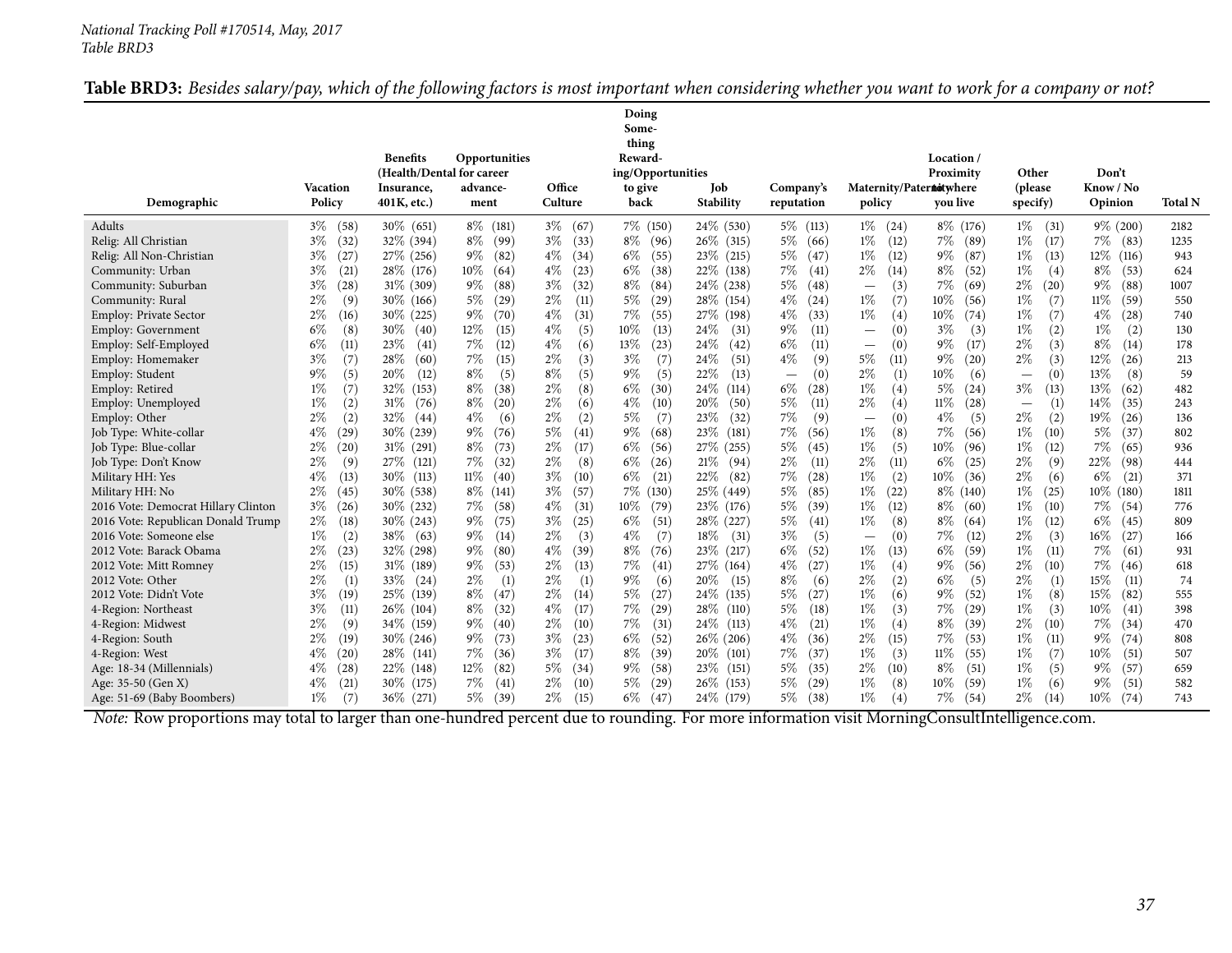**Table BRD3:** *Besides salary/pay, which of the following factors is most important when considering whether you want to work for a company or not?*

| Demographic | Vacation Policy | Benefits (Health/Dental Insurance, 401K, etc.) | Opportunities for career advance-ment | Office Culture | Doing Some-thing Reward-ing/Opportunities to give back | Job Stability | Company's reputation | Maternity/Paternity policy | Location / Proximity to where you live | Other (please specify) | Don't Know / No Opinion | Total N |
|---|---|---|---|---|---|---|---|---|---|---|---|---|
| Adults | 3% (58) | 30% (651) | 8% (181) | 3% (67) | 7% (150) | 24% (530) | 5% (113) | 1% (24) | 8% (176) | 1% (31) | 9% (200) | 2182 |
| Relig: All Christian | 3% (32) | 32% (394) | 8% (99) | 3% (33) | 8% (96) | 26% (315) | 5% (66) | 1% (12) | 7% (89) | 1% (17) | 7% (83) | 1235 |
| Relig: All Non-Christian | 3% (27) | 27% (256) | 9% (82) | 4% (34) | 6% (55) | 23% (215) | 5% (47) | 1% (12) | 9% (87) | 1% (13) | 12% (116) | 943 |
| Community: Urban | 3% (21) | 28% (176) | 10% (64) | 4% (23) | 6% (38) | 22% (138) | 7% (41) | 2% (14) | 8% (52) | 1% (4) | 8% (53) | 624 |
| Community: Suburban | 3% (28) | 31% (309) | 9% (88) | 3% (32) | 8% (84) | 24% (238) | 5% (48) | — (3) | 7% (69) | 2% (20) | 9% (88) | 1007 |
| Community: Rural | 2% (9) | 30% (166) | 5% (29) | 2% (11) | 5% (29) | 28% (154) | 4% (24) | 1% (7) | 10% (56) | 1% (7) | 11% (59) | 550 |
| Employ: Private Sector | 2% (16) | 30% (225) | 9% (70) | 4% (31) | 7% (55) | 27% (198) | 4% (33) | 1% (4) | 10% (74) | 1% (7) | 4% (28) | 740 |
| Employ: Government | 6% (8) | 30% (40) | 12% (15) | 4% (5) | 10% (13) | 24% (31) | 9% (11) | — (0) | 3% (3) | 1% (2) | 1% (2) | 130 |
| Employ: Self-Employed | 6% (11) | 23% (41) | 7% (12) | 4% (6) | 13% (23) | 24% (42) | 6% (11) | — (0) | 9% (17) | 2% (3) | 8% (14) | 178 |
| Employ: Homemaker | 3% (7) | 28% (60) | 7% (15) | 2% (3) | 3% (7) | 24% (51) | 4% (9) | 5% (11) | 9% (20) | 2% (3) | 12% (26) | 213 |
| Employ: Student | 9% (5) | 20% (12) | 8% (5) | 8% (5) | 9% (5) | 22% (13) | — (0) | 2% (1) | 10% (6) | — (0) | 13% (8) | 59 |
| Employ: Retired | 1% (7) | 32% (153) | 8% (38) | 2% (8) | 6% (30) | 24% (114) | 6% (28) | 1% (4) | 5% (24) | 3% (13) | 13% (62) | 482 |
| Employ: Unemployed | 1% (2) | 31% (76) | 8% (20) | 2% (6) | 4% (10) | 20% (50) | 5% (11) | 2% (4) | 11% (28) | — (1) | 14% (35) | 243 |
| Employ: Other | 2% (2) | 32% (44) | 4% (6) | 2% (2) | 5% (7) | 23% (32) | 7% (9) | — (0) | 4% (5) | 2% (2) | 19% (26) | 136 |
| Job Type: White-collar | 4% (29) | 30% (239) | 9% (76) | 5% (41) | 9% (68) | 23% (181) | 7% (56) | 1% (8) | 7% (56) | 1% (10) | 5% (37) | 802 |
| Job Type: Blue-collar | 2% (20) | 31% (291) | 8% (73) | 2% (17) | 6% (56) | 27% (255) | 5% (45) | 1% (5) | 10% (96) | 1% (12) | 7% (65) | 936 |
| Job Type: Don't Know | 2% (9) | 27% (121) | 7% (32) | 2% (8) | 6% (26) | 21% (94) | 2% (11) | 2% (11) | 6% (25) | 2% (9) | 22% (98) | 444 |
| Military HH: Yes | 4% (13) | 30% (113) | 11% (40) | 3% (10) | 6% (21) | 22% (82) | 7% (28) | 1% (2) | 10% (36) | 2% (6) | 6% (21) | 371 |
| Military HH: No | 2% (45) | 30% (538) | 8% (141) | 3% (57) | 7% (130) | 25% (449) | 5% (85) | 1% (22) | 8% (140) | 1% (25) | 10% (180) | 1811 |
| 2016 Vote: Democrat Hillary Clinton | 3% (26) | 30% (232) | 7% (58) | 4% (31) | 10% (79) | 23% (176) | 5% (39) | 1% (12) | 8% (60) | 1% (10) | 7% (54) | 776 |
| 2016 Vote: Republican Donald Trump | 2% (18) | 30% (243) | 9% (75) | 3% (25) | 6% (51) | 28% (227) | 5% (41) | 1% (8) | 8% (64) | 1% (12) | 6% (45) | 809 |
| 2016 Vote: Someone else | 1% (2) | 38% (63) | 9% (14) | 2% (3) | 4% (7) | 18% (31) | 3% (5) | — (0) | 7% (12) | 2% (3) | 16% (27) | 166 |
| 2012 Vote: Barack Obama | 2% (23) | 32% (298) | 9% (80) | 4% (39) | 8% (76) | 23% (217) | 6% (52) | 1% (13) | 6% (59) | 1% (11) | 7% (61) | 931 |
| 2012 Vote: Mitt Romney | 2% (15) | 31% (189) | 9% (53) | 2% (13) | 7% (41) | 27% (164) | 4% (27) | 1% (4) | 9% (56) | 2% (10) | 7% (46) | 618 |
| 2012 Vote: Other | 2% (1) | 33% (24) | 2% (1) | 2% (1) | 9% (6) | 20% (15) | 8% (6) | 2% (2) | 6% (5) | 2% (1) | 15% (11) | 74 |
| 2012 Vote: Didn't Vote | 3% (19) | 25% (139) | 8% (47) | 2% (14) | 5% (27) | 24% (135) | 5% (27) | 1% (6) | 9% (52) | 1% (8) | 15% (82) | 555 |
| 4-Region: Northeast | 3% (11) | 26% (104) | 8% (32) | 4% (17) | 7% (29) | 28% (110) | 5% (18) | 1% (3) | 7% (29) | 1% (3) | 10% (41) | 398 |
| 4-Region: Midwest | 2% (9) | 34% (159) | 9% (40) | 2% (10) | 7% (31) | 24% (113) | 4% (21) | 1% (4) | 8% (39) | 2% (10) | 7% (34) | 470 |
| 4-Region: South | 2% (19) | 30% (246) | 9% (73) | 3% (23) | 6% (52) | 26% (206) | 4% (36) | 2% (15) | 7% (53) | 1% (11) | 9% (74) | 808 |
| 4-Region: West | 4% (20) | 28% (141) | 7% (36) | 3% (17) | 8% (39) | 20% (101) | 7% (37) | 1% (3) | 11% (55) | 1% (7) | 10% (51) | 507 |
| Age: 18-34 (Millennials) | 4% (28) | 22% (148) | 12% (82) | 5% (34) | 9% (58) | 23% (151) | 5% (35) | 2% (10) | 8% (51) | 1% (5) | 9% (57) | 659 |
| Age: 35-50 (Gen X) | 4% (21) | 30% (175) | 7% (41) | 2% (10) | 5% (29) | 26% (153) | 5% (29) | 1% (8) | 10% (59) | 1% (6) | 9% (51) | 582 |
| Age: 51-69 (Baby Boombers) | 1% (7) | 36% (271) | 5% (39) | 2% (15) | 6% (47) | 24% (179) | 5% (38) | 1% (4) | 7% (54) | 2% (14) | 10% (74) | 743 |

*Note:* Row proportions may total to larger than one-hundred percent due to rounding. For more information visit MorningConsultIntelligence.com.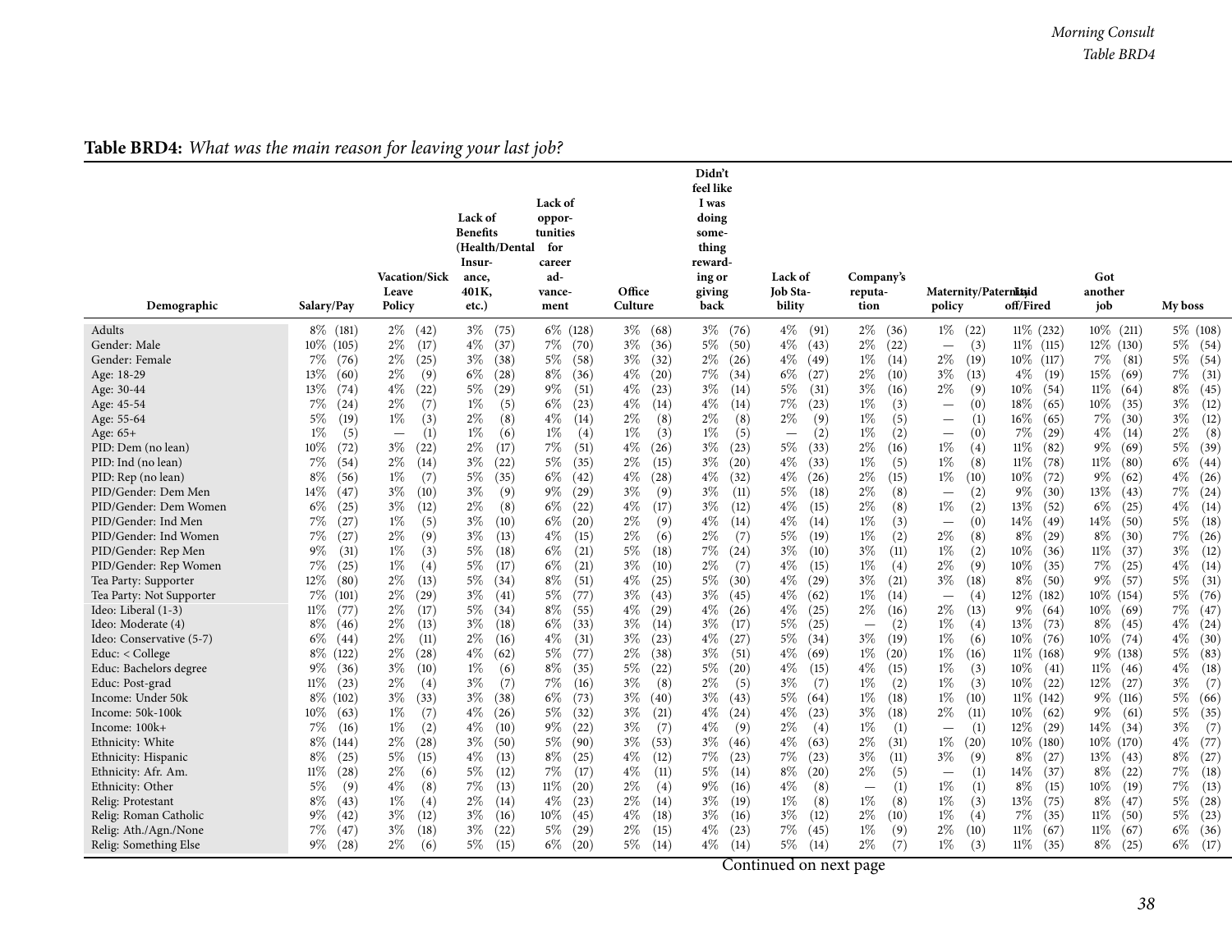**Table BRD4:** *What was the main reason for leaving your last job?*

| Demographic | Salary/Pay | Vacation/Sick Leave Policy | Lack of Benefits (Health/Dental Insurance, 401K, etc.) | Lack of opportunities for career advancement | Office Culture | Didn't feel like I was doing something rewarding or giving back | Lack of Job Stability | Company's reputation | Maternity/Paternity policy | Laid off/Fired | Got another job | My boss |
|---|---|---|---|---|---|---|---|---|---|---|---|---|
| Adults | 8% (181) | 2% (42) | 3% (75) | 6% (128) | 3% (68) | 3% (76) | 4% (91) | 2% (36) | 1% (22) | 11% (232) | 10% (211) | 5% (108) |
| Gender: Male | 10% (105) | 2% (17) | 4% (37) | 7% (70) | 3% (36) | 5% (50) | 4% (43) | 2% (22) | — (3) | 11% (115) | 12% (130) | 5% (54) |
| Gender: Female | 7% (76) | 2% (25) | 3% (38) | 5% (58) | 3% (32) | 2% (26) | 4% (49) | 1% (14) | 2% (19) | 10% (117) | 7% (81) | 5% (54) |
| Age: 18-29 | 13% (60) | 2% (9) | 6% (28) | 8% (36) | 4% (20) | 7% (34) | 6% (27) | 2% (10) | 3% (13) | 4% (19) | 15% (69) | 7% (31) |
| Age: 30-44 | 13% (74) | 4% (22) | 5% (29) | 9% (51) | 4% (23) | 3% (14) | 5% (31) | 3% (16) | 2% (9) | 10% (54) | 11% (64) | 8% (45) |
| Age: 45-54 | 7% (24) | 2% (7) | 1% (5) | 6% (23) | 4% (14) | 4% (14) | 7% (23) | 1% (3) | — (0) | 18% (65) | 10% (35) | 3% (12) |
| Age: 55-64 | 5% (19) | 1% (3) | 2% (8) | 4% (14) | 2% (8) | 2% (8) | 2% (9) | 1% (5) | — (1) | 16% (65) | 7% (30) | 3% (12) |
| Age: 65+ | 1% (5) | — (1) | 1% (6) | 1% (4) | 1% (3) | 1% (5) | — (2) | 1% (2) | — (0) | 7% (29) | 4% (14) | 2% (8) |
| PID: Dem (no lean) | 10% (72) | 3% (22) | 2% (17) | 7% (51) | 4% (26) | 3% (23) | 5% (33) | 2% (16) | 1% (4) | 11% (82) | 9% (69) | 5% (39) |
| PID: Ind (no lean) | 7% (54) | 2% (14) | 3% (22) | 5% (35) | 2% (15) | 3% (20) | 4% (33) | 1% (5) | 1% (8) | 11% (78) | 11% (80) | 6% (44) |
| PID: Rep (no lean) | 8% (56) | 1% (7) | 5% (35) | 6% (42) | 4% (28) | 4% (32) | 4% (26) | 2% (15) | 1% (10) | 10% (72) | 9% (62) | 4% (26) |
| PID/Gender: Dem Men | 14% (47) | 3% (10) | 3% (9) | 9% (29) | 3% (9) | 3% (11) | 5% (18) | 2% (8) | — (2) | 9% (30) | 13% (43) | 7% (24) |
| PID/Gender: Dem Women | 6% (25) | 3% (12) | 2% (8) | 6% (22) | 4% (17) | 3% (12) | 4% (15) | 2% (8) | 1% (2) | 13% (52) | 6% (25) | 4% (14) |
| PID/Gender: Ind Men | 7% (27) | 1% (5) | 3% (10) | 6% (20) | 2% (9) | 4% (14) | 4% (14) | 1% (3) | — (0) | 14% (49) | 14% (50) | 5% (18) |
| PID/Gender: Ind Women | 7% (27) | 2% (9) | 3% (13) | 4% (15) | 2% (6) | 2% (7) | 5% (19) | 1% (2) | 2% (8) | 8% (29) | 8% (30) | 7% (26) |
| PID/Gender: Rep Men | 9% (31) | 1% (3) | 5% (18) | 6% (21) | 5% (18) | 7% (24) | 3% (10) | 3% (11) | 1% (2) | 10% (36) | 11% (37) | 3% (12) |
| PID/Gender: Rep Women | 7% (25) | 1% (4) | 5% (17) | 6% (21) | 3% (10) | 2% (7) | 4% (15) | 1% (4) | 2% (9) | 10% (35) | 7% (25) | 4% (14) |
| Tea Party: Supporter | 12% (80) | 2% (13) | 5% (34) | 8% (51) | 4% (25) | 5% (30) | 4% (29) | 3% (21) | 3% (18) | 8% (50) | 9% (57) | 5% (31) |
| Tea Party: Not Supporter | 7% (101) | 2% (29) | 3% (41) | 5% (77) | 3% (43) | 3% (45) | 4% (62) | 1% (14) | — (4) | 12% (182) | 10% (154) | 5% (76) |
| Ideo: Liberal (1-3) | 11% (77) | 2% (17) | 5% (34) | 8% (55) | 4% (29) | 4% (26) | 4% (25) | 2% (16) | 2% (13) | 9% (64) | 10% (69) | 7% (47) |
| Ideo: Moderate (4) | 8% (46) | 2% (13) | 3% (18) | 6% (33) | 3% (14) | 3% (17) | 5% (25) | — (2) | 1% (4) | 13% (73) | 8% (45) | 4% (24) |
| Ideo: Conservative (5-7) | 6% (44) | 2% (11) | 2% (16) | 4% (31) | 3% (23) | 4% (27) | 5% (34) | 3% (19) | 1% (6) | 10% (76) | 10% (74) | 4% (30) |
| Educ: < College | 8% (122) | 2% (28) | 4% (62) | 5% (77) | 2% (38) | 3% (51) | 4% (69) | 1% (20) | 1% (16) | 11% (168) | 9% (138) | 5% (83) |
| Educ: Bachelors degree | 9% (36) | 3% (10) | 1% (6) | 8% (35) | 5% (22) | 5% (20) | 4% (15) | 4% (15) | 1% (3) | 10% (41) | 11% (46) | 4% (18) |
| Educ: Post-grad | 11% (23) | 2% (4) | 3% (7) | 7% (16) | 3% (8) | 2% (5) | 3% (7) | 1% (2) | 1% (3) | 10% (22) | 12% (27) | 3% (7) |
| Income: Under 50k | 8% (102) | 3% (33) | 3% (38) | 6% (73) | 3% (40) | 3% (43) | 5% (64) | 1% (18) | 1% (10) | 11% (142) | 9% (116) | 5% (66) |
| Income: 50k-100k | 10% (63) | 1% (7) | 4% (26) | 5% (32) | 3% (21) | 4% (24) | 4% (23) | 3% (18) | 2% (11) | 10% (62) | 9% (61) | 5% (35) |
| Income: 100k+ | 7% (16) | 1% (2) | 4% (10) | 9% (22) | 3% (7) | 4% (9) | 2% (4) | 1% (1) | — (1) | 12% (29) | 14% (34) | 3% (7) |
| Ethnicity: White | 8% (144) | 2% (28) | 3% (50) | 5% (90) | 3% (53) | 3% (46) | 4% (63) | 2% (31) | 1% (20) | 10% (180) | 10% (170) | 4% (77) |
| Ethnicity: Hispanic | 8% (25) | 5% (15) | 4% (13) | 8% (25) | 4% (12) | 7% (23) | 7% (23) | 3% (11) | 3% (9) | 8% (27) | 13% (43) | 8% (27) |
| Ethnicity: Afr. Am. | 11% (28) | 2% (6) | 5% (12) | 7% (17) | 4% (11) | 5% (14) | 8% (20) | 2% (5) | — (1) | 14% (37) | 8% (22) | 7% (18) |
| Ethnicity: Other | 5% (9) | 4% (8) | 7% (13) | 11% (20) | 2% (4) | 9% (16) | 4% (8) | — (1) | 1% (1) | 8% (15) | 10% (19) | 7% (13) |
| Relig: Protestant | 8% (43) | 1% (4) | 2% (14) | 4% (23) | 2% (14) | 3% (19) | 1% (8) | 1% (8) | 1% (3) | 13% (75) | 8% (47) | 5% (28) |
| Relig: Roman Catholic | 9% (42) | 3% (12) | 3% (16) | 10% (45) | 4% (18) | 3% (16) | 3% (12) | 2% (10) | 1% (4) | 7% (35) | 11% (50) | 5% (23) |
| Relig: Ath./Agn./None | 7% (47) | 3% (18) | 3% (22) | 5% (29) | 2% (15) | 4% (23) | 7% (45) | 1% (9) | 2% (10) | 11% (67) | 11% (67) | 6% (36) |
| Relig: Something Else | 9% (28) | 2% (6) | 5% (15) | 6% (20) | 5% (14) | 4% (14) | 5% (14) | 2% (7) | 1% (3) | 11% (35) | 8% (25) | 6% (17) |

Continued on next page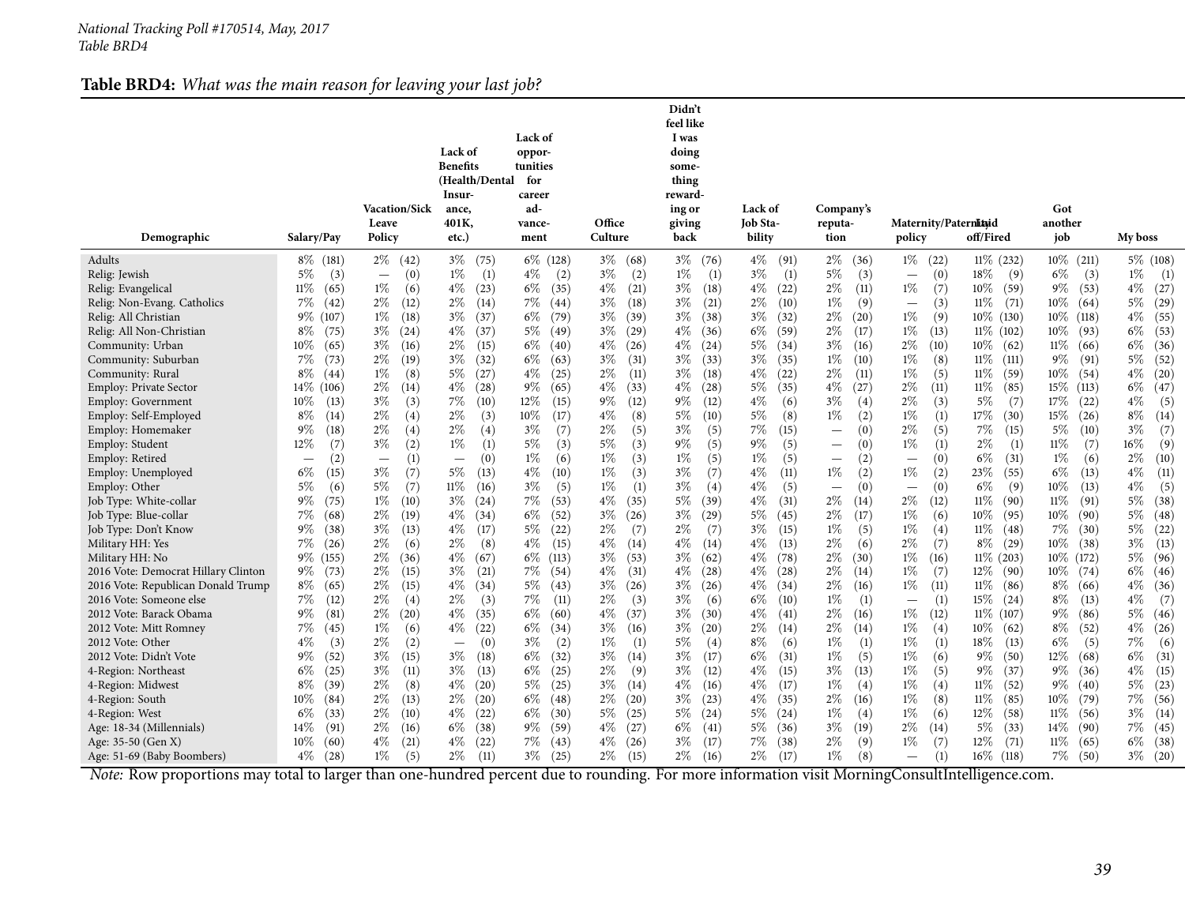*National Tracking Poll #170514, May, 2017*
*Table BRD4*

**Table BRD4:** *What was the main reason for leaving your last job?*

| Demographic | Salary/Pay | Vacation/Sick Leave Policy | Lack of Benefits (Health/Dental Insurance, 401K, etc.) | Lack of opportunities for career advancement | Office Culture | Didn't feel like I was doing something rewarding or giving back | Lack of Job Stability | Company's reputation | Maternity/Paternity policy | Laid off/Fired | Got another job | My boss |
|---|---|---|---|---|---|---|---|---|---|---|---|---|
| Adults | 8% (181) | 2% (42) | 3% (75) | 6% (128) | 3% (68) | 3% (76) | 4% (91) | 2% (36) | 1% (22) | 11% (232) | 10% (211) | 5% (108) |
| Relig: Jewish | 5% (3) | — (0) | 1% (1) | 4% (2) | 3% (2) | 1% (1) | 3% (1) | 5% (3) | — (0) | 18% (9) | 6% (3) | 1% (1) |
| Relig: Evangelical | 11% (65) | 1% (6) | 4% (23) | 6% (35) | 4% (21) | 3% (18) | 4% (22) | 2% (11) | 1% (7) | 10% (59) | 9% (53) | 4% (27) |
| Relig: Non-Evang. Catholics | 7% (42) | 2% (12) | 2% (14) | 7% (44) | 3% (18) | 3% (21) | 2% (10) | 1% (9) | — (3) | 11% (71) | 10% (64) | 5% (29) |
| Relig: All Christian | 9% (107) | 1% (18) | 3% (37) | 6% (79) | 3% (39) | 3% (38) | 3% (32) | 2% (20) | 1% (9) | 10% (130) | 10% (118) | 4% (55) |
| Relig: All Non-Christian | 8% (75) | 3% (24) | 4% (37) | 5% (49) | 3% (29) | 4% (36) | 6% (59) | 2% (17) | 1% (13) | 11% (102) | 10% (93) | 6% (53) |
| Community: Urban | 10% (65) | 3% (16) | 2% (15) | 6% (40) | 4% (26) | 4% (24) | 5% (34) | 3% (16) | 2% (10) | 10% (62) | 11% (66) | 6% (36) |
| Community: Suburban | 7% (73) | 2% (19) | 3% (32) | 6% (63) | 3% (31) | 3% (33) | 3% (35) | 1% (10) | 1% (8) | 11% (111) | 9% (91) | 5% (52) |
| Community: Rural | 8% (44) | 1% (8) | 5% (27) | 4% (25) | 2% (11) | 3% (18) | 4% (22) | 2% (11) | 1% (5) | 11% (59) | 10% (54) | 4% (20) |
| Employ: Private Sector | 14% (106) | 2% (14) | 4% (28) | 9% (65) | 4% (33) | 4% (28) | 5% (35) | 4% (27) | 2% (11) | 11% (85) | 15% (113) | 6% (47) |
| Employ: Government | 10% (13) | 3% (3) | 7% (10) | 12% (15) | 9% (12) | 9% (12) | 4% (6) | 3% (4) | 2% (3) | 5% (7) | 17% (22) | 4% (5) |
| Employ: Self-Employed | 8% (14) | 2% (4) | 2% (3) | 10% (17) | 4% (8) | 5% (10) | 5% (8) | 1% (2) | 1% (1) | 17% (30) | 15% (26) | 8% (14) |
| Employ: Homemaker | 9% (18) | 2% (4) | 2% (4) | 3% (7) | 2% (5) | 3% (5) | 7% (15) | — (0) | 2% (5) | 7% (15) | 5% (10) | 3% (7) |
| Employ: Student | 12% (7) | 3% (2) | 1% (1) | 5% (3) | 5% (3) | 9% (5) | 9% (5) | — (0) | 1% (1) | 2% (1) | 11% (7) | 16% (9) |
| Employ: Retired | — (2) | — (1) | — (0) | 1% (6) | 1% (3) | 1% (5) | 1% (5) | — (2) | — (0) | 6% (31) | 1% (6) | 2% (10) |
| Employ: Unemployed | 6% (15) | 3% (7) | 5% (13) | 4% (10) | 1% (3) | 3% (7) | 4% (11) | 1% (2) | 1% (2) | 23% (55) | 6% (13) | 4% (11) |
| Employ: Other | 5% (6) | 5% (7) | 11% (16) | 3% (5) | 1% (1) | 3% (4) | 4% (5) | — (0) | — (0) | 6% (9) | 10% (13) | 4% (5) |
| Job Type: White-collar | 9% (75) | 1% (10) | 3% (24) | 7% (53) | 4% (35) | 5% (39) | 4% (31) | 2% (14) | 2% (12) | 11% (90) | 11% (91) | 5% (38) |
| Job Type: Blue-collar | 7% (68) | 2% (19) | 4% (34) | 6% (52) | 3% (26) | 3% (29) | 5% (45) | 2% (17) | 1% (6) | 10% (95) | 10% (90) | 5% (48) |
| Job Type: Don't Know | 9% (38) | 3% (13) | 4% (17) | 5% (22) | 2% (7) | 2% (7) | 3% (15) | 1% (5) | 1% (4) | 11% (48) | 7% (30) | 5% (22) |
| Military HH: Yes | 7% (26) | 2% (6) | 2% (8) | 4% (15) | 4% (14) | 4% (14) | 4% (13) | 2% (6) | 2% (7) | 8% (29) | 10% (38) | 3% (13) |
| Military HH: No | 9% (155) | 2% (36) | 4% (67) | 6% (113) | 3% (53) | 3% (62) | 4% (78) | 2% (30) | 1% (16) | 11% (203) | 10% (172) | 5% (96) |
| 2016 Vote: Democrat Hillary Clinton | 9% (73) | 2% (15) | 3% (21) | 7% (54) | 4% (31) | 4% (28) | 4% (28) | 2% (14) | 1% (7) | 12% (90) | 10% (74) | 6% (46) |
| 2016 Vote: Republican Donald Trump | 8% (65) | 2% (15) | 4% (34) | 5% (43) | 3% (26) | 3% (26) | 4% (34) | 2% (16) | 1% (11) | 11% (86) | 8% (66) | 4% (36) |
| 2016 Vote: Someone else | 7% (12) | 2% (4) | 2% (3) | 7% (11) | 2% (3) | 3% (6) | 6% (10) | 1% (1) | — (1) | 15% (24) | 8% (13) | 4% (7) |
| 2012 Vote: Barack Obama | 9% (81) | 2% (20) | 4% (35) | 6% (60) | 4% (37) | 3% (30) | 4% (41) | 2% (16) | 1% (12) | 11% (107) | 9% (86) | 5% (46) |
| 2012 Vote: Mitt Romney | 7% (45) | 1% (6) | 4% (22) | 6% (34) | 3% (16) | 3% (20) | 2% (14) | 2% (14) | 1% (4) | 10% (62) | 8% (52) | 4% (26) |
| 2012 Vote: Other | 4% (3) | 2% (2) | — (0) | 3% (2) | 1% (1) | 5% (4) | 8% (6) | 1% (1) | 1% (1) | 18% (13) | 6% (5) | 7% (6) |
| 2012 Vote: Didn't Vote | 9% (52) | 3% (15) | 3% (18) | 6% (32) | 3% (14) | 3% (17) | 6% (31) | 1% (5) | 1% (6) | 9% (50) | 12% (68) | 6% (31) |
| 4-Region: Northeast | 6% (25) | 3% (11) | 3% (13) | 6% (25) | 2% (9) | 3% (12) | 4% (15) | 3% (13) | 1% (5) | 9% (37) | 9% (36) | 4% (15) |
| 4-Region: Midwest | 8% (39) | 2% (8) | 4% (20) | 5% (25) | 3% (14) | 4% (16) | 4% (17) | 1% (4) | 1% (4) | 11% (52) | 9% (40) | 5% (23) |
| 4-Region: South | 10% (84) | 2% (13) | 2% (20) | 6% (48) | 2% (20) | 3% (23) | 4% (35) | 2% (16) | 1% (8) | 11% (85) | 10% (79) | 7% (56) |
| 4-Region: West | 6% (33) | 2% (10) | 4% (22) | 6% (30) | 5% (25) | 5% (24) | 5% (24) | 1% (4) | 1% (6) | 12% (58) | 11% (56) | 3% (14) |
| Age: 18-34 (Millennials) | 14% (91) | 2% (16) | 6% (38) | 9% (59) | 4% (27) | 6% (41) | 5% (36) | 3% (19) | 2% (14) | 5% (33) | 14% (90) | 7% (45) |
| Age: 35-50 (Gen X) | 10% (60) | 4% (21) | 4% (22) | 7% (43) | 4% (26) | 3% (17) | 7% (38) | 2% (9) | 1% (7) | 12% (71) | 11% (65) | 6% (38) |
| Age: 51-69 (Baby Boombers) | 4% (28) | 1% (5) | 2% (11) | 3% (25) | 2% (15) | 2% (16) | 2% (17) | 1% (8) | — (1) | 16% (118) | 7% (50) | 3% (20) |

*Note:* Row proportions may total to larger than one-hundred percent due to rounding. For more information visit MorningConsultIntelligence.com.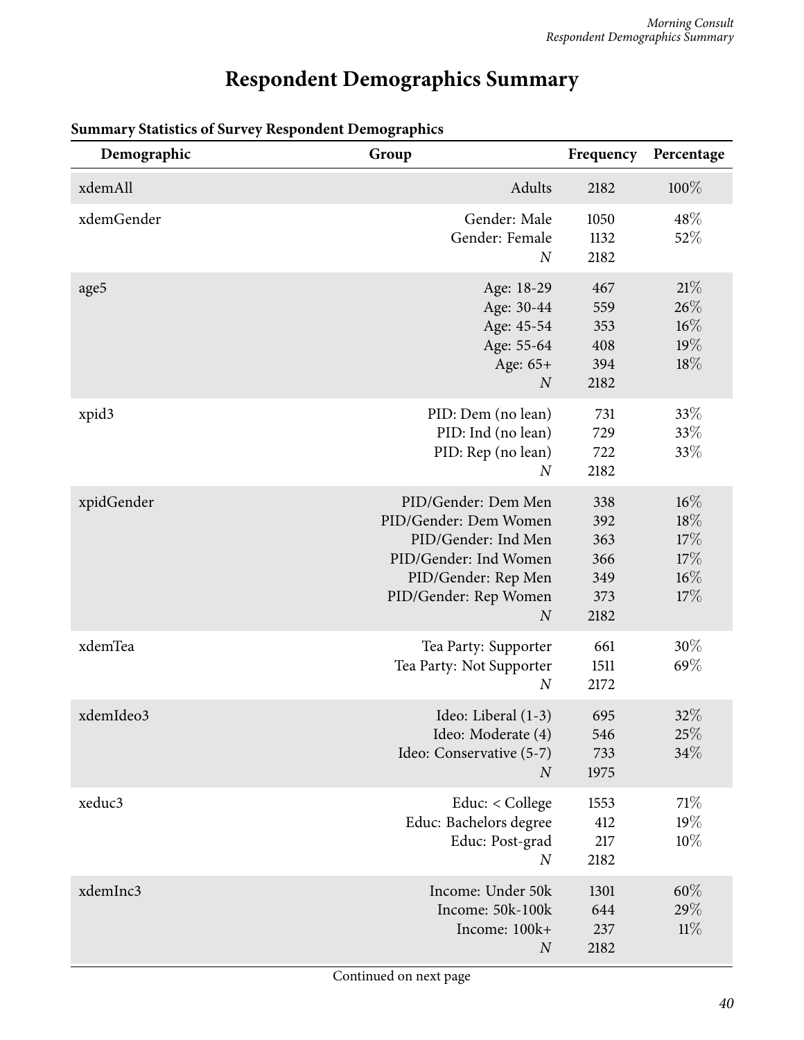# Respondent Demographics Summary

**Summary Statistics of Survey Respondent Demographics**

| Demographic | Group | Frequency | Percentage |
|---|---|---|---|
| xdemAll | Adults | 2182 | 100% |
| xdemGender | Gender: Male | 1050 | 48% |
| | Gender: Female | 1132 | 52% |
| | *N* | 2182 | |
| age5 | Age: 18-29 | 467 | 21% |
| | Age: 30-44 | 559 | 26% |
| | Age: 45-54 | 353 | 16% |
| | Age: 55-64 | 408 | 19% |
| | Age: 65+ | 394 | 18% |
| | *N* | 2182 | |
| xpid3 | PID: Dem (no lean) | 731 | 33% |
| | PID: Ind (no lean) | 729 | 33% |
| | PID: Rep (no lean) | 722 | 33% |
| | *N* | 2182 | |
| xpidGender | PID/Gender: Dem Men | 338 | 16% |
| | PID/Gender: Dem Women | 392 | 18% |
| | PID/Gender: Ind Men | 363 | 17% |
| | PID/Gender: Ind Women | 366 | 17% |
| | PID/Gender: Rep Men | 349 | 16% |
| | PID/Gender: Rep Women | 373 | 17% |
| | *N* | 2182 | |
| xdemTea | Tea Party: Supporter | 661 | 30% |
| | Tea Party: Not Supporter | 1511 | 69% |
| | *N* | 2172 | |
| xdemIdeo3 | Ideo: Liberal (1-3) | 695 | 32% |
| | Ideo: Moderate (4) | 546 | 25% |
| | Ideo: Conservative (5-7) | 733 | 34% |
| | *N* | 1975 | |
| xeduc3 | Educ: < College | 1553 | 71% |
| | Educ: Bachelors degree | 412 | 19% |
| | Educ: Post-grad | 217 | 10% |
| | *N* | 2182 | |
| xdemInc3 | Income: Under 50k | 1301 | 60% |
| | Income: 50k-100k | 644 | 29% |
| | Income: 100k+ | 237 | 11% |
| | *N* | 2182 | |

Continued on next page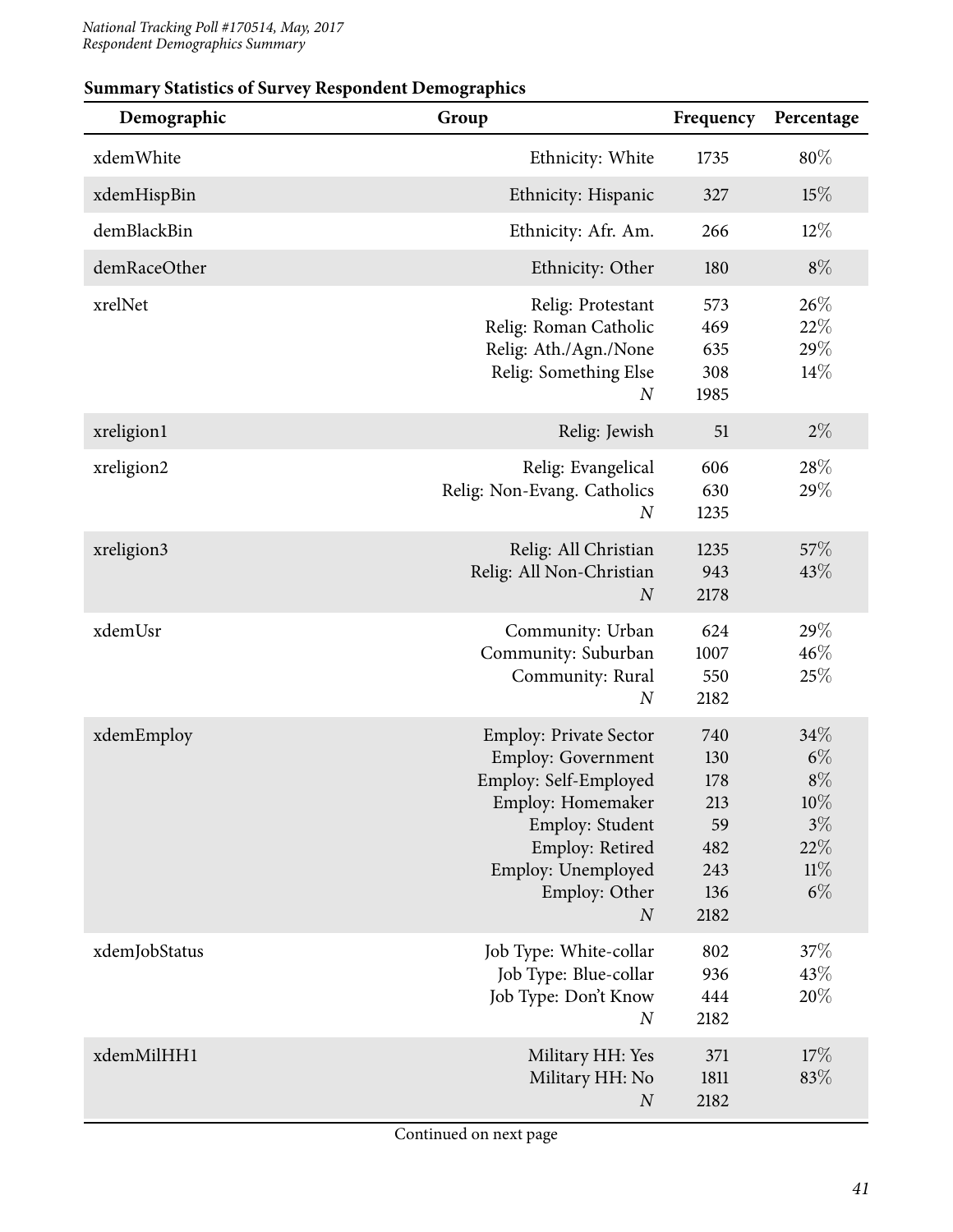**Summary Statistics of Survey Respondent Demographics**

| Demographic | Group | Frequency | Percentage |
|---|---|---|---|
| xdemWhite | Ethnicity: White | 1735 | 80% |
| xdemHispBin | Ethnicity: Hispanic | 327 | 15% |
| demBlackBin | Ethnicity: Afr. Am. | 266 | 12% |
| demRaceOther | Ethnicity: Other | 180 | 8% |
| xrelNet | Relig: Protestant | 573 | 26% |
| | Relig: Roman Catholic | 469 | 22% |
| | Relig: Ath./Agn./None | 635 | 29% |
| | Relig: Something Else | 308 | 14% |
| | *N* | 1985 | |
| xreligion1 | Relig: Jewish | 51 | 2% |
| xreligion2 | Relig: Evangelical | 606 | 28% |
| | Relig: Non-Evang. Catholics | 630 | 29% |
| | *N* | 1235 | |
| xreligion3 | Relig: All Christian | 1235 | 57% |
| | Relig: All Non-Christian | 943 | 43% |
| | *N* | 2178 | |
| xdemUsr | Community: Urban | 624 | 29% |
| | Community: Suburban | 1007 | 46% |
| | Community: Rural | 550 | 25% |
| | *N* | 2182 | |
| xdemEmploy | Employ: Private Sector | 740 | 34% |
| | Employ: Government | 130 | 6% |
| | Employ: Self-Employed | 178 | 8% |
| | Employ: Homemaker | 213 | 10% |
| | Employ: Student | 59 | 3% |
| | Employ: Retired | 482 | 22% |
| | Employ: Unemployed | 243 | 11% |
| | Employ: Other | 136 | 6% |
| | *N* | 2182 | |
| xdemJobStatus | Job Type: White-collar | 802 | 37% |
| | Job Type: Blue-collar | 936 | 43% |
| | Job Type: Don't Know | 444 | 20% |
| | *N* | 2182 | |
| xdemMilHH1 | Military HH: Yes | 371 | 17% |
| | Military HH: No | 1811 | 83% |
| | *N* | 2182 | |

Continued on next page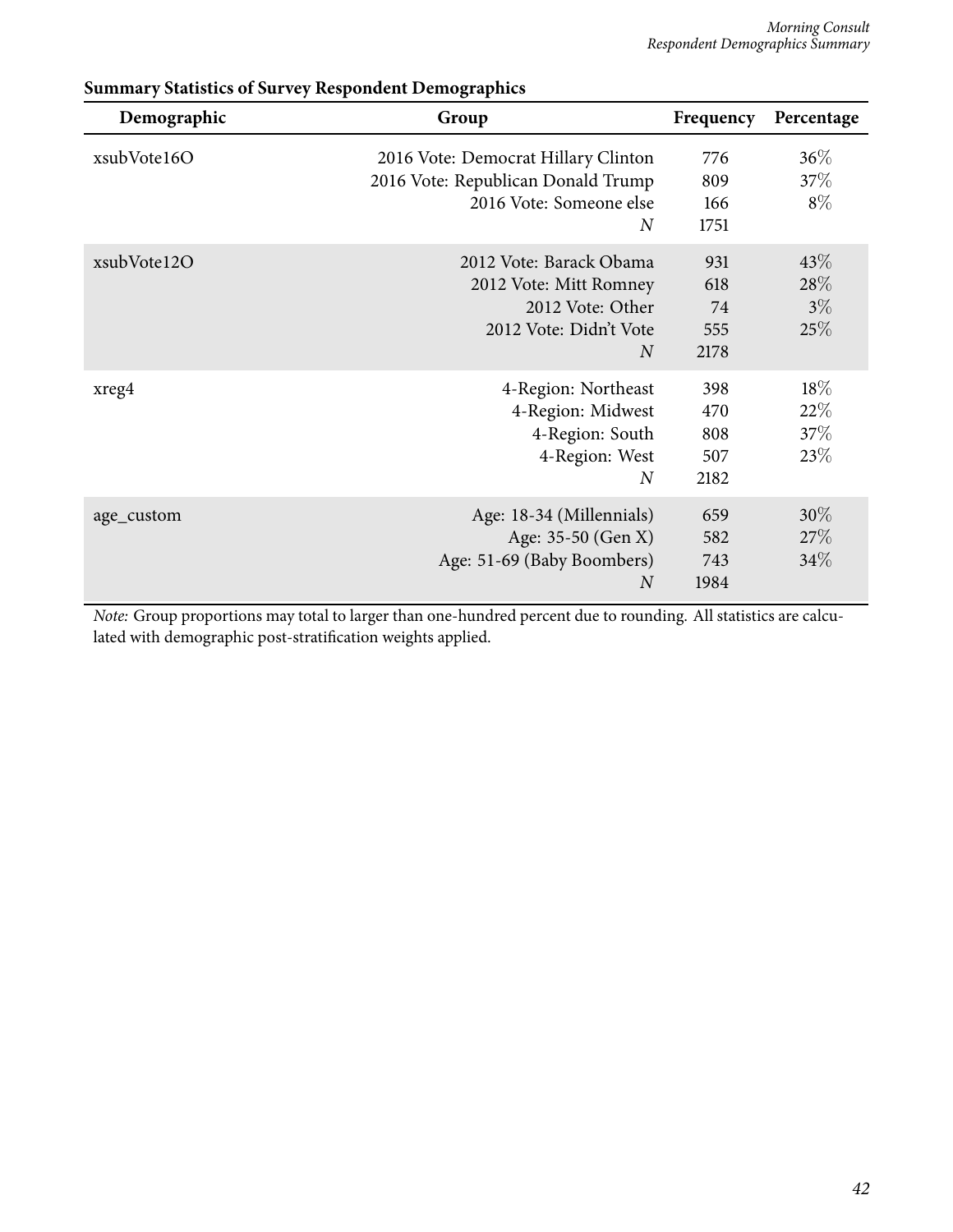**Summary Statistics of Survey Respondent Demographics**

| Demographic | Group | Frequency | Percentage |
|---|---|---|---|
| xsubVote16O | 2016 Vote: Democrat Hillary Clinton | 776 | 36% |
| | 2016 Vote: Republican Donald Trump | 809 | 37% |
| | 2016 Vote: Someone else | 166 | 8% |
| | *N* | 1751 | |
| xsubVote12O | 2012 Vote: Barack Obama | 931 | 43% |
| | 2012 Vote: Mitt Romney | 618 | 28% |
| | 2012 Vote: Other | 74 | 3% |
| | 2012 Vote: Didn't Vote | 555 | 25% |
| | *N* | 2178 | |
| xreg4 | 4-Region: Northeast | 398 | 18% |
| | 4-Region: Midwest | 470 | 22% |
| | 4-Region: South | 808 | 37% |
| | 4-Region: West | 507 | 23% |
| | *N* | 2182 | |
| age_custom | Age: 18-34 (Millennials) | 659 | 30% |
| | Age: 35-50 (Gen X) | 582 | 27% |
| | Age: 51-69 (Baby Boombers) | 743 | 34% |
| | *N* | 1984 | |

*Note:* Group proportions may total to larger than one-hundred percent due to rounding. All statistics are calculated with demographic post-stratification weights applied.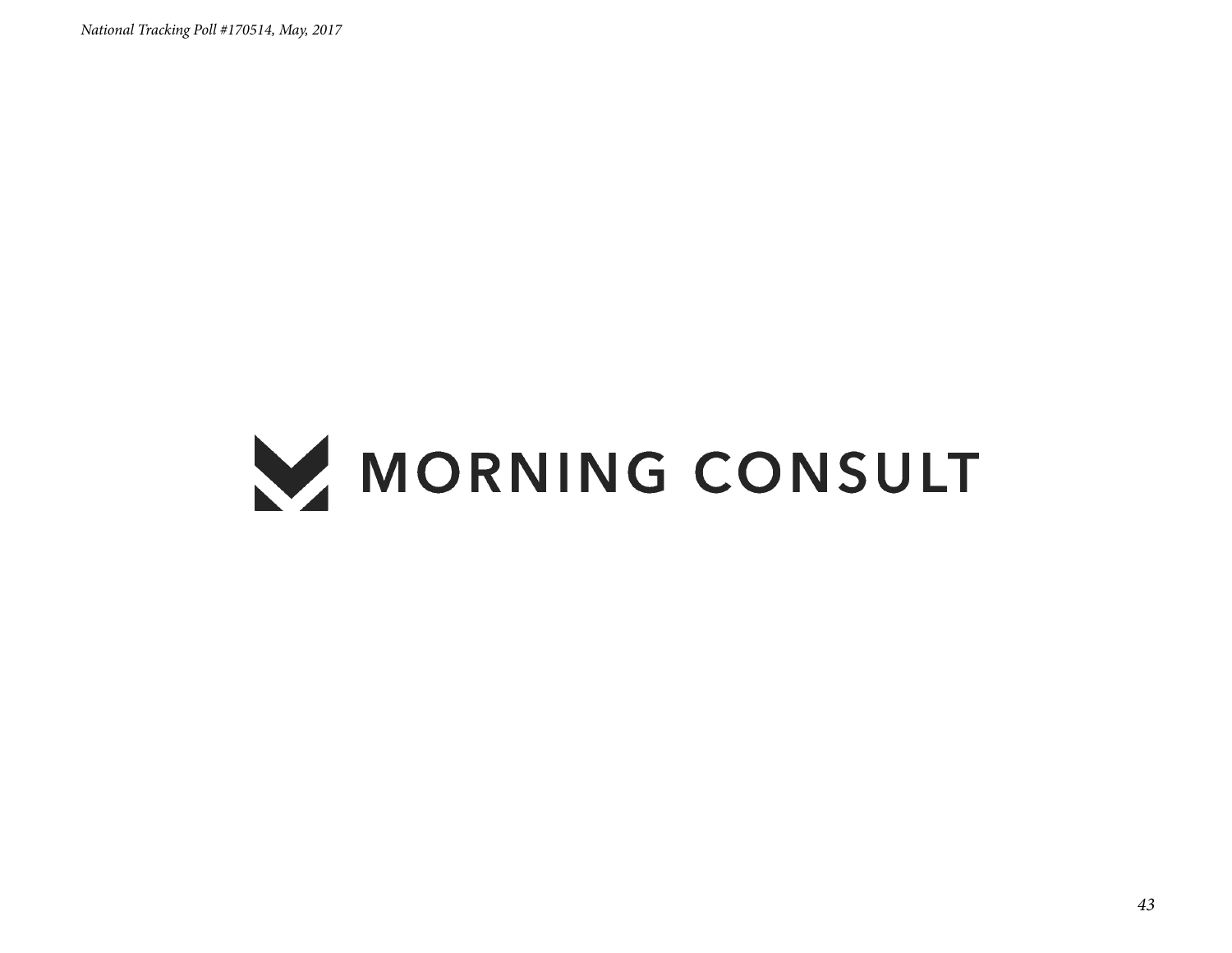MORNING CONSULT